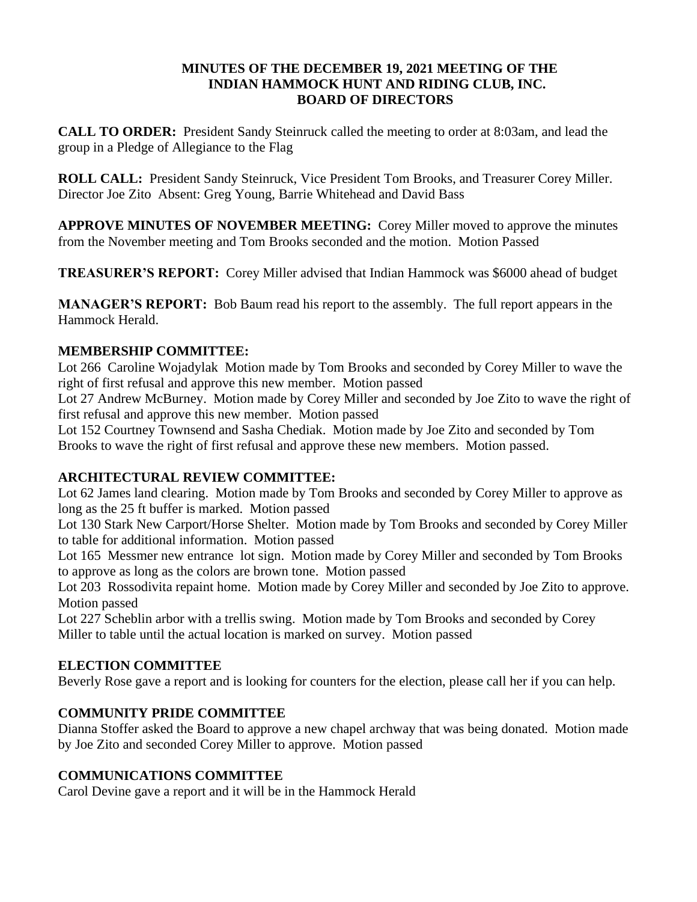# MINUTES OF THE DECEMBER 19, 2021 MEETING OF THE INDIAN HAMMOCK HUNT AND RIDING CLUB, INC. BOARD OF DIRECTORS

**CALL TO ORDER:** President Sandy Steinruck called the meeting to order at 8:03am, and lead the group in a Pledge of Allegiance to the Flag

**ROLL CALL:** President Sandy Steinruck, Vice President Tom Brooks, and Treasurer Corey Miller. Director Joe Zito Absent: Greg Young, Barrie Whitehead and David Bass

**APPROVE MINUTES OF NOVEMBER MEETING:** Corey Miller moved to approve the minutes from the November meeting and Tom Brooks seconded and the motion. Motion Passed

**TREASURER'S REPORT:** Corey Miller advised that Indian Hammock was $6000 ahead of budget

**MANAGER'S REPORT:** Bob Baum read his report to the assembly. The full report appears in the Hammock Herald.

## MEMBERSHIP COMMITTEE:

Lot 266 Caroline Wojadylak Motion made by Tom Brooks and seconded by Corey Miller to wave the right of first refusal and approve this new member. Motion passed

Lot 27 Andrew McBurney. Motion made by Corey Miller and seconded by Joe Zito to wave the right of first refusal and approve this new member. Motion passed

Lot 152 Courtney Townsend and Sasha Chediak. Motion made by Joe Zito and seconded by Tom Brooks to wave the right of first refusal and approve these new members. Motion passed.

## ARCHITECTURAL REVIEW COMMITTEE:

Lot 62 James land clearing. Motion made by Tom Brooks and seconded by Corey Miller to approve as long as the 25 ft buffer is marked. Motion passed

Lot 130 Stark New Carport/Horse Shelter. Motion made by Tom Brooks and seconded by Corey Miller to table for additional information. Motion passed

Lot 165 Messmer new entrance lot sign. Motion made by Corey Miller and seconded by Tom Brooks to approve as long as the colors are brown tone. Motion passed

Lot 203 Rossodivita repaint home. Motion made by Corey Miller and seconded by Joe Zito to approve. Motion passed

Lot 227 Scheblin arbor with a trellis swing. Motion made by Tom Brooks and seconded by Corey Miller to table until the actual location is marked on survey. Motion passed

## ELECTION COMMITTEE

Beverly Rose gave a report and is looking for counters for the election, please call her if you can help.

## COMMUNITY PRIDE COMMITTEE

Dianna Stoffer asked the Board to approve a new chapel archway that was being donated. Motion made by Joe Zito and seconded Corey Miller to approve. Motion passed

## COMMUNICATIONS COMMITTEE

Carol Devine gave a report and it will be in the Hammock Herald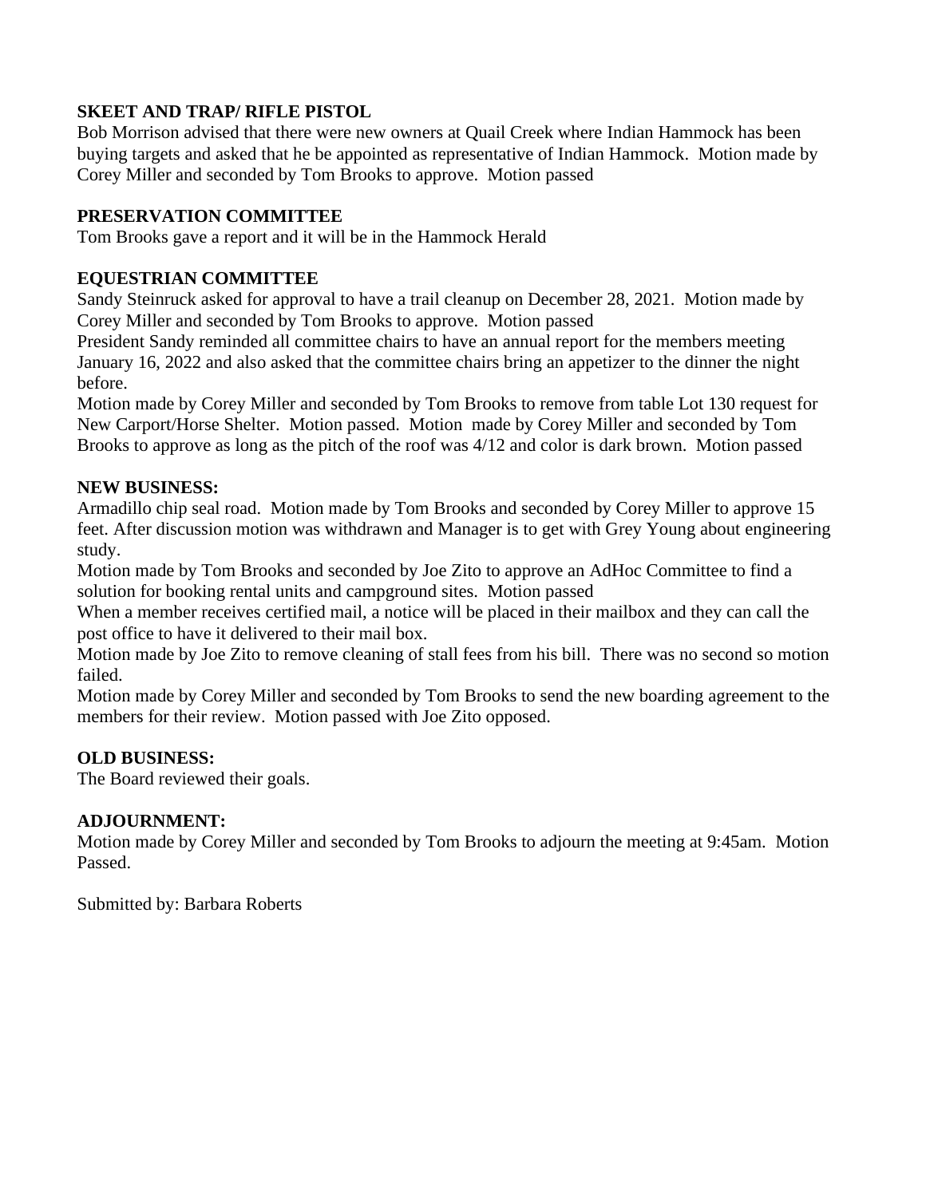**SKEET AND TRAP/ RIFLE PISTOL**

Bob Morrison advised that there were new owners at Quail Creek where Indian Hammock has been buying targets and asked that he be appointed as representative of Indian Hammock. Motion made by Corey Miller and seconded by Tom Brooks to approve. Motion passed

**PRESERVATION COMMITTEE**

Tom Brooks gave a report and it will be in the Hammock Herald

**EQUESTRIAN COMMITTEE**

Sandy Steinruck asked for approval to have a trail cleanup on December 28, 2021. Motion made by Corey Miller and seconded by Tom Brooks to approve. Motion passed

President Sandy reminded all committee chairs to have an annual report for the members meeting January 16, 2022 and also asked that the committee chairs bring an appetizer to the dinner the night before.

Motion made by Corey Miller and seconded by Tom Brooks to remove from table Lot 130 request for New Carport/Horse Shelter. Motion passed. Motion made by Corey Miller and seconded by Tom Brooks to approve as long as the pitch of the roof was 4/12 and color is dark brown. Motion passed

**NEW BUSINESS:**

Armadillo chip seal road. Motion made by Tom Brooks and seconded by Corey Miller to approve 15 feet. After discussion motion was withdrawn and Manager is to get with Grey Young about engineering study.

Motion made by Tom Brooks and seconded by Joe Zito to approve an AdHoc Committee to find a solution for booking rental units and campground sites. Motion passed

When a member receives certified mail, a notice will be placed in their mailbox and they can call the post office to have it delivered to their mail box.

Motion made by Joe Zito to remove cleaning of stall fees from his bill. There was no second so motion failed.

Motion made by Corey Miller and seconded by Tom Brooks to send the new boarding agreement to the members for their review. Motion passed with Joe Zito opposed.

**OLD BUSINESS:**

The Board reviewed their goals.

**ADJOURNMENT:**

Motion made by Corey Miller and seconded by Tom Brooks to adjourn the meeting at 9:45am. Motion Passed.

Submitted by: Barbara Roberts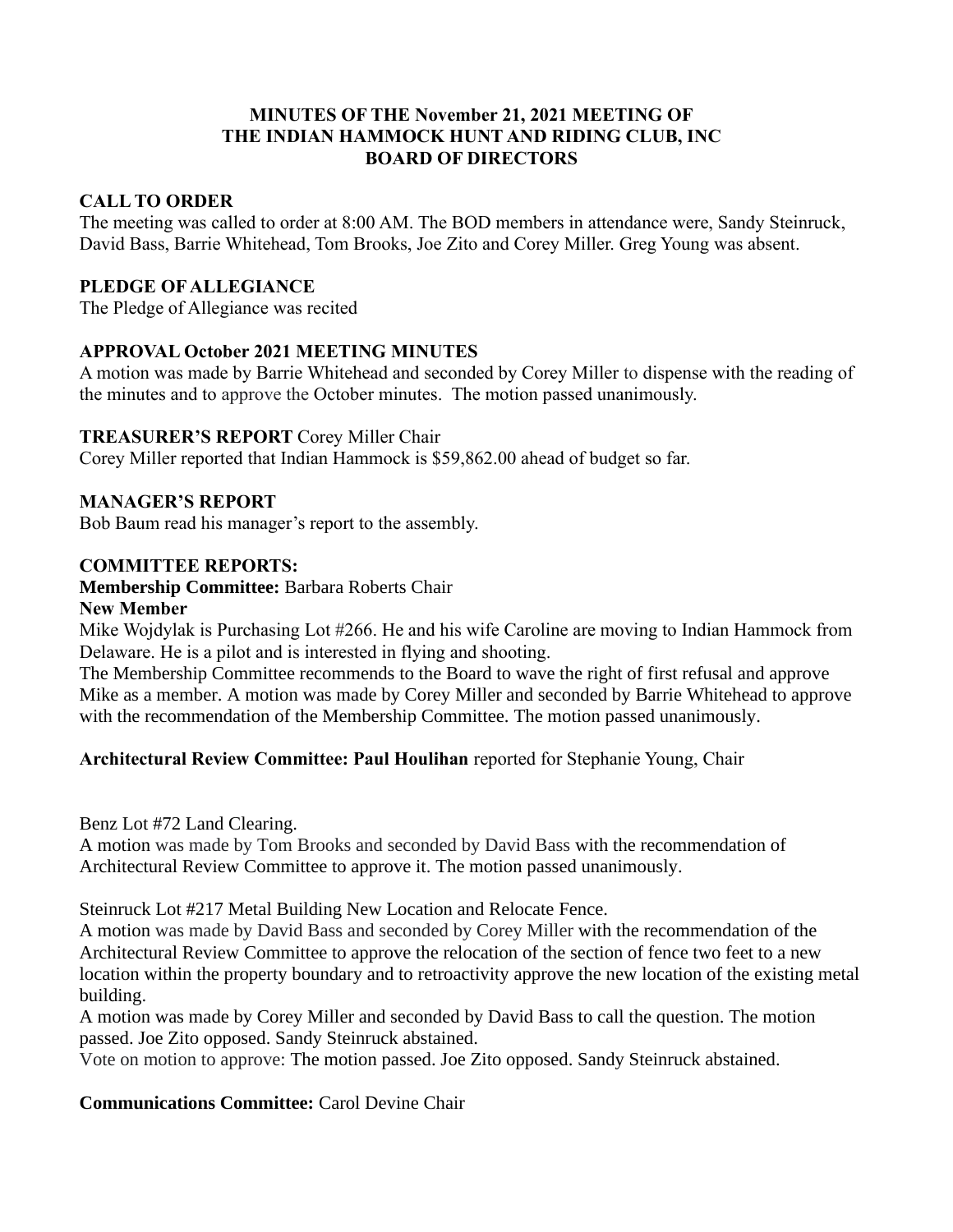**MINUTES OF THE November 21, 2021 MEETING OF THE INDIAN HAMMOCK HUNT AND RIDING CLUB, INC BOARD OF DIRECTORS**

**CALL TO ORDER**

The meeting was called to order at 8:00 AM. The BOD members in attendance were, Sandy Steinruck, David Bass, Barrie Whitehead, Tom Brooks, Joe Zito and Corey Miller. Greg Young was absent.

**PLEDGE OF ALLEGIANCE**

The Pledge of Allegiance was recited

**APPROVAL October 2021 MEETING MINUTES**

A motion was made by Barrie Whitehead and seconded by Corey Miller to dispense with the reading of the minutes and to approve the October minutes. The motion passed unanimously.

**TREASURER'S REPORT** Corey Miller Chair

Corey Miller reported that Indian Hammock is $59,862.00 ahead of budget so far.

**MANAGER'S REPORT**

Bob Baum read his manager's report to the assembly.

**COMMITTEE REPORTS:**

**Membership Committee:** Barbara Roberts Chair

**New Member**

Mike Wojdylak is Purchasing Lot #266. He and his wife Caroline are moving to Indian Hammock from Delaware. He is a pilot and is interested in flying and shooting.

The Membership Committee recommends to the Board to wave the right of first refusal and approve Mike as a member. A motion was made by Corey Miller and seconded by Barrie Whitehead to approve with the recommendation of the Membership Committee. The motion passed unanimously.

**Architectural Review Committee: Paul Houlihan** reported for Stephanie Young, Chair

Benz Lot #72 Land Clearing.

A motion was made by Tom Brooks and seconded by David Bass with the recommendation of Architectural Review Committee to approve it. The motion passed unanimously.

Steinruck Lot #217 Metal Building New Location and Relocate Fence.

A motion was made by David Bass and seconded by Corey Miller with the recommendation of the Architectural Review Committee to approve the relocation of the section of fence two feet to a new location within the property boundary and to retroactivity approve the new location of the existing metal building.

A motion was made by Corey Miller and seconded by David Bass to call the question. The motion passed. Joe Zito opposed. Sandy Steinruck abstained.

Vote on motion to approve: The motion passed. Joe Zito opposed. Sandy Steinruck abstained.

**Communications Committee:** Carol Devine Chair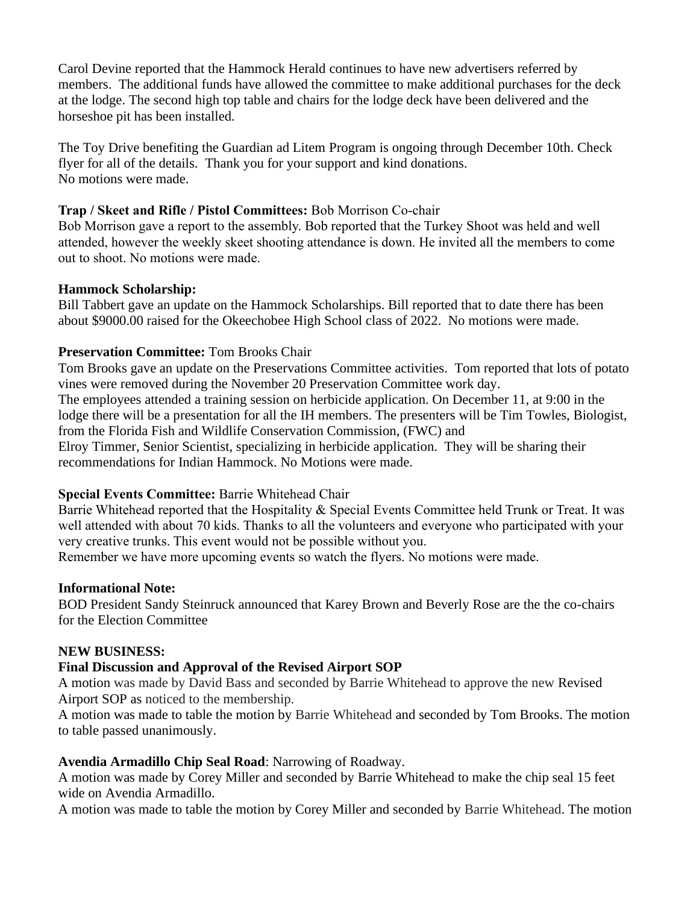Carol Devine reported that the Hammock Herald continues to have new advertisers referred by members. The additional funds have allowed the committee to make additional purchases for the deck at the lodge. The second high top table and chairs for the lodge deck have been delivered and the horseshoe pit has been installed.

The Toy Drive benefiting the Guardian ad Litem Program is ongoing through December 10th. Check flyer for all of the details. Thank you for your support and kind donations.
No motions were made.

**Trap / Skeet and Rifle / Pistol Committees:** Bob Morrison Co-chair
Bob Morrison gave a report to the assembly. Bob reported that the Turkey Shoot was held and well attended, however the weekly skeet shooting attendance is down. He invited all the members to come out to shoot. No motions were made.

**Hammock Scholarship:**
Bill Tabbert gave an update on the Hammock Scholarships. Bill reported that to date there has been about $9000.00 raised for the Okeechobee High School class of 2022. No motions were made.

**Preservation Committee:** Tom Brooks Chair
Tom Brooks gave an update on the Preservations Committee activities. Tom reported that lots of potato vines were removed during the November 20 Preservation Committee work day.
The employees attended a training session on herbicide application. On December 11, at 9:00 in the lodge there will be a presentation for all the IH members. The presenters will be Tim Towles, Biologist, from the Florida Fish and Wildlife Conservation Commission, (FWC) and
Elroy Timmer, Senior Scientist, specializing in herbicide application. They will be sharing their recommendations for Indian Hammock. No Motions were made.

**Special Events Committee:** Barrie Whitehead Chair
Barrie Whitehead reported that the Hospitality & Special Events Committee held Trunk or Treat. It was well attended with about 70 kids. Thanks to all the volunteers and everyone who participated with your very creative trunks. This event would not be possible without you.
Remember we have more upcoming events so watch the flyers. No motions were made.

**Informational Note:**
BOD President Sandy Steinruck announced that Karey Brown and Beverly Rose are the the co-chairs for the Election Committee

**NEW BUSINESS:**

**Final Discussion and Approval of the Revised Airport SOP**
A motion was made by David Bass and seconded by Barrie Whitehead to approve the new Revised Airport SOP as noticed to the membership.
A motion was made to table the motion by Barrie Whitehead and seconded by Tom Brooks. The motion to table passed unanimously.

**Avendia Armadillo Chip Seal Road**: Narrowing of Roadway.
A motion was made by Corey Miller and seconded by Barrie Whitehead to make the chip seal 15 feet wide on Avendia Armadillo.
A motion was made to table the motion by Corey Miller and seconded by Barrie Whitehead. The motion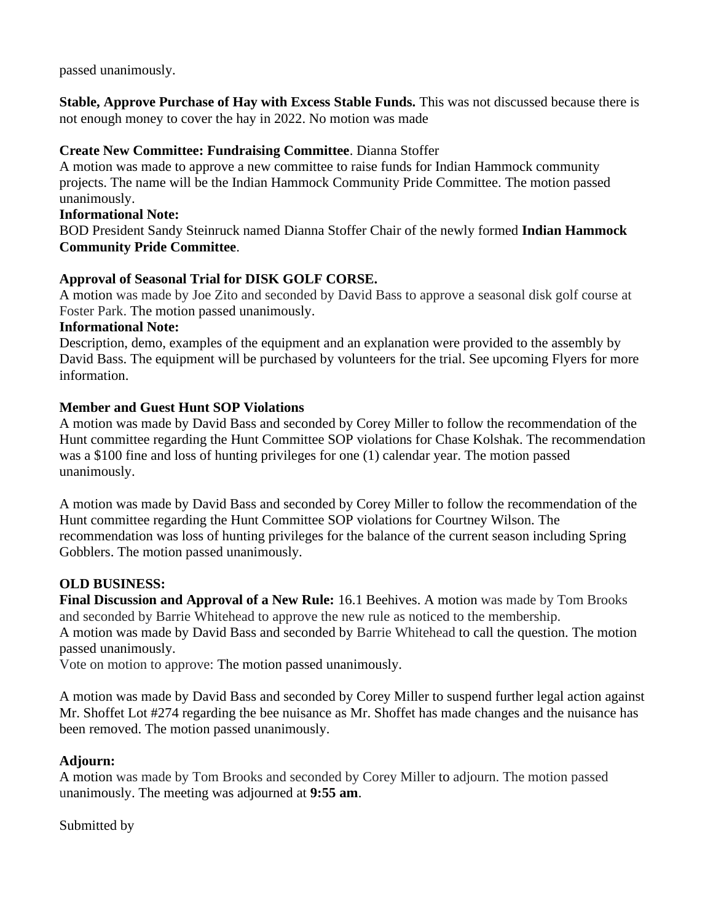passed unanimously.

**Stable, Approve Purchase of Hay with Excess Stable Funds.** This was not discussed because there is not enough money to cover the hay in 2022. No motion was made

**Create New Committee: Fundraising Committee**. Dianna Stoffer

A motion was made to approve a new committee to raise funds for Indian Hammock community projects. The name will be the Indian Hammock Community Pride Committee. The motion passed unanimously.

**Informational Note:**

BOD President Sandy Steinruck named Dianna Stoffer Chair of the newly formed **Indian Hammock Community Pride Committee**.

**Approval of Seasonal Trial for DISK GOLF CORSE.**

A motion was made by Joe Zito and seconded by David Bass to approve a seasonal disk golf course at Foster Park. The motion passed unanimously.

**Informational Note:**

Description, demo, examples of the equipment and an explanation were provided to the assembly by David Bass. The equipment will be purchased by volunteers for the trial. See upcoming Flyers for more information.

**Member and Guest Hunt SOP Violations**

A motion was made by David Bass and seconded by Corey Miller to follow the recommendation of the Hunt committee regarding the Hunt Committee SOP violations for Chase Kolshak. The recommendation was a $100 fine and loss of hunting privileges for one (1) calendar year. The motion passed unanimously.

A motion was made by David Bass and seconded by Corey Miller to follow the recommendation of the Hunt committee regarding the Hunt Committee SOP violations for Courtney Wilson. The recommendation was loss of hunting privileges for the balance of the current season including Spring Gobblers. The motion passed unanimously.

**OLD BUSINESS:**

**Final Discussion and Approval of a New Rule:** 16.1 Beehives. A motion was made by Tom Brooks and seconded by Barrie Whitehead to approve the new rule as noticed to the membership.

A motion was made by David Bass and seconded by Barrie Whitehead to call the question. The motion passed unanimously.

Vote on motion to approve: The motion passed unanimously.

A motion was made by David Bass and seconded by Corey Miller to suspend further legal action against Mr. Shoffet Lot #274 regarding the bee nuisance as Mr. Shoffet has made changes and the nuisance has been removed. The motion passed unanimously.

**Adjourn:**

A motion was made by Tom Brooks and seconded by Corey Miller to adjourn. The motion passed unanimously. The meeting was adjourned at **9:55 am**.

Submitted by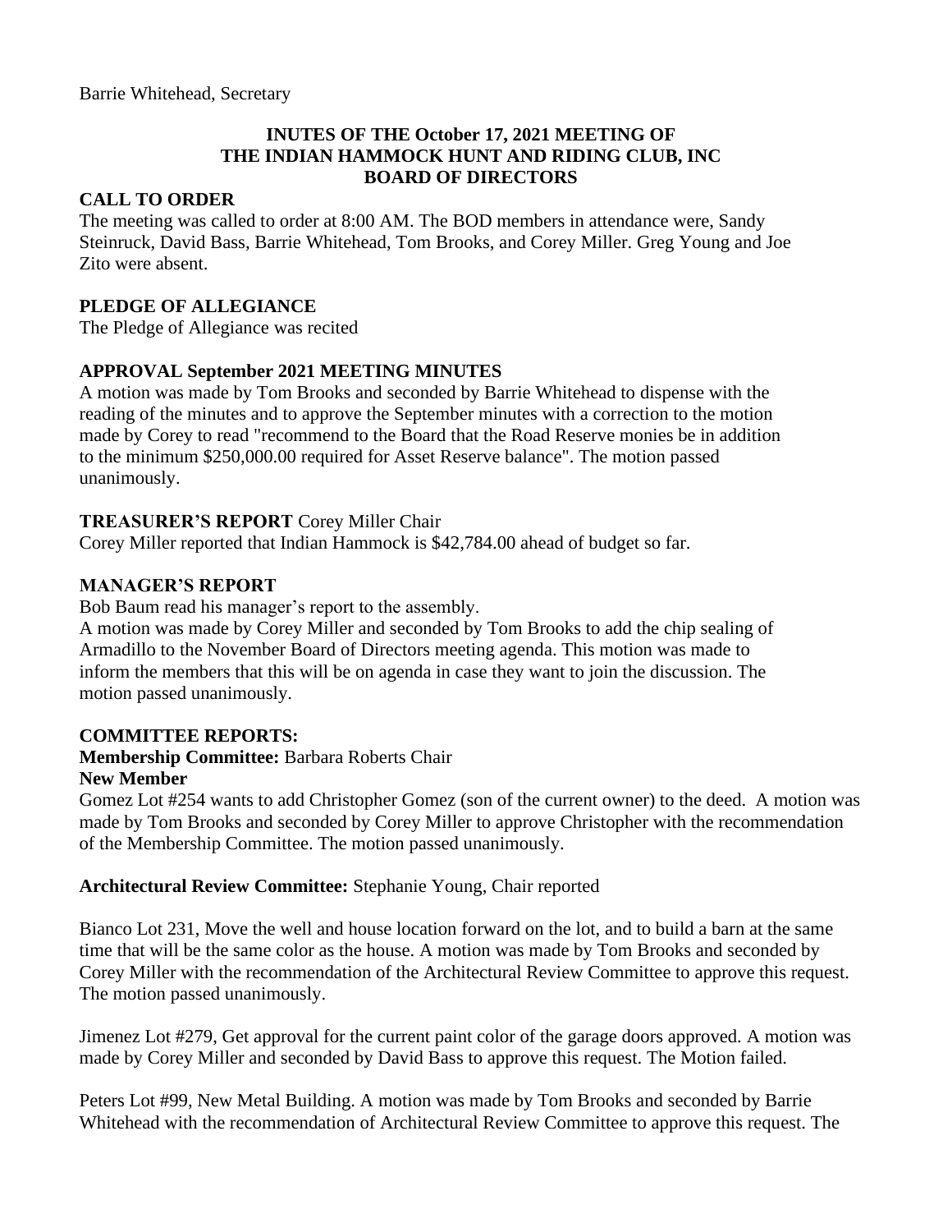Barrie Whitehead, Secretary

**INUTES OF THE October 17, 2021 MEETING OF THE INDIAN HAMMOCK HUNT AND RIDING CLUB, INC BOARD OF DIRECTORS**

**CALL TO ORDER**

The meeting was called to order at 8:00 AM. The BOD members in attendance were, Sandy Steinruck, David Bass, Barrie Whitehead, Tom Brooks, and Corey Miller. Greg Young and Joe Zito were absent.

**PLEDGE OF ALLEGIANCE**

The Pledge of Allegiance was recited

**APPROVAL September 2021 MEETING MINUTES**

A motion was made by Tom Brooks and seconded by Barrie Whitehead to dispense with the reading of the minutes and to approve the September minutes with a correction to the motion made by Corey to read "recommend to the Board that the Road Reserve monies be in addition to the minimum $250,000.00 required for Asset Reserve balance". The motion passed unanimously.

**TREASURER'S REPORT** Corey Miller Chair

Corey Miller reported that Indian Hammock is $42,784.00 ahead of budget so far.

**MANAGER'S REPORT**

Bob Baum read his manager's report to the assembly.

A motion was made by Corey Miller and seconded by Tom Brooks to add the chip sealing of Armadillo to the November Board of Directors meeting agenda. This motion was made to inform the members that this will be on agenda in case they want to join the discussion. The motion passed unanimously.

**COMMITTEE REPORTS:**

**Membership Committee:** Barbara Roberts Chair

**New Member**

Gomez Lot #254 wants to add Christopher Gomez (son of the current owner) to the deed. A motion was made by Tom Brooks and seconded by Corey Miller to approve Christopher with the recommendation of the Membership Committee. The motion passed unanimously.

**Architectural Review Committee:** Stephanie Young, Chair reported

Bianco Lot 231, Move the well and house location forward on the lot, and to build a barn at the same time that will be the same color as the house. A motion was made by Tom Brooks and seconded by Corey Miller with the recommendation of the Architectural Review Committee to approve this request. The motion passed unanimously.

Jimenez Lot #279, Get approval for the current paint color of the garage doors approved. A motion was made by Corey Miller and seconded by David Bass to approve this request. The Motion failed.

Peters Lot #99, New Metal Building. A motion was made by Tom Brooks and seconded by Barrie Whitehead with the recommendation of Architectural Review Committee to approve this request. The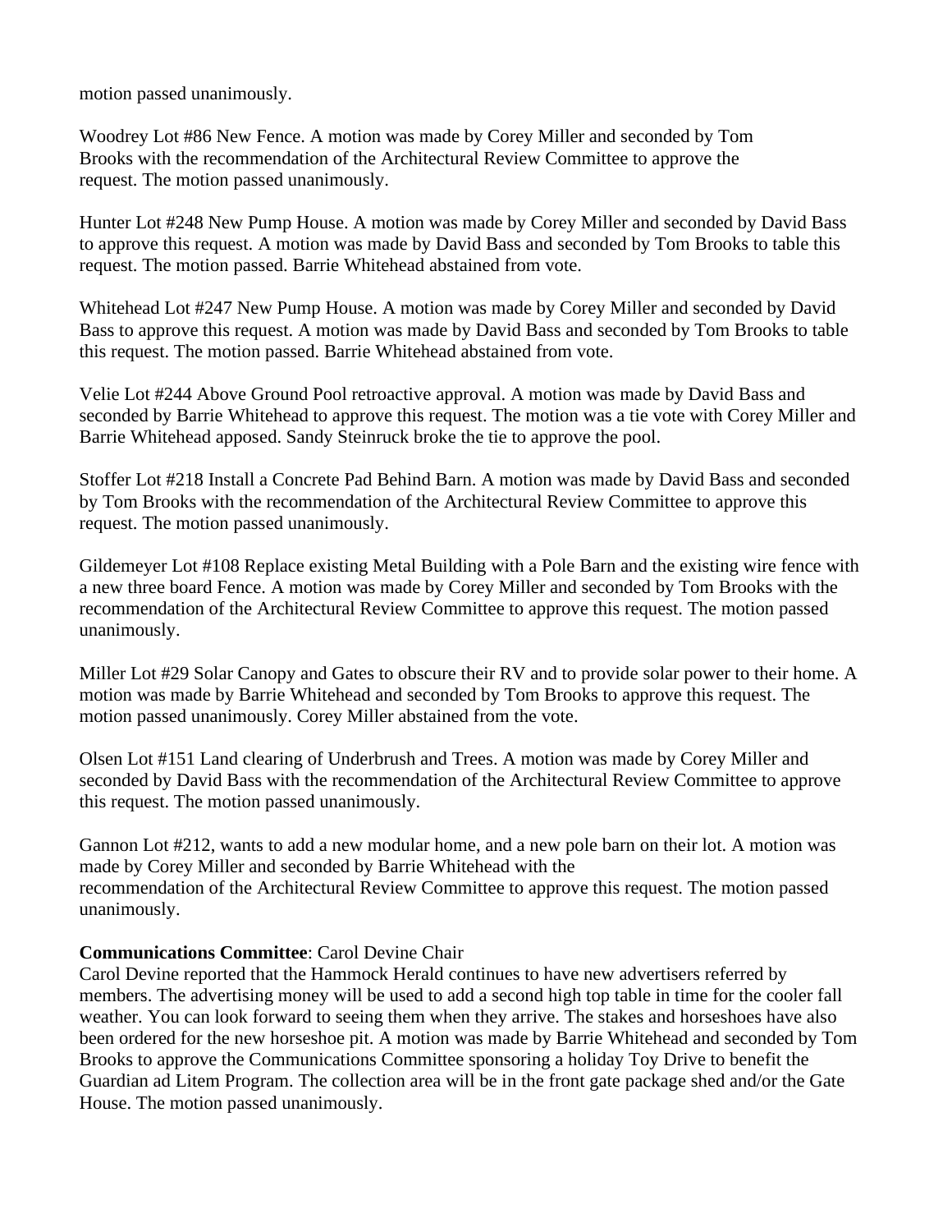motion passed unanimously.

Woodrey Lot #86 New Fence. A motion was made by Corey Miller and seconded by Tom Brooks with the recommendation of the Architectural Review Committee to approve the request. The motion passed unanimously.

Hunter Lot #248 New Pump House. A motion was made by Corey Miller and seconded by David Bass to approve this request. A motion was made by David Bass and seconded by Tom Brooks to table this request. The motion passed. Barrie Whitehead abstained from vote.

Whitehead Lot #247 New Pump House. A motion was made by Corey Miller and seconded by David Bass to approve this request. A motion was made by David Bass and seconded by Tom Brooks to table this request. The motion passed. Barrie Whitehead abstained from vote.

Velie Lot #244 Above Ground Pool retroactive approval. A motion was made by David Bass and seconded by Barrie Whitehead to approve this request. The motion was a tie vote with Corey Miller and Barrie Whitehead apposed. Sandy Steinruck broke the tie to approve the pool.

Stoffer Lot #218 Install a Concrete Pad Behind Barn. A motion was made by David Bass and seconded by Tom Brooks with the recommendation of the Architectural Review Committee to approve this request. The motion passed unanimously.

Gildemeyer Lot #108 Replace existing Metal Building with a Pole Barn and the existing wire fence with a new three board Fence. A motion was made by Corey Miller and seconded by Tom Brooks with the recommendation of the Architectural Review Committee to approve this request. The motion passed unanimously.

Miller Lot #29 Solar Canopy and Gates to obscure their RV and to provide solar power to their home. A motion was made by Barrie Whitehead and seconded by Tom Brooks to approve this request. The motion passed unanimously. Corey Miller abstained from the vote.

Olsen Lot #151 Land clearing of Underbrush and Trees. A motion was made by Corey Miller and seconded by David Bass with the recommendation of the Architectural Review Committee to approve this request. The motion passed unanimously.

Gannon Lot #212, wants to add a new modular home, and a new pole barn on their lot. A motion was made by Corey Miller and seconded by Barrie Whitehead with the recommendation of the Architectural Review Committee to approve this request. The motion passed unanimously.

**Communications Committee**: Carol Devine Chair
Carol Devine reported that the Hammock Herald continues to have new advertisers referred by members. The advertising money will be used to add a second high top table in time for the cooler fall weather. You can look forward to seeing them when they arrive. The stakes and horseshoes have also been ordered for the new horseshoe pit. A motion was made by Barrie Whitehead and seconded by Tom Brooks to approve the Communications Committee sponsoring a holiday Toy Drive to benefit the Guardian ad Litem Program. The collection area will be in the front gate package shed and/or the Gate House. The motion passed unanimously.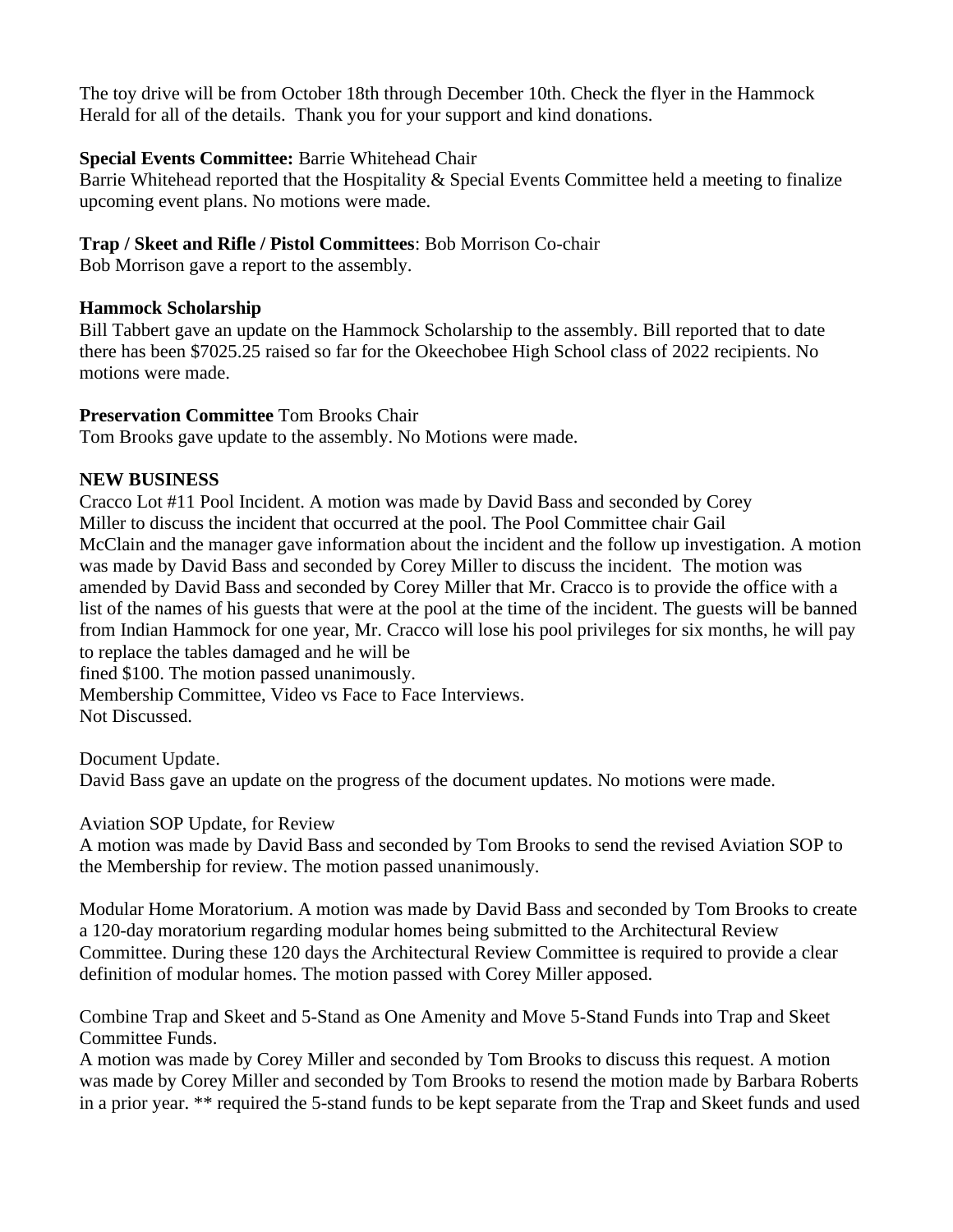The toy drive will be from October 18th through December 10th. Check the flyer in the Hammock Herald for all of the details. Thank you for your support and kind donations.

**Special Events Committee:** Barrie Whitehead Chair
Barrie Whitehead reported that the Hospitality & Special Events Committee held a meeting to finalize upcoming event plans. No motions were made.

**Trap / Skeet and Rifle / Pistol Committees**: Bob Morrison Co-chair
Bob Morrison gave a report to the assembly.

**Hammock Scholarship**
Bill Tabbert gave an update on the Hammock Scholarship to the assembly. Bill reported that to date there has been $7025.25 raised so far for the Okeechobee High School class of 2022 recipients. No motions were made.

**Preservation Committee** Tom Brooks Chair
Tom Brooks gave update to the assembly. No Motions were made.

**NEW BUSINESS**
Cracco Lot #11 Pool Incident. A motion was made by David Bass and seconded by Corey Miller to discuss the incident that occurred at the pool. The Pool Committee chair Gail McClain and the manager gave information about the incident and the follow up investigation. A motion was made by David Bass and seconded by Corey Miller to discuss the incident. The motion was amended by David Bass and seconded by Corey Miller that Mr. Cracco is to provide the office with a list of the names of his guests that were at the pool at the time of the incident. The guests will be banned from Indian Hammock for one year, Mr. Cracco will lose his pool privileges for six months, he will pay to replace the tables damaged and he will be
fined $100. The motion passed unanimously.
Membership Committee, Video vs Face to Face Interviews.
Not Discussed.

Document Update.
David Bass gave an update on the progress of the document updates. No motions were made.

Aviation SOP Update, for Review
A motion was made by David Bass and seconded by Tom Brooks to send the revised Aviation SOP to the Membership for review. The motion passed unanimously.

Modular Home Moratorium. A motion was made by David Bass and seconded by Tom Brooks to create a 120-day moratorium regarding modular homes being submitted to the Architectural Review Committee. During these 120 days the Architectural Review Committee is required to provide a clear definition of modular homes. The motion passed with Corey Miller apposed.

Combine Trap and Skeet and 5-Stand as One Amenity and Move 5-Stand Funds into Trap and Skeet Committee Funds.
A motion was made by Corey Miller and seconded by Tom Brooks to discuss this request. A motion was made by Corey Miller and seconded by Tom Brooks to resend the motion made by Barbara Roberts in a prior year. ** required the 5-stand funds to be kept separate from the Trap and Skeet funds and used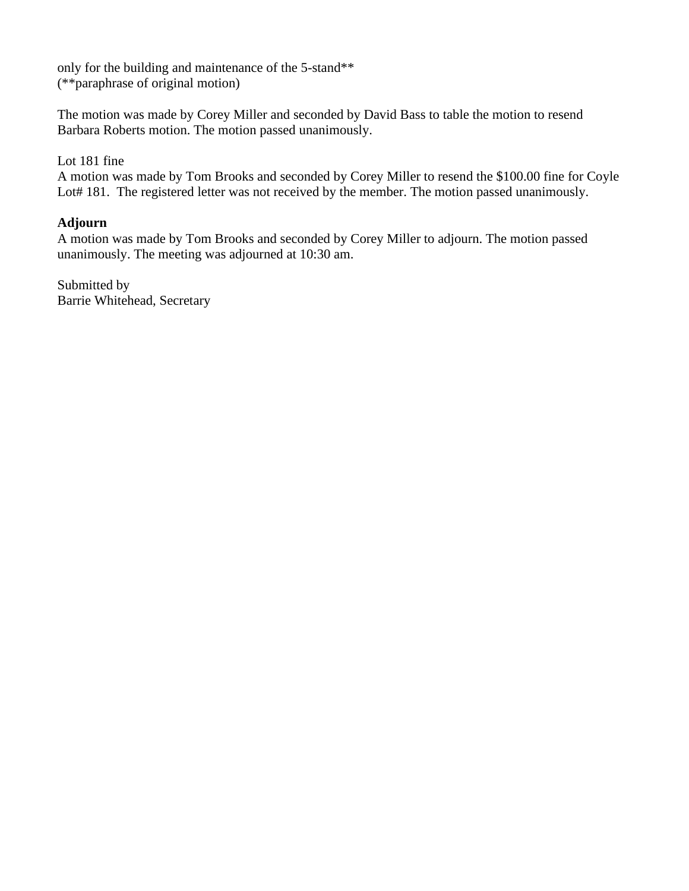only for the building and maintenance of the 5-stand**
(**paraphrase of original motion)

The motion was made by Corey Miller and seconded by David Bass to table the motion to resend Barbara Roberts motion. The motion passed unanimously.

Lot 181 fine
A motion was made by Tom Brooks and seconded by Corey Miller to resend the $100.00 fine for Coyle Lot# 181. The registered letter was not received by the member. The motion passed unanimously.

**Adjourn**
A motion was made by Tom Brooks and seconded by Corey Miller to adjourn. The motion passed unanimously. The meeting was adjourned at 10:30 am.

Submitted by
Barrie Whitehead, Secretary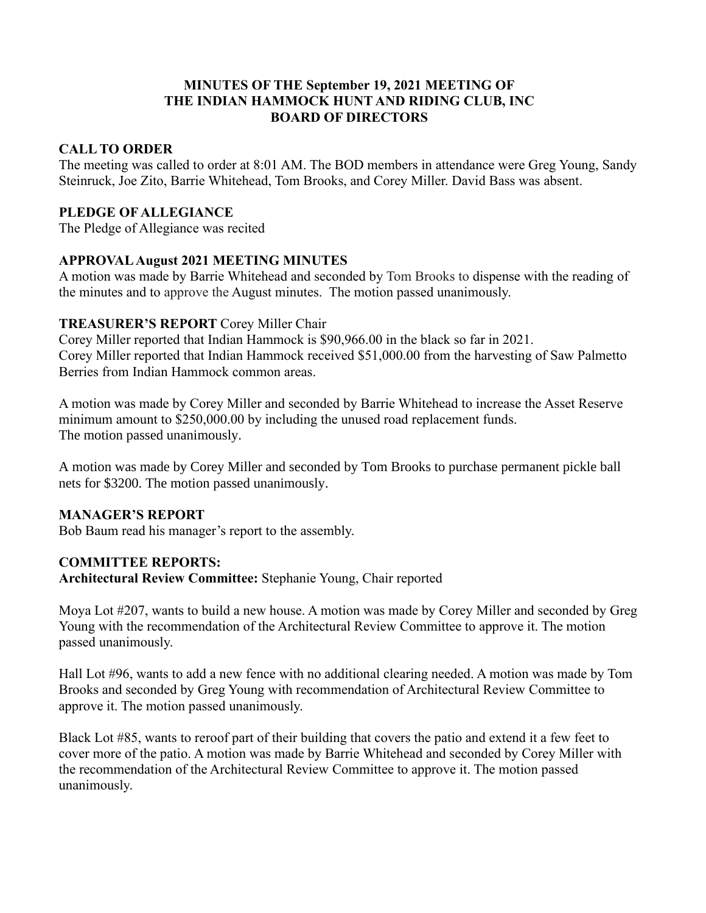**MINUTES OF THE September 19, 2021 MEETING OF
THE INDIAN HAMMOCK HUNT AND RIDING CLUB, INC
BOARD OF DIRECTORS**

**CALL TO ORDER**

The meeting was called to order at 8:01 AM. The BOD members in attendance were Greg Young, Sandy Steinruck, Joe Zito, Barrie Whitehead, Tom Brooks, and Corey Miller. David Bass was absent.

**PLEDGE OF ALLEGIANCE**

The Pledge of Allegiance was recited

**APPROVAL August 2021 MEETING MINUTES**

A motion was made by Barrie Whitehead and seconded by Tom Brooks to dispense with the reading of the minutes and to approve the August minutes. The motion passed unanimously.

**TREASURER'S REPORT** Corey Miller Chair

Corey Miller reported that Indian Hammock is $90,966.00 in the black so far in 2021.
Corey Miller reported that Indian Hammock received $51,000.00 from the harvesting of Saw Palmetto Berries from Indian Hammock common areas.

A motion was made by Corey Miller and seconded by Barrie Whitehead to increase the Asset Reserve minimum amount to $250,000.00 by including the unused road replacement funds.
The motion passed unanimously.

A motion was made by Corey Miller and seconded by Tom Brooks to purchase permanent pickle ball nets for $3200. The motion passed unanimously.

**MANAGER'S REPORT**

Bob Baum read his manager's report to the assembly.

**COMMITTEE REPORTS:**

**Architectural Review Committee:** Stephanie Young, Chair reported

Moya Lot #207, wants to build a new house. A motion was made by Corey Miller and seconded by Greg Young with the recommendation of the Architectural Review Committee to approve it. The motion passed unanimously.

Hall Lot #96, wants to add a new fence with no additional clearing needed. A motion was made by Tom Brooks and seconded by Greg Young with recommendation of Architectural Review Committee to approve it. The motion passed unanimously.

Black Lot #85, wants to reroof part of their building that covers the patio and extend it a few feet to cover more of the patio. A motion was made by Barrie Whitehead and seconded by Corey Miller with the recommendation of the Architectural Review Committee to approve it. The motion passed unanimously.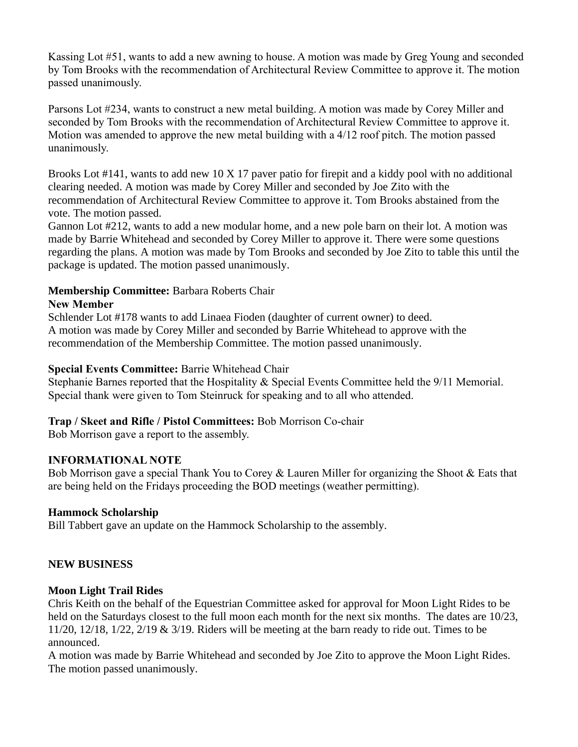Kassing Lot #51, wants to add a new awning to house. A motion was made by Greg Young and seconded by Tom Brooks with the recommendation of Architectural Review Committee to approve it. The motion passed unanimously.

Parsons Lot #234, wants to construct a new metal building. A motion was made by Corey Miller and seconded by Tom Brooks with the recommendation of Architectural Review Committee to approve it. Motion was amended to approve the new metal building with a 4/12 roof pitch. The motion passed unanimously.

Brooks Lot #141, wants to add new 10 X 17 paver patio for firepit and a kiddy pool with no additional clearing needed. A motion was made by Corey Miller and seconded by Joe Zito with the recommendation of Architectural Review Committee to approve it. Tom Brooks abstained from the vote. The motion passed.
Gannon Lot #212, wants to add a new modular home, and a new pole barn on their lot. A motion was made by Barrie Whitehead and seconded by Corey Miller to approve it. There were some questions regarding the plans. A motion was made by Tom Brooks and seconded by Joe Zito to table this until the package is updated. The motion passed unanimously.

**Membership Committee:** Barbara Roberts Chair
**New Member**
Schlender Lot #178 wants to add Linaea Fioden (daughter of current owner) to deed.
A motion was made by Corey Miller and seconded by Barrie Whitehead to approve with the recommendation of the Membership Committee. The motion passed unanimously.

**Special Events Committee:** Barrie Whitehead Chair
Stephanie Barnes reported that the Hospitality & Special Events Committee held the 9/11 Memorial. Special thank were given to Tom Steinruck for speaking and to all who attended.

**Trap / Skeet and Rifle / Pistol Committees:** Bob Morrison Co-chair
Bob Morrison gave a report to the assembly.

**INFORMATIONAL NOTE**
Bob Morrison gave a special Thank You to Corey & Lauren Miller for organizing the Shoot & Eats that are being held on the Fridays proceeding the BOD meetings (weather permitting).

**Hammock Scholarship**
Bill Tabbert gave an update on the Hammock Scholarship to the assembly.

**NEW BUSINESS**

**Moon Light Trail Rides**
Chris Keith on the behalf of the Equestrian Committee asked for approval for Moon Light Rides to be held on the Saturdays closest to the full moon each month for the next six months. The dates are 10/23, 11/20, 12/18, 1/22, 2/19 & 3/19. Riders will be meeting at the barn ready to ride out. Times to be announced.
A motion was made by Barrie Whitehead and seconded by Joe Zito to approve the Moon Light Rides. The motion passed unanimously.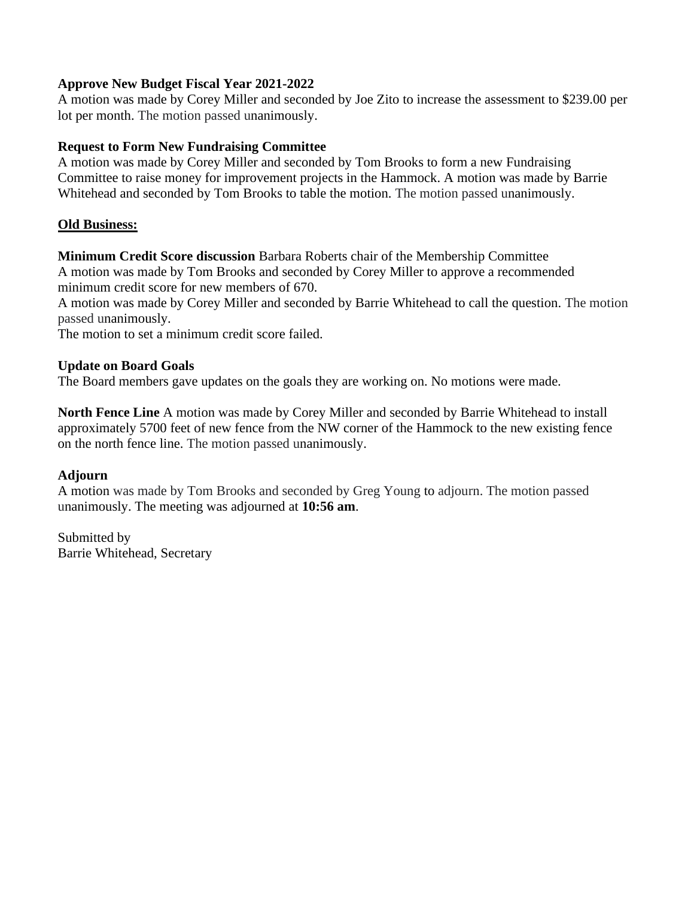**Approve New Budget Fiscal Year 2021-2022**
A motion was made by Corey Miller and seconded by Joe Zito to increase the assessment to $239.00 per lot per month. The motion passed unanimously.

**Request to Form New Fundraising Committee**
A motion was made by Corey Miller and seconded by Tom Brooks to form a new Fundraising Committee to raise money for improvement projects in the Hammock. A motion was made by Barrie Whitehead and seconded by Tom Brooks to table the motion. The motion passed unanimously.

**<u>Old Business:</u>**

**Minimum Credit Score discussion** Barbara Roberts chair of the Membership Committee
A motion was made by Tom Brooks and seconded by Corey Miller to approve a recommended minimum credit score for new members of 670.
A motion was made by Corey Miller and seconded by Barrie Whitehead to call the question. The motion passed unanimously.
The motion to set a minimum credit score failed.

**Update on Board Goals**
The Board members gave updates on the goals they are working on. No motions were made.

**North Fence Line** A motion was made by Corey Miller and seconded by Barrie Whitehead to install approximately 5700 feet of new fence from the NW corner of the Hammock to the new existing fence on the north fence line. The motion passed unanimously.

**Adjourn**
A motion was made by Tom Brooks and seconded by Greg Young to adjourn. The motion passed unanimously. The meeting was adjourned at **10:56 am**.

Submitted by
Barrie Whitehead, Secretary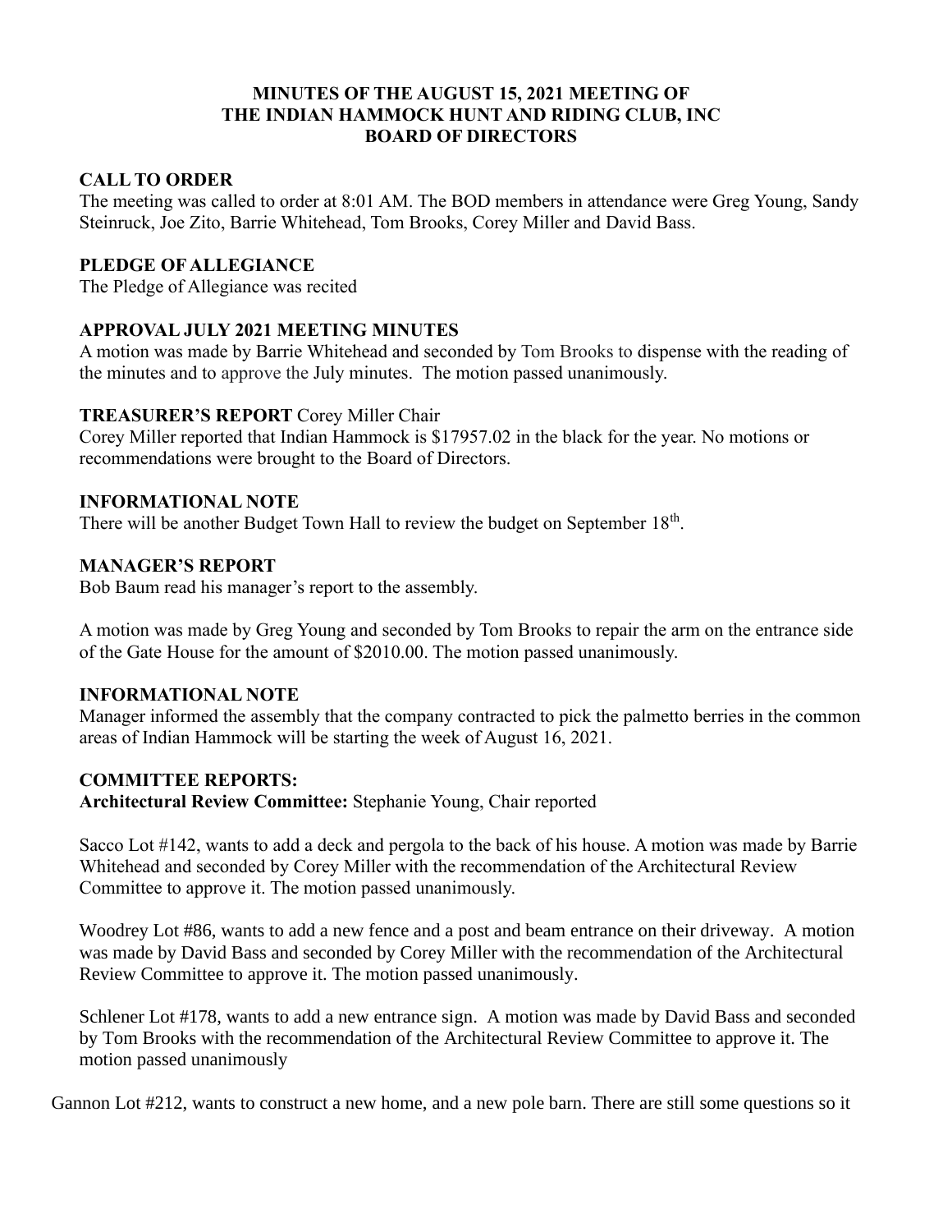**MINUTES OF THE AUGUST 15, 2021 MEETING OF**
**THE INDIAN HAMMOCK HUNT AND RIDING CLUB, INC**
**BOARD OF DIRECTORS**

## CALL TO ORDER

The meeting was called to order at 8:01 AM. The BOD members in attendance were Greg Young, Sandy Steinruck, Joe Zito, Barrie Whitehead, Tom Brooks, Corey Miller and David Bass.

## PLEDGE OF ALLEGIANCE

The Pledge of Allegiance was recited

## APPROVAL JULY 2021 MEETING MINUTES

A motion was made by Barrie Whitehead and seconded by Tom Brooks to dispense with the reading of the minutes and to approve the July minutes. The motion passed unanimously.

## TREASURER'S REPORT Corey Miller Chair

Corey Miller reported that Indian Hammock is $17957.02 in the black for the year. No motions or recommendations were brought to the Board of Directors.

## INFORMATIONAL NOTE

There will be another Budget Town Hall to review the budget on September 18th.

## MANAGER'S REPORT

Bob Baum read his manager's report to the assembly.

A motion was made by Greg Young and seconded by Tom Brooks to repair the arm on the entrance side of the Gate House for the amount of $2010.00. The motion passed unanimously.

## INFORMATIONAL NOTE

Manager informed the assembly that the company contracted to pick the palmetto berries in the common areas of Indian Hammock will be starting the week of August 16, 2021.

## COMMITTEE REPORTS:

**Architectural Review Committee:** Stephanie Young, Chair reported

Sacco Lot #142, wants to add a deck and pergola to the back of his house. A motion was made by Barrie Whitehead and seconded by Corey Miller with the recommendation of the Architectural Review Committee to approve it. The motion passed unanimously.

Woodrey Lot #86, wants to add a new fence and a post and beam entrance on their driveway. A motion was made by David Bass and seconded by Corey Miller with the recommendation of the Architectural Review Committee to approve it. The motion passed unanimously.

Schlener Lot #178, wants to add a new entrance sign. A motion was made by David Bass and seconded by Tom Brooks with the recommendation of the Architectural Review Committee to approve it. The motion passed unanimously

Gannon Lot #212, wants to construct a new home, and a new pole barn. There are still some questions so it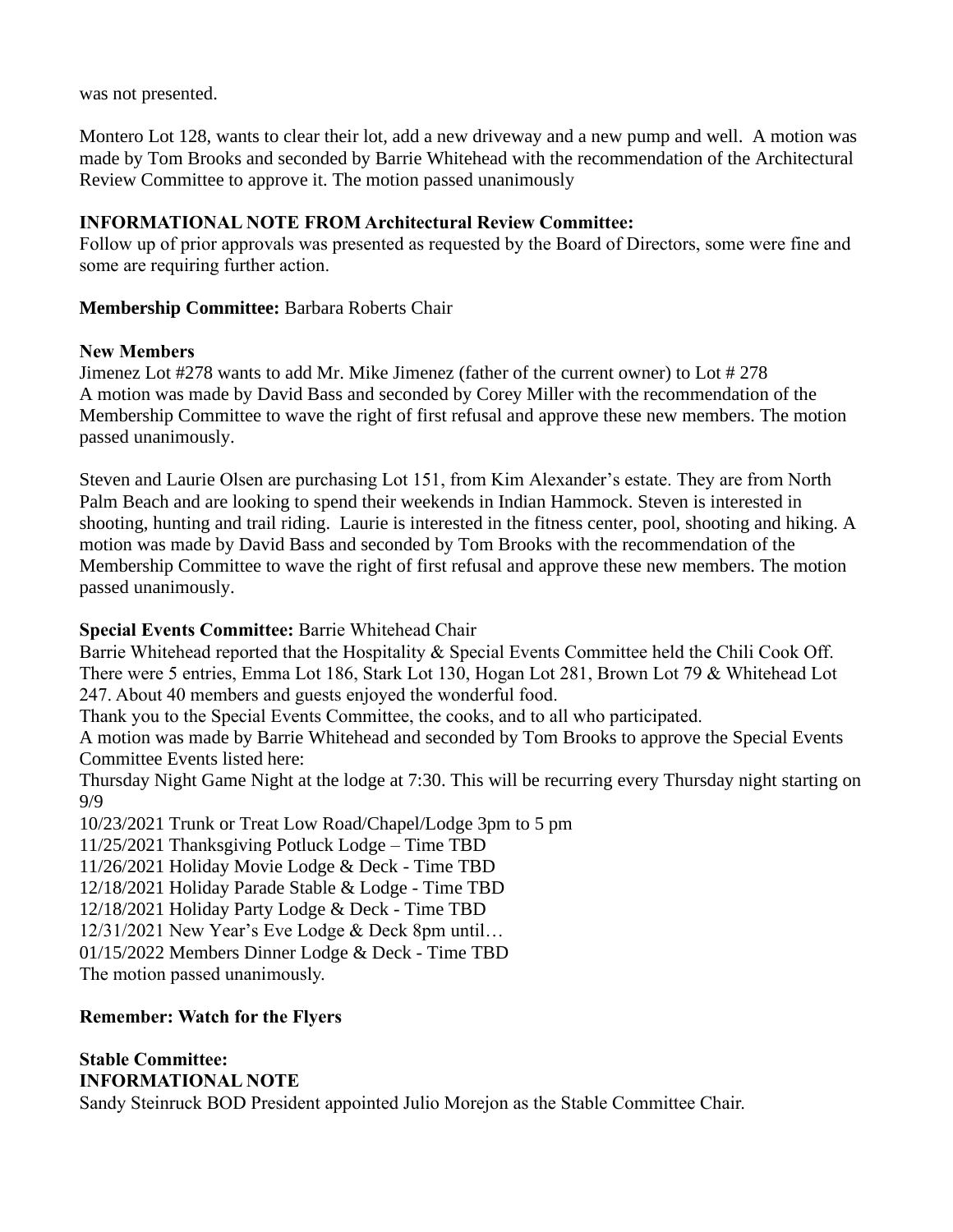was not presented.

Montero Lot 128, wants to clear their lot, add a new driveway and a new pump and well. A motion was made by Tom Brooks and seconded by Barrie Whitehead with the recommendation of the Architectural Review Committee to approve it. The motion passed unanimously

**INFORMATIONAL NOTE FROM Architectural Review Committee:**
Follow up of prior approvals was presented as requested by the Board of Directors, some were fine and some are requiring further action.

**Membership Committee:** Barbara Roberts Chair

**New Members**
Jimenez Lot #278 wants to add Mr. Mike Jimenez (father of the current owner) to Lot # 278
A motion was made by David Bass and seconded by Corey Miller with the recommendation of the Membership Committee to wave the right of first refusal and approve these new members. The motion passed unanimously.

Steven and Laurie Olsen are purchasing Lot 151, from Kim Alexander's estate. They are from North Palm Beach and are looking to spend their weekends in Indian Hammock. Steven is interested in shooting, hunting and trail riding. Laurie is interested in the fitness center, pool, shooting and hiking. A motion was made by David Bass and seconded by Tom Brooks with the recommendation of the Membership Committee to wave the right of first refusal and approve these new members. The motion passed unanimously.

**Special Events Committee:** Barrie Whitehead Chair
Barrie Whitehead reported that the Hospitality & Special Events Committee held the Chili Cook Off. There were 5 entries, Emma Lot 186, Stark Lot 130, Hogan Lot 281, Brown Lot 79 & Whitehead Lot 247. About 40 members and guests enjoyed the wonderful food.
Thank you to the Special Events Committee, the cooks, and to all who participated.
A motion was made by Barrie Whitehead and seconded by Tom Brooks to approve the Special Events Committee Events listed here:
Thursday Night Game Night at the lodge at 7:30. This will be recurring every Thursday night starting on 9/9
10/23/2021 Trunk or Treat Low Road/Chapel/Lodge 3pm to 5 pm
11/25/2021 Thanksgiving Potluck Lodge – Time TBD
11/26/2021 Holiday Movie Lodge & Deck - Time TBD
12/18/2021 Holiday Parade Stable & Lodge - Time TBD
12/18/2021 Holiday Party Lodge & Deck - Time TBD
12/31/2021 New Year's Eve Lodge & Deck 8pm until…
01/15/2022 Members Dinner Lodge & Deck - Time TBD
The motion passed unanimously.

**Remember: Watch for the Flyers**

**Stable Committee:**
**INFORMATIONAL NOTE**
Sandy Steinruck BOD President appointed Julio Morejon as the Stable Committee Chair.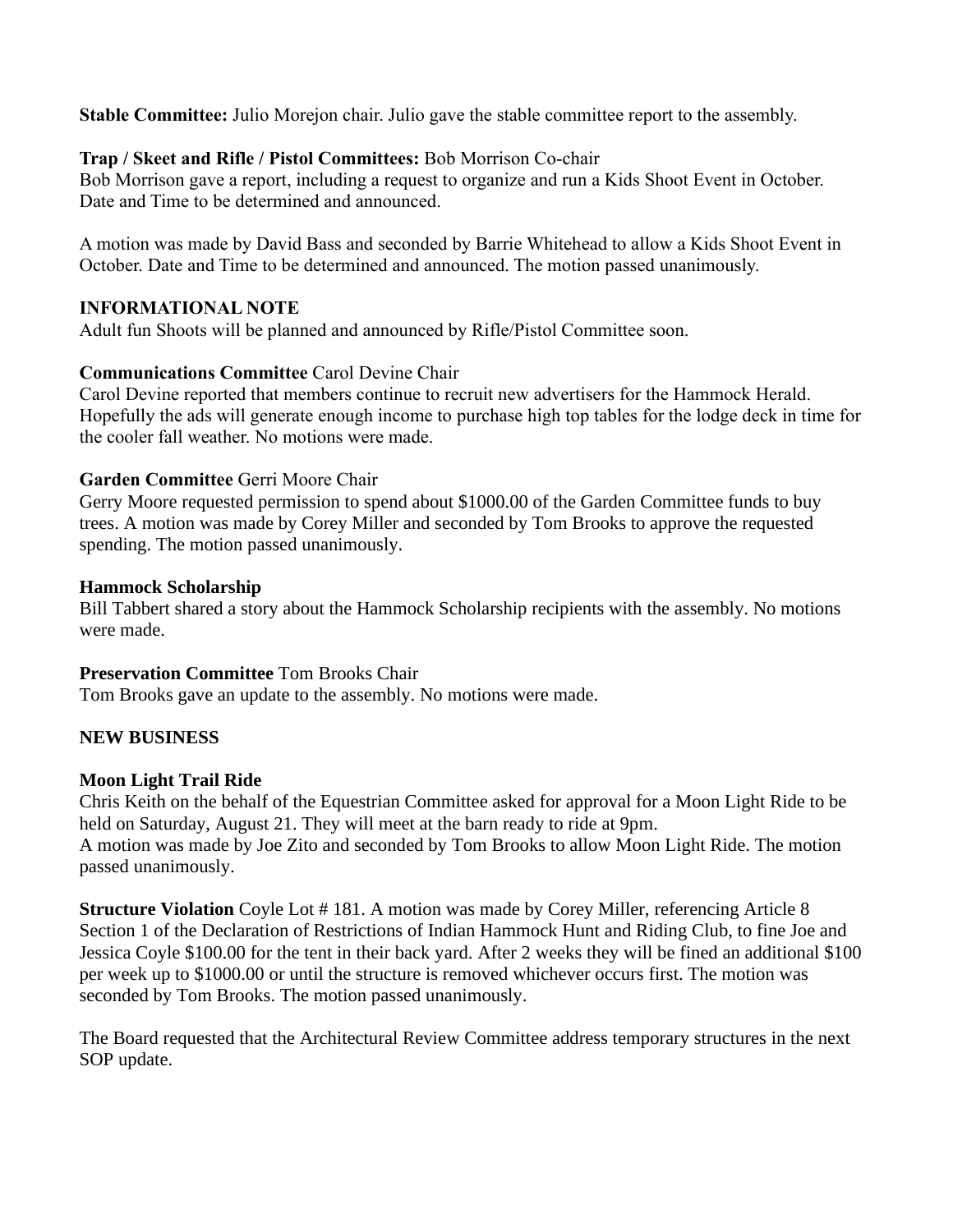**Stable Committee:** Julio Morejon chair. Julio gave the stable committee report to the assembly.

**Trap / Skeet and Rifle / Pistol Committees:** Bob Morrison Co-chair
Bob Morrison gave a report, including a request to organize and run a Kids Shoot Event in October. Date and Time to be determined and announced.

A motion was made by David Bass and seconded by Barrie Whitehead to allow a Kids Shoot Event in October. Date and Time to be determined and announced. The motion passed unanimously.

**INFORMATIONAL NOTE**
Adult fun Shoots will be planned and announced by Rifle/Pistol Committee soon.

**Communications Committee** Carol Devine Chair
Carol Devine reported that members continue to recruit new advertisers for the Hammock Herald. Hopefully the ads will generate enough income to purchase high top tables for the lodge deck in time for the cooler fall weather. No motions were made.

**Garden Committee** Gerri Moore Chair
Gerry Moore requested permission to spend about $1000.00 of the Garden Committee funds to buy trees. A motion was made by Corey Miller and seconded by Tom Brooks to approve the requested spending. The motion passed unanimously.

**Hammock Scholarship**
Bill Tabbert shared a story about the Hammock Scholarship recipients with the assembly. No motions were made.

**Preservation Committee** Tom Brooks Chair
Tom Brooks gave an update to the assembly. No motions were made.

**NEW BUSINESS**

**Moon Light Trail Ride**
Chris Keith on the behalf of the Equestrian Committee asked for approval for a Moon Light Ride to be held on Saturday, August 21. They will meet at the barn ready to ride at 9pm.
A motion was made by Joe Zito and seconded by Tom Brooks to allow Moon Light Ride. The motion passed unanimously.

**Structure Violation** Coyle Lot # 181. A motion was made by Corey Miller, referencing Article 8 Section 1 of the Declaration of Restrictions of Indian Hammock Hunt and Riding Club, to fine Joe and Jessica Coyle $100.00 for the tent in their back yard. After 2 weeks they will be fined an additional $100 per week up to $1000.00 or until the structure is removed whichever occurs first. The motion was seconded by Tom Brooks. The motion passed unanimously.

The Board requested that the Architectural Review Committee address temporary structures in the next SOP update.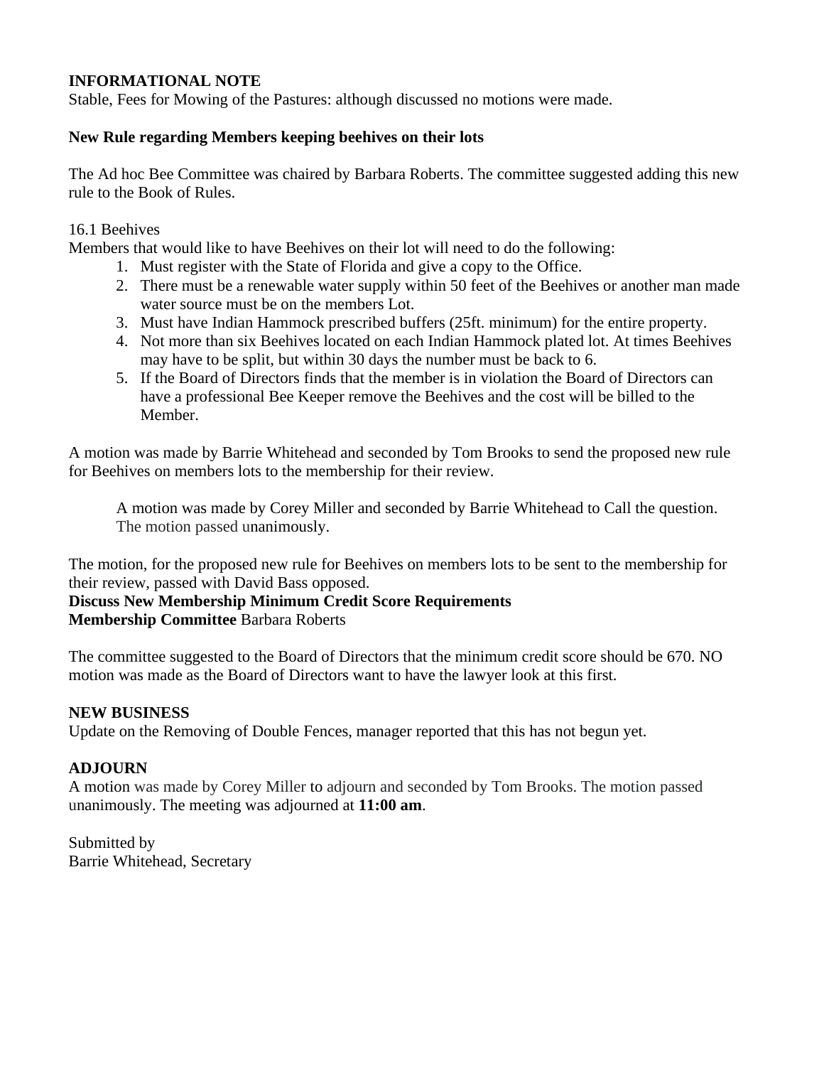**INFORMATIONAL NOTE**
Stable, Fees for Mowing of the Pastures: although discussed no motions were made.

**New Rule regarding Members keeping beehives on their lots**

The Ad hoc Bee Committee was chaired by Barbara Roberts. The committee suggested adding this new rule to the Book of Rules.

16.1 Beehives
Members that would like to have Beehives on their lot will need to do the following:

1. Must register with the State of Florida and give a copy to the Office.
2. There must be a renewable water supply within 50 feet of the Beehives or another man made water source must be on the members Lot.
3. Must have Indian Hammock prescribed buffers (25ft. minimum) for the entire property.
4. Not more than six Beehives located on each Indian Hammock plated lot. At times Beehives may have to be split, but within 30 days the number must be back to 6.
5. If the Board of Directors finds that the member is in violation the Board of Directors can have a professional Bee Keeper remove the Beehives and the cost will be billed to the Member.

A motion was made by Barrie Whitehead and seconded by Tom Brooks to send the proposed new rule for Beehives on members lots to the membership for their review.

> A motion was made by Corey Miller and seconded by Barrie Whitehead to Call the question. The motion passed unanimously.

The motion, for the proposed new rule for Beehives on members lots to be sent to the membership for their review, passed with David Bass opposed.
**Discuss New Membership Minimum Credit Score Requirements**
**Membership Committee** Barbara Roberts

The committee suggested to the Board of Directors that the minimum credit score should be 670. NO motion was made as the Board of Directors want to have the lawyer look at this first.

**NEW BUSINESS**
Update on the Removing of Double Fences, manager reported that this has not begun yet.

**ADJOURN**
A motion was made by Corey Miller to adjourn and seconded by Tom Brooks. The motion passed unanimously. The meeting was adjourned at **11:00 am**.

Submitted by
Barrie Whitehead, Secretary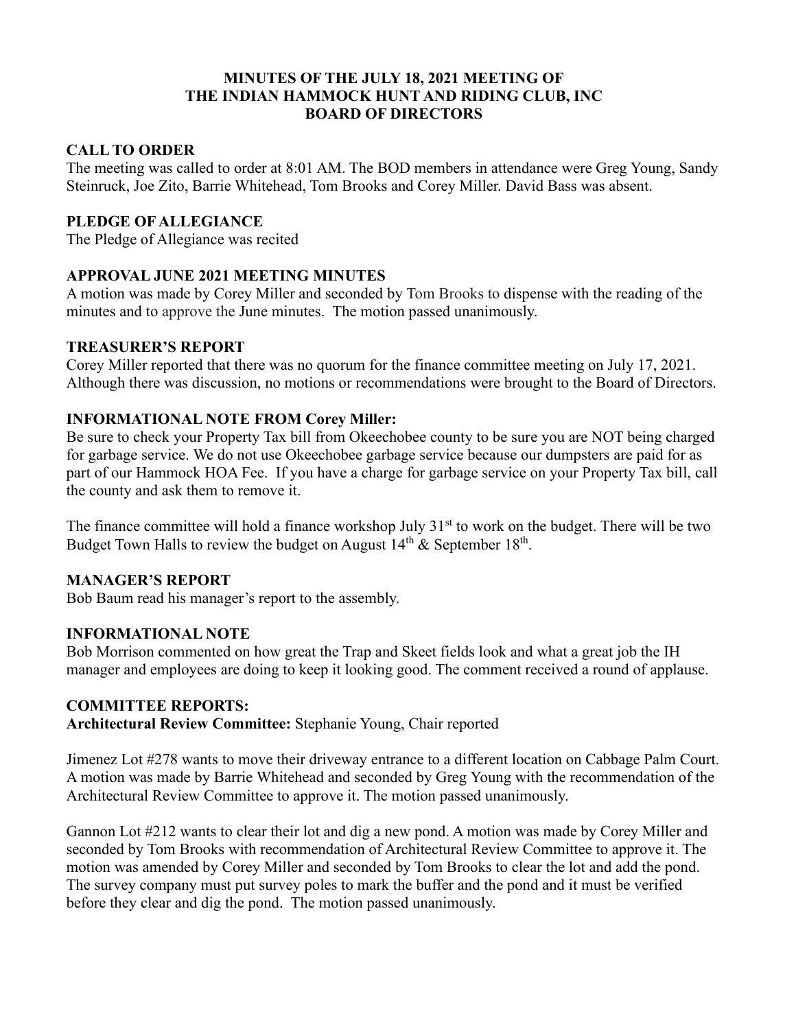# MINUTES OF THE JULY 18, 2021 MEETING OF THE INDIAN HAMMOCK HUNT AND RIDING CLUB, INC BOARD OF DIRECTORS

## CALL TO ORDER

The meeting was called to order at 8:01 AM. The BOD members in attendance were Greg Young, Sandy Steinruck, Joe Zito, Barrie Whitehead, Tom Brooks and Corey Miller. David Bass was absent.

## PLEDGE OF ALLEGIANCE

The Pledge of Allegiance was recited

## APPROVAL JUNE 2021 MEETING MINUTES

A motion was made by Corey Miller and seconded by Tom Brooks to dispense with the reading of the minutes and to approve the June minutes. The motion passed unanimously.

## TREASURER'S REPORT

Corey Miller reported that there was no quorum for the finance committee meeting on July 17, 2021. Although there was discussion, no motions or recommendations were brought to the Board of Directors.

## INFORMATIONAL NOTE FROM Corey Miller:

Be sure to check your Property Tax bill from Okeechobee county to be sure you are NOT being charged for garbage service. We do not use Okeechobee garbage service because our dumpsters are paid for as part of our Hammock HOA Fee. If you have a charge for garbage service on your Property Tax bill, call the county and ask them to remove it.

The finance committee will hold a finance workshop July 31st to work on the budget. There will be two Budget Town Halls to review the budget on August 14th & September 18th.

## MANAGER'S REPORT

Bob Baum read his manager's report to the assembly.

## INFORMATIONAL NOTE

Bob Morrison commented on how great the Trap and Skeet fields look and what a great job the IH manager and employees are doing to keep it looking good. The comment received a round of applause.

## COMMITTEE REPORTS:

**Architectural Review Committee:** Stephanie Young, Chair reported

Jimenez Lot #278 wants to move their driveway entrance to a different location on Cabbage Palm Court. A motion was made by Barrie Whitehead and seconded by Greg Young with the recommendation of the Architectural Review Committee to approve it. The motion passed unanimously.

Gannon Lot #212 wants to clear their lot and dig a new pond. A motion was made by Corey Miller and seconded by Tom Brooks with recommendation of Architectural Review Committee to approve it. The motion was amended by Corey Miller and seconded by Tom Brooks to clear the lot and add the pond. The survey company must put survey poles to mark the buffer and the pond and it must be verified before they clear and dig the pond. The motion passed unanimously.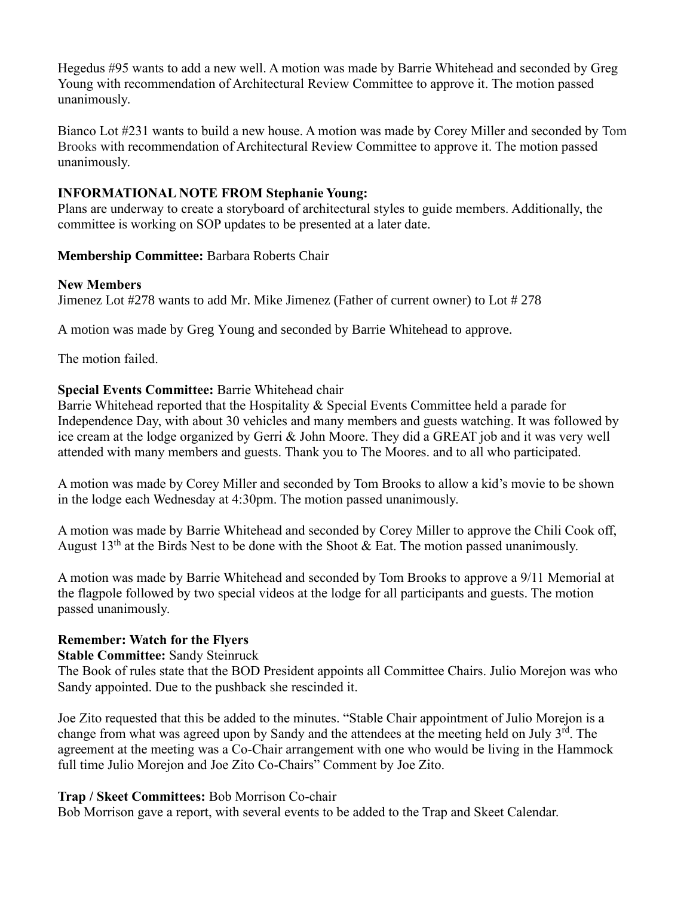Hegedus #95 wants to add a new well. A motion was made by Barrie Whitehead and seconded by Greg Young with recommendation of Architectural Review Committee to approve it. The motion passed unanimously.

Bianco Lot #231 wants to build a new house. A motion was made by Corey Miller and seconded by Tom Brooks with recommendation of Architectural Review Committee to approve it. The motion passed unanimously.

**INFORMATIONAL NOTE FROM Stephanie Young:**
Plans are underway to create a storyboard of architectural styles to guide members. Additionally, the committee is working on SOP updates to be presented at a later date.

**Membership Committee:** Barbara Roberts Chair

**New Members**
Jimenez Lot #278 wants to add Mr. Mike Jimenez (Father of current owner) to Lot # 278

A motion was made by Greg Young and seconded by Barrie Whitehead to approve.

The motion failed.

**Special Events Committee:** Barrie Whitehead chair
Barrie Whitehead reported that the Hospitality & Special Events Committee held a parade for Independence Day, with about 30 vehicles and many members and guests watching. It was followed by ice cream at the lodge organized by Gerri & John Moore. They did a GREAT job and it was very well attended with many members and guests. Thank you to The Moores. and to all who participated.

A motion was made by Corey Miller and seconded by Tom Brooks to allow a kid's movie to be shown in the lodge each Wednesday at 4:30pm. The motion passed unanimously.

A motion was made by Barrie Whitehead and seconded by Corey Miller to approve the Chili Cook off, August 13th at the Birds Nest to be done with the Shoot & Eat. The motion passed unanimously.

A motion was made by Barrie Whitehead and seconded by Tom Brooks to approve a 9/11 Memorial at the flagpole followed by two special videos at the lodge for all participants and guests. The motion passed unanimously.

**Remember: Watch for the Flyers**
**Stable Committee:** Sandy Steinruck
The Book of rules state that the BOD President appoints all Committee Chairs. Julio Morejon was who Sandy appointed. Due to the pushback she rescinded it.

Joe Zito requested that this be added to the minutes. "Stable Chair appointment of Julio Morejon is a change from what was agreed upon by Sandy and the attendees at the meeting held on July 3rd. The agreement at the meeting was a Co-Chair arrangement with one who would be living in the Hammock full time Julio Morejon and Joe Zito Co-Chairs" Comment by Joe Zito.

**Trap / Skeet Committees:** Bob Morrison Co-chair
Bob Morrison gave a report, with several events to be added to the Trap and Skeet Calendar.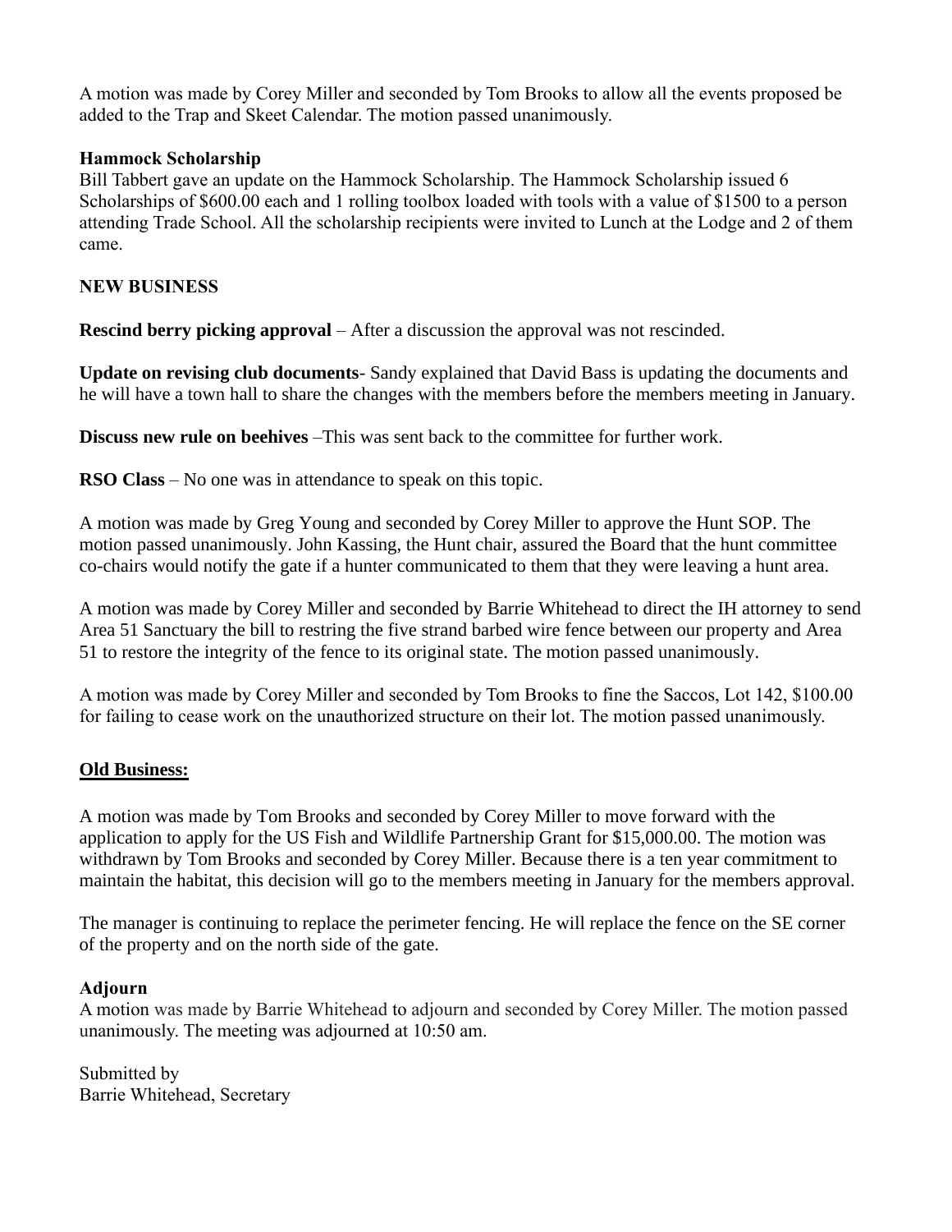A motion was made by Corey Miller and seconded by Tom Brooks to allow all the events proposed be added to the Trap and Skeet Calendar. The motion passed unanimously.

**Hammock Scholarship**
Bill Tabbert gave an update on the Hammock Scholarship. The Hammock Scholarship issued 6 Scholarships of $600.00 each and 1 rolling toolbox loaded with tools with a value of $1500 to a person attending Trade School. All the scholarship recipients were invited to Lunch at the Lodge and 2 of them came.

**NEW BUSINESS**

**Rescind berry picking approval** – After a discussion the approval was not rescinded.

**Update on revising club documents**- Sandy explained that David Bass is updating the documents and he will have a town hall to share the changes with the members before the members meeting in January.

**Discuss new rule on beehives** –This was sent back to the committee for further work.

**RSO Class** – No one was in attendance to speak on this topic.

A motion was made by Greg Young and seconded by Corey Miller to approve the Hunt SOP. The motion passed unanimously. John Kassing, the Hunt chair, assured the Board that the hunt committee co-chairs would notify the gate if a hunter communicated to them that they were leaving a hunt area.

A motion was made by Corey Miller and seconded by Barrie Whitehead to direct the IH attorney to send Area 51 Sanctuary the bill to restring the five strand barbed wire fence between our property and Area 51 to restore the integrity of the fence to its original state. The motion passed unanimously.

A motion was made by Corey Miller and seconded by Tom Brooks to fine the Saccos, Lot 142, $100.00 for failing to cease work on the unauthorized structure on their lot. The motion passed unanimously.

**Old Business:**

A motion was made by Tom Brooks and seconded by Corey Miller to move forward with the application to apply for the US Fish and Wildlife Partnership Grant for $15,000.00. The motion was withdrawn by Tom Brooks and seconded by Corey Miller. Because there is a ten year commitment to maintain the habitat, this decision will go to the members meeting in January for the members approval.

The manager is continuing to replace the perimeter fencing. He will replace the fence on the SE corner of the property and on the north side of the gate.

**Adjourn**
A motion was made by Barrie Whitehead to adjourn and seconded by Corey Miller. The motion passed unanimously. The meeting was adjourned at 10:50 am.

Submitted by
Barrie Whitehead, Secretary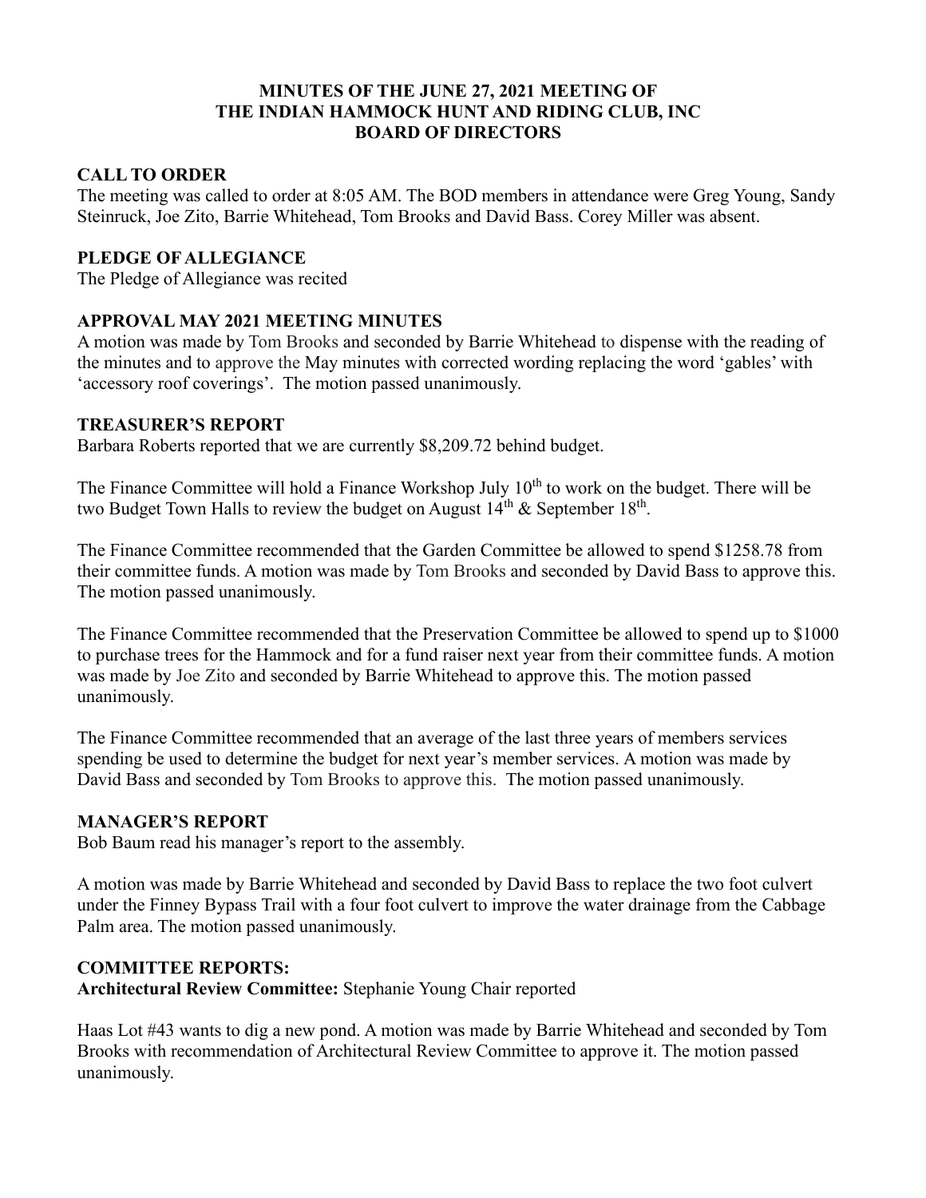# MINUTES OF THE JUNE 27, 2021 MEETING OF THE INDIAN HAMMOCK HUNT AND RIDING CLUB, INC BOARD OF DIRECTORS

## CALL TO ORDER

The meeting was called to order at 8:05 AM. The BOD members in attendance were Greg Young, Sandy Steinruck, Joe Zito, Barrie Whitehead, Tom Brooks and David Bass. Corey Miller was absent.

## PLEDGE OF ALLEGIANCE

The Pledge of Allegiance was recited

## APPROVAL MAY 2021 MEETING MINUTES

A motion was made by Tom Brooks and seconded by Barrie Whitehead to dispense with the reading of the minutes and to approve the May minutes with corrected wording replacing the word 'gables' with 'accessory roof coverings'. The motion passed unanimously.

## TREASURER'S REPORT

Barbara Roberts reported that we are currently $8,209.72 behind budget.

The Finance Committee will hold a Finance Workshop July 10th to work on the budget. There will be two Budget Town Halls to review the budget on August 14th & September 18th.

The Finance Committee recommended that the Garden Committee be allowed to spend $1258.78 from their committee funds. A motion was made by Tom Brooks and seconded by David Bass to approve this. The motion passed unanimously.

The Finance Committee recommended that the Preservation Committee be allowed to spend up to $1000 to purchase trees for the Hammock and for a fund raiser next year from their committee funds. A motion was made by Joe Zito and seconded by Barrie Whitehead to approve this. The motion passed unanimously.

The Finance Committee recommended that an average of the last three years of members services spending be used to determine the budget for next year's member services. A motion was made by David Bass and seconded by Tom Brooks to approve this. The motion passed unanimously.

## MANAGER'S REPORT

Bob Baum read his manager's report to the assembly.

A motion was made by Barrie Whitehead and seconded by David Bass to replace the two foot culvert under the Finney Bypass Trail with a four foot culvert to improve the water drainage from the Cabbage Palm area. The motion passed unanimously.

## COMMITTEE REPORTS:

**Architectural Review Committee:** Stephanie Young Chair reported

Haas Lot #43 wants to dig a new pond. A motion was made by Barrie Whitehead and seconded by Tom Brooks with recommendation of Architectural Review Committee to approve it. The motion passed unanimously.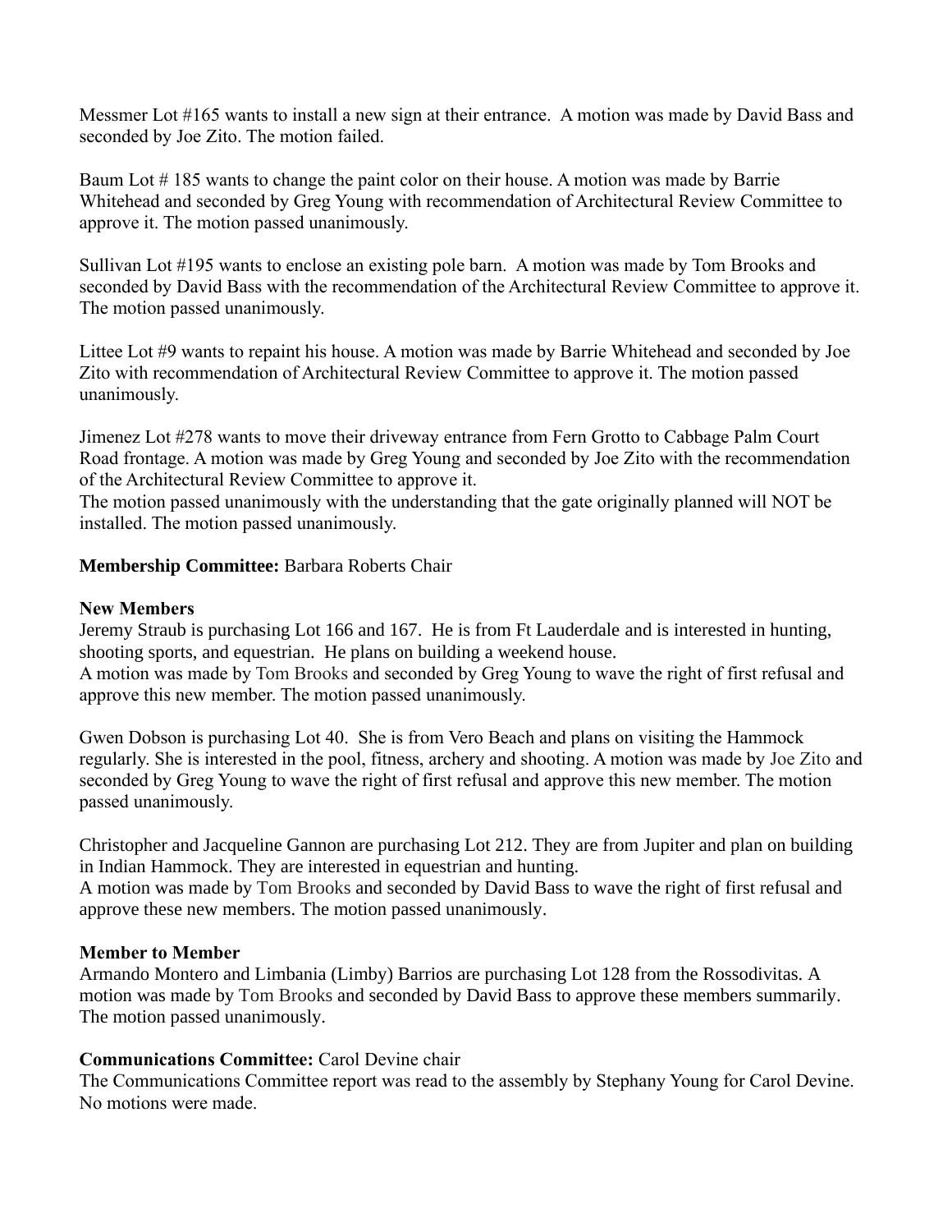Messmer Lot #165 wants to install a new sign at their entrance. A motion was made by David Bass and seconded by Joe Zito. The motion failed.

Baum Lot # 185 wants to change the paint color on their house. A motion was made by Barrie Whitehead and seconded by Greg Young with recommendation of Architectural Review Committee to approve it. The motion passed unanimously.

Sullivan Lot #195 wants to enclose an existing pole barn. A motion was made by Tom Brooks and seconded by David Bass with the recommendation of the Architectural Review Committee to approve it. The motion passed unanimously.

Littee Lot #9 wants to repaint his house. A motion was made by Barrie Whitehead and seconded by Joe Zito with recommendation of Architectural Review Committee to approve it. The motion passed unanimously.

Jimenez Lot #278 wants to move their driveway entrance from Fern Grotto to Cabbage Palm Court Road frontage. A motion was made by Greg Young and seconded by Joe Zito with the recommendation of the Architectural Review Committee to approve it.
The motion passed unanimously with the understanding that the gate originally planned will NOT be installed. The motion passed unanimously.

**Membership Committee:** Barbara Roberts Chair

**New Members**
Jeremy Straub is purchasing Lot 166 and 167. He is from Ft Lauderdale and is interested in hunting, shooting sports, and equestrian. He plans on building a weekend house.
A motion was made by Tom Brooks and seconded by Greg Young to wave the right of first refusal and approve this new member. The motion passed unanimously.

Gwen Dobson is purchasing Lot 40. She is from Vero Beach and plans on visiting the Hammock regularly. She is interested in the pool, fitness, archery and shooting. A motion was made by Joe Zito and seconded by Greg Young to wave the right of first refusal and approve this new member. The motion passed unanimously.

Christopher and Jacqueline Gannon are purchasing Lot 212. They are from Jupiter and plan on building in Indian Hammock. They are interested in equestrian and hunting.
A motion was made by Tom Brooks and seconded by David Bass to wave the right of first refusal and approve these new members. The motion passed unanimously.

**Member to Member**
Armando Montero and Limbania (Limby) Barrios are purchasing Lot 128 from the Rossodivitas. A motion was made by Tom Brooks and seconded by David Bass to approve these members summarily. The motion passed unanimously.

**Communications Committee:** Carol Devine chair
The Communications Committee report was read to the assembly by Stephany Young for Carol Devine. No motions were made.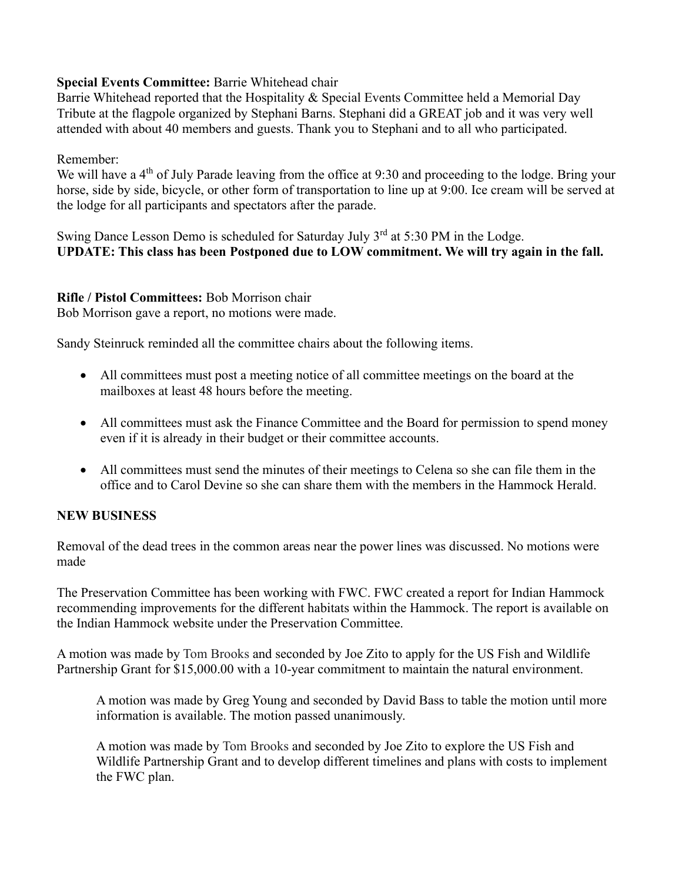**Special Events Committee:** Barrie Whitehead chair

Barrie Whitehead reported that the Hospitality & Special Events Committee held a Memorial Day Tribute at the flagpole organized by Stephani Barns. Stephani did a GREAT job and it was very well attended with about 40 members and guests. Thank you to Stephani and to all who participated.

Remember:

We will have a 4th of July Parade leaving from the office at 9:30 and proceeding to the lodge. Bring your horse, side by side, bicycle, or other form of transportation to line up at 9:00. Ice cream will be served at the lodge for all participants and spectators after the parade.

Swing Dance Lesson Demo is scheduled for Saturday July 3rd at 5:30 PM in the Lodge.

**UPDATE: This class has been Postponed due to LOW commitment. We will try again in the fall.**

**Rifle / Pistol Committees:** Bob Morrison chair

Bob Morrison gave a report, no motions were made.

Sandy Steinruck reminded all the committee chairs about the following items.

- All committees must post a meeting notice of all committee meetings on the board at the mailboxes at least 48 hours before the meeting.
- All committees must ask the Finance Committee and the Board for permission to spend money even if it is already in their budget or their committee accounts.
- All committees must send the minutes of their meetings to Celena so she can file them in the office and to Carol Devine so she can share them with the members in the Hammock Herald.

**NEW BUSINESS**

Removal of the dead trees in the common areas near the power lines was discussed. No motions were made

The Preservation Committee has been working with FWC. FWC created a report for Indian Hammock recommending improvements for the different habitats within the Hammock. The report is available on the Indian Hammock website under the Preservation Committee.

A motion was made by Tom Brooks and seconded by Joe Zito to apply for the US Fish and Wildlife Partnership Grant for $15,000.00 with a 10-year commitment to maintain the natural environment.

> A motion was made by Greg Young and seconded by David Bass to table the motion until more information is available. The motion passed unanimously.
>
> A motion was made by Tom Brooks and seconded by Joe Zito to explore the US Fish and Wildlife Partnership Grant and to develop different timelines and plans with costs to implement the FWC plan.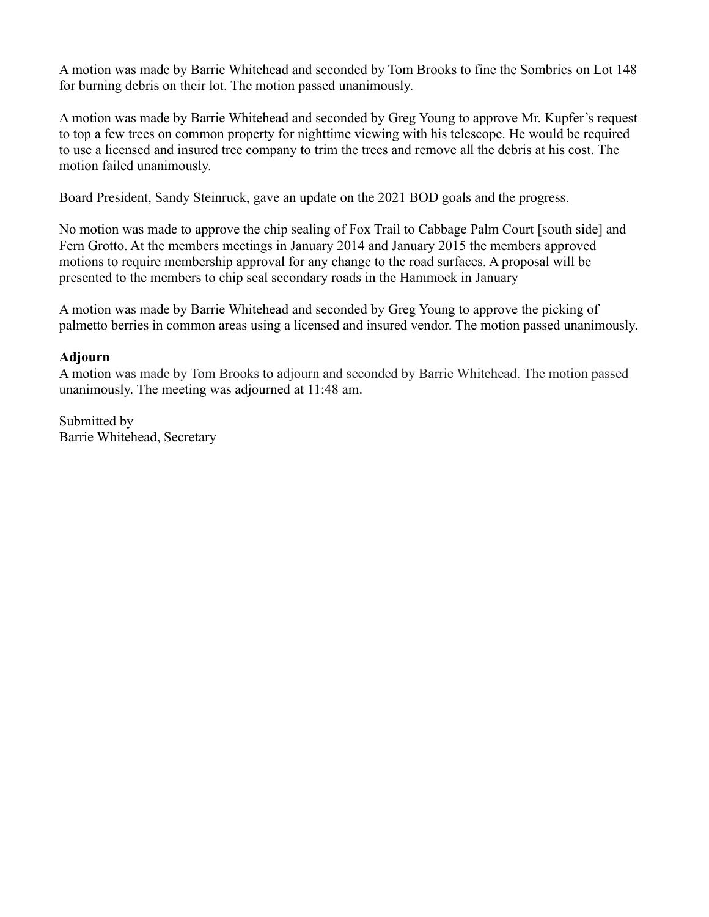A motion was made by Barrie Whitehead and seconded by Tom Brooks to fine the Sombrics on Lot 148 for burning debris on their lot. The motion passed unanimously.

A motion was made by Barrie Whitehead and seconded by Greg Young to approve Mr. Kupfer's request to top a few trees on common property for nighttime viewing with his telescope. He would be required to use a licensed and insured tree company to trim the trees and remove all the debris at his cost. The motion failed unanimously.

Board President, Sandy Steinruck, gave an update on the 2021 BOD goals and the progress.

No motion was made to approve the chip sealing of Fox Trail to Cabbage Palm Court [south side] and Fern Grotto. At the members meetings in January 2014 and January 2015 the members approved motions to require membership approval for any change to the road surfaces. A proposal will be presented to the members to chip seal secondary roads in the Hammock in January

A motion was made by Barrie Whitehead and seconded by Greg Young to approve the picking of palmetto berries in common areas using a licensed and insured vendor. The motion passed unanimously.

**Adjourn**

A motion was made by Tom Brooks to adjourn and seconded by Barrie Whitehead. The motion passed unanimously. The meeting was adjourned at 11:48 am.

Submitted by
Barrie Whitehead, Secretary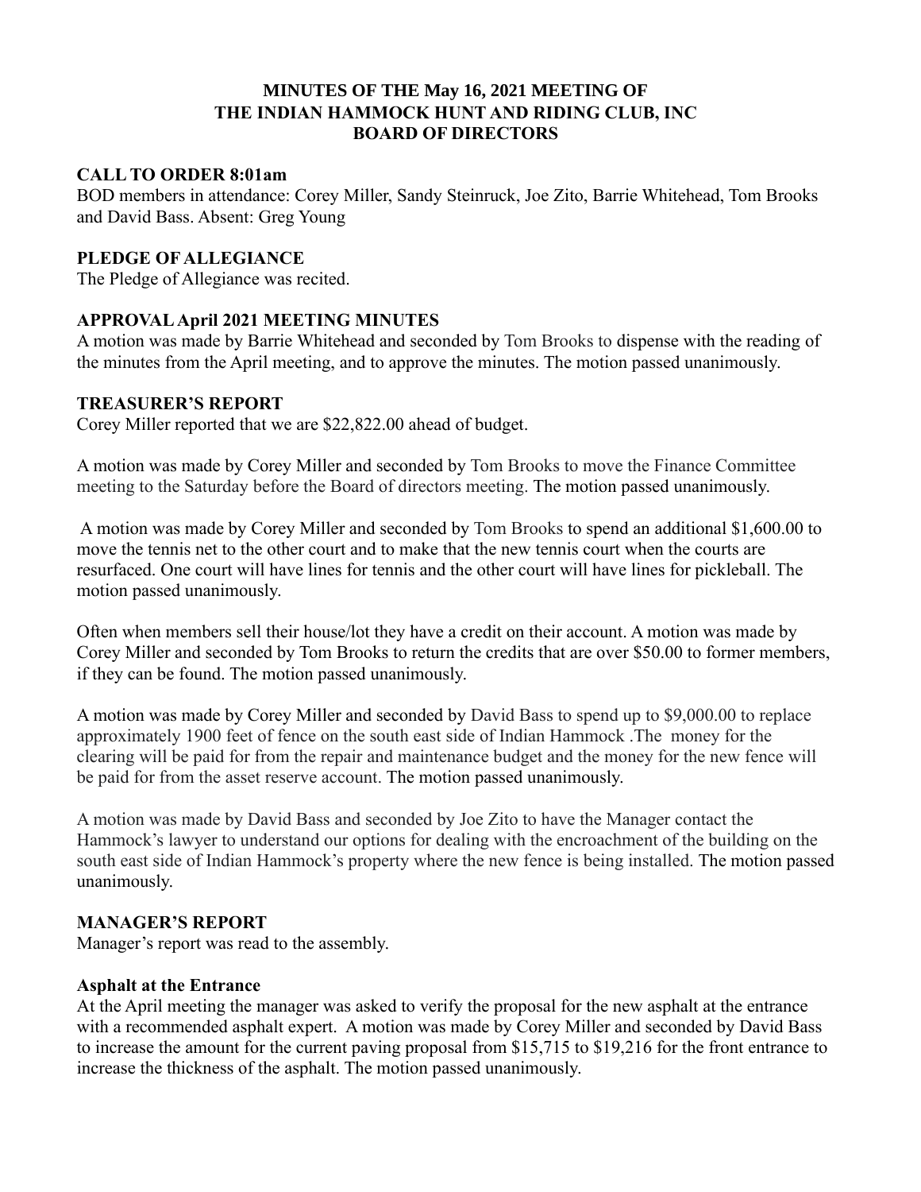# MINUTES OF THE May 16, 2021 MEETING OF THE INDIAN HAMMOCK HUNT AND RIDING CLUB, INC BOARD OF DIRECTORS

### CALL TO ORDER 8:01am

BOD members in attendance: Corey Miller, Sandy Steinruck, Joe Zito, Barrie Whitehead, Tom Brooks and David Bass. Absent: Greg Young

### PLEDGE OF ALLEGIANCE

The Pledge of Allegiance was recited.

### APPROVAL April 2021 MEETING MINUTES

A motion was made by Barrie Whitehead and seconded by Tom Brooks to dispense with the reading of the minutes from the April meeting, and to approve the minutes. The motion passed unanimously.

### TREASURER'S REPORT

Corey Miller reported that we are $22,822.00 ahead of budget.

A motion was made by Corey Miller and seconded by Tom Brooks to move the Finance Committee meeting to the Saturday before the Board of directors meeting. The motion passed unanimously.

A motion was made by Corey Miller and seconded by Tom Brooks to spend an additional $1,600.00 to move the tennis net to the other court and to make that the new tennis court when the courts are resurfaced. One court will have lines for tennis and the other court will have lines for pickleball. The motion passed unanimously.

Often when members sell their house/lot they have a credit on their account. A motion was made by Corey Miller and seconded by Tom Brooks to return the credits that are over $50.00 to former members, if they can be found. The motion passed unanimously.

A motion was made by Corey Miller and seconded by David Bass to spend up to $9,000.00 to replace approximately 1900 feet of fence on the south east side of Indian Hammock .The money for the clearing will be paid for from the repair and maintenance budget and the money for the new fence will be paid for from the asset reserve account. The motion passed unanimously.

A motion was made by David Bass and seconded by Joe Zito to have the Manager contact the Hammock's lawyer to understand our options for dealing with the encroachment of the building on the south east side of Indian Hammock's property where the new fence is being installed. The motion passed unanimously.

### MANAGER'S REPORT

Manager's report was read to the assembly.

### Asphalt at the Entrance

At the April meeting the manager was asked to verify the proposal for the new asphalt at the entrance with a recommended asphalt expert. A motion was made by Corey Miller and seconded by David Bass to increase the amount for the current paving proposal from $15,715 to $19,216 for the front entrance to increase the thickness of the asphalt. The motion passed unanimously.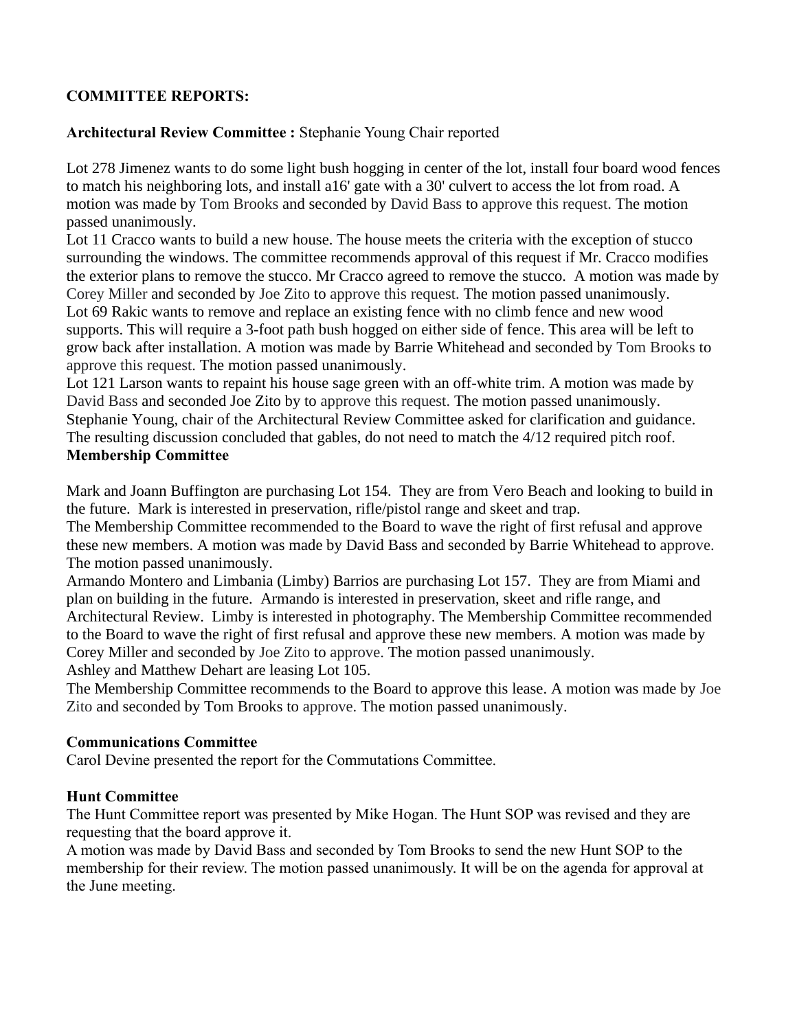**COMMITTEE REPORTS:**

**Architectural Review Committee :** Stephanie Young Chair reported

Lot 278 Jimenez wants to do some light bush hogging in center of the lot, install four board wood fences to match his neighboring lots, and install a16' gate with a 30' culvert to access the lot from road. A motion was made by Tom Brooks and seconded by David Bass to approve this request. The motion passed unanimously.
Lot 11 Cracco wants to build a new house. The house meets the criteria with the exception of stucco surrounding the windows. The committee recommends approval of this request if Mr. Cracco modifies the exterior plans to remove the stucco. Mr Cracco agreed to remove the stucco. A motion was made by Corey Miller and seconded by Joe Zito to approve this request. The motion passed unanimously.
Lot 69 Rakic wants to remove and replace an existing fence with no climb fence and new wood supports. This will require a 3-foot path bush hogged on either side of fence. This area will be left to grow back after installation. A motion was made by Barrie Whitehead and seconded by Tom Brooks to approve this request. The motion passed unanimously.
Lot 121 Larson wants to repaint his house sage green with an off-white trim. A motion was made by David Bass and seconded Joe Zito by to approve this request. The motion passed unanimously.
Stephanie Young, chair of the Architectural Review Committee asked for clarification and guidance. The resulting discussion concluded that gables, do not need to match the 4/12 required pitch roof.

**Membership Committee**

Mark and Joann Buffington are purchasing Lot 154. They are from Vero Beach and looking to build in the future. Mark is interested in preservation, rifle/pistol range and skeet and trap.
The Membership Committee recommended to the Board to wave the right of first refusal and approve these new members. A motion was made by David Bass and seconded by Barrie Whitehead to approve. The motion passed unanimously.
Armando Montero and Limbania (Limby) Barrios are purchasing Lot 157. They are from Miami and plan on building in the future. Armando is interested in preservation, skeet and rifle range, and Architectural Review. Limby is interested in photography. The Membership Committee recommended to the Board to wave the right of first refusal and approve these new members. A motion was made by Corey Miller and seconded by Joe Zito to approve. The motion passed unanimously.
Ashley and Matthew Dehart are leasing Lot 105.
The Membership Committee recommends to the Board to approve this lease. A motion was made by Joe Zito and seconded by Tom Brooks to approve. The motion passed unanimously.

**Communications Committee**
Carol Devine presented the report for the Commutations Committee.

**Hunt Committee**
The Hunt Committee report was presented by Mike Hogan. The Hunt SOP was revised and they are requesting that the board approve it.
A motion was made by David Bass and seconded by Tom Brooks to send the new Hunt SOP to the membership for their review. The motion passed unanimously. It will be on the agenda for approval at the June meeting.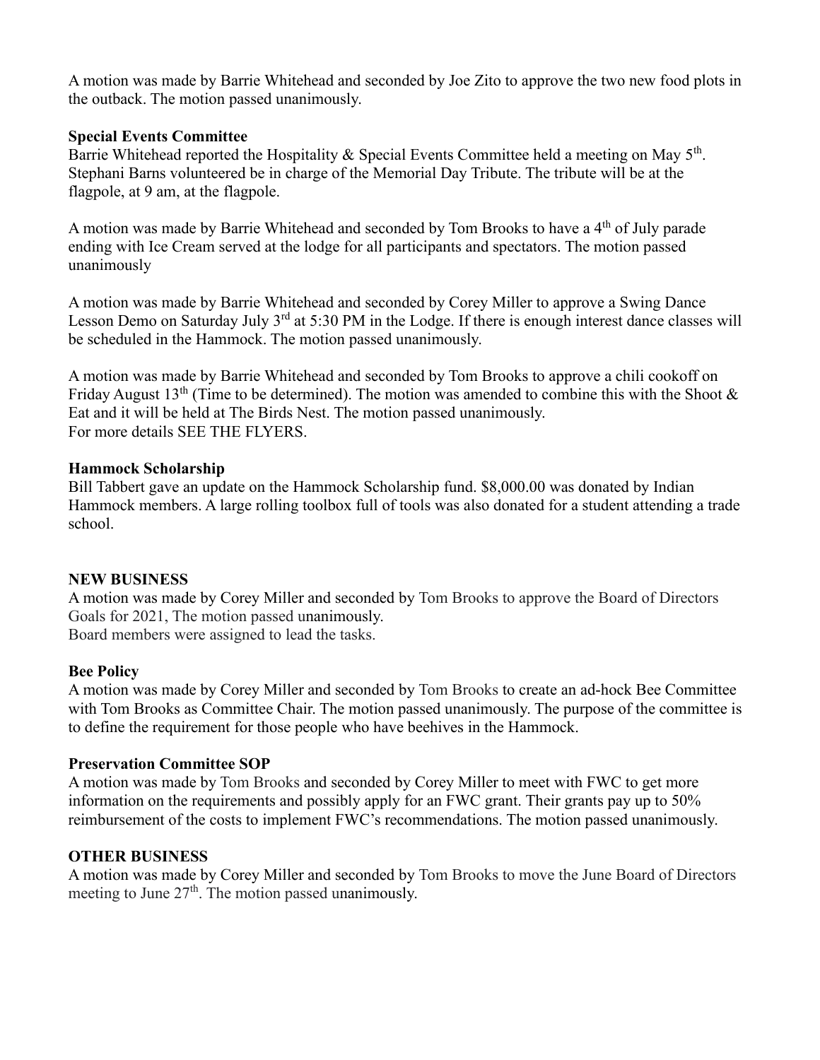A motion was made by Barrie Whitehead and seconded by Joe Zito to approve the two new food plots in the outback. The motion passed unanimously.

**Special Events Committee**

Barrie Whitehead reported the Hospitality & Special Events Committee held a meeting on May 5th. Stephani Barns volunteered be in charge of the Memorial Day Tribute. The tribute will be at the flagpole, at 9 am, at the flagpole.

A motion was made by Barrie Whitehead and seconded by Tom Brooks to have a 4th of July parade ending with Ice Cream served at the lodge for all participants and spectators. The motion passed unanimously

A motion was made by Barrie Whitehead and seconded by Corey Miller to approve a Swing Dance Lesson Demo on Saturday July 3rd at 5:30 PM in the Lodge. If there is enough interest dance classes will be scheduled in the Hammock. The motion passed unanimously.

A motion was made by Barrie Whitehead and seconded by Tom Brooks to approve a chili cookoff on Friday August 13th (Time to be determined). The motion was amended to combine this with the Shoot & Eat and it will be held at The Birds Nest. The motion passed unanimously.
For more details SEE THE FLYERS.

**Hammock Scholarship**

Bill Tabbert gave an update on the Hammock Scholarship fund. $8,000.00 was donated by Indian Hammock members. A large rolling toolbox full of tools was also donated for a student attending a trade school.

**NEW BUSINESS**

A motion was made by Corey Miller and seconded by Tom Brooks to approve the Board of Directors Goals for 2021, The motion passed unanimously.
Board members were assigned to lead the tasks.

**Bee Policy**

A motion was made by Corey Miller and seconded by Tom Brooks to create an ad-hock Bee Committee with Tom Brooks as Committee Chair. The motion passed unanimously. The purpose of the committee is to define the requirement for those people who have beehives in the Hammock.

**Preservation Committee SOP**

A motion was made by Tom Brooks and seconded by Corey Miller to meet with FWC to get more information on the requirements and possibly apply for an FWC grant. Their grants pay up to 50% reimbursement of the costs to implement FWC's recommendations. The motion passed unanimously.

**OTHER BUSINESS**

A motion was made by Corey Miller and seconded by Tom Brooks to move the June Board of Directors meeting to June 27th. The motion passed unanimously.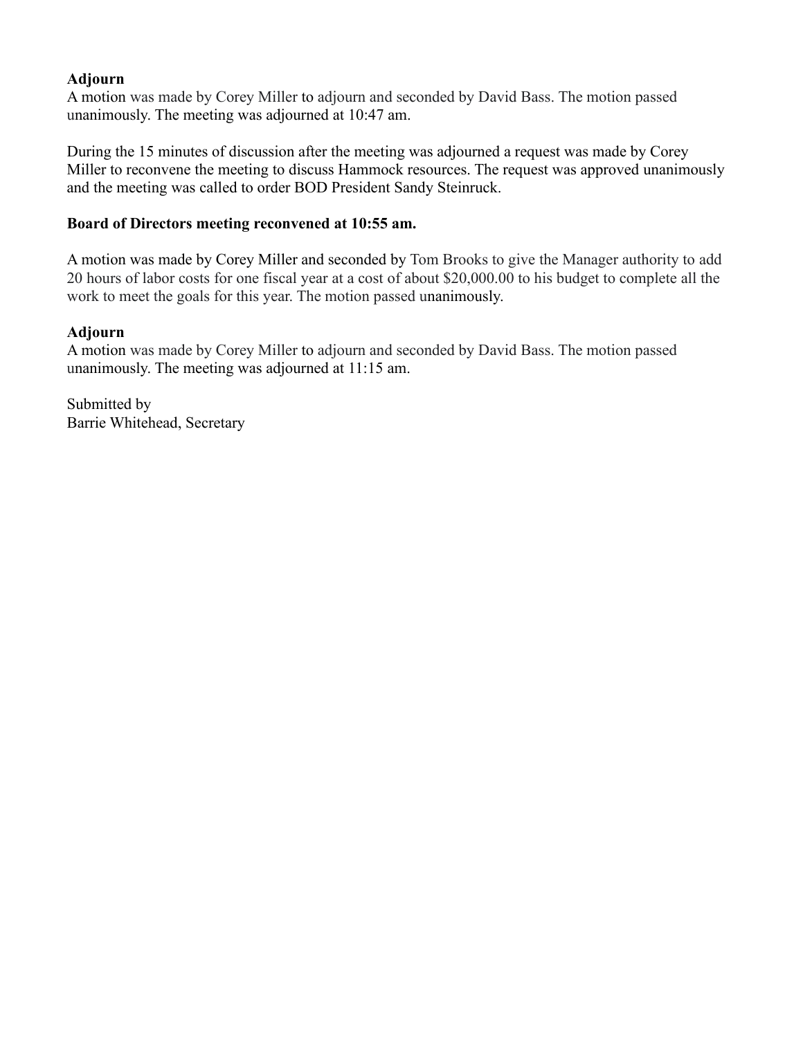**Adjourn**

A motion was made by Corey Miller to adjourn and seconded by David Bass. The motion passed unanimously. The meeting was adjourned at 10:47 am.

During the 15 minutes of discussion after the meeting was adjourned a request was made by Corey Miller to reconvene the meeting to discuss Hammock resources. The request was approved unanimously and the meeting was called to order BOD President Sandy Steinruck.

**Board of Directors meeting reconvened at 10:55 am.**

A motion was made by Corey Miller and seconded by Tom Brooks to give the Manager authority to add 20 hours of labor costs for one fiscal year at a cost of about $20,000.00 to his budget to complete all the work to meet the goals for this year. The motion passed unanimously.

**Adjourn**

A motion was made by Corey Miller to adjourn and seconded by David Bass. The motion passed unanimously. The meeting was adjourned at 11:15 am.

Submitted by
Barrie Whitehead, Secretary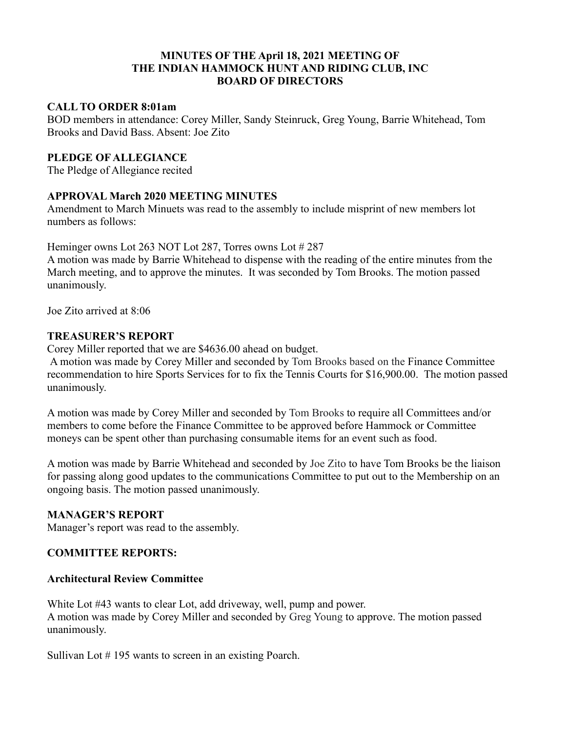**MINUTES OF THE April 18, 2021 MEETING OF THE INDIAN HAMMOCK HUNT AND RIDING CLUB, INC BOARD OF DIRECTORS**

**CALL TO ORDER 8:01am**

BOD members in attendance: Corey Miller, Sandy Steinruck, Greg Young, Barrie Whitehead, Tom Brooks and David Bass. Absent: Joe Zito

**PLEDGE OF ALLEGIANCE**

The Pledge of Allegiance recited

**APPROVAL March 2020 MEETING MINUTES**

Amendment to March Minuets was read to the assembly to include misprint of new members lot numbers as follows:

Heminger owns Lot 263 NOT Lot 287, Torres owns Lot # 287

A motion was made by Barrie Whitehead to dispense with the reading of the entire minutes from the March meeting, and to approve the minutes. It was seconded by Tom Brooks. The motion passed unanimously.

Joe Zito arrived at 8:06

**TREASURER'S REPORT**

Corey Miller reported that we are $4636.00 ahead on budget.

A motion was made by Corey Miller and seconded by Tom Brooks based on the Finance Committee recommendation to hire Sports Services for to fix the Tennis Courts for $16,900.00. The motion passed unanimously.

A motion was made by Corey Miller and seconded by Tom Brooks to require all Committees and/or members to come before the Finance Committee to be approved before Hammock or Committee moneys can be spent other than purchasing consumable items for an event such as food.

A motion was made by Barrie Whitehead and seconded by Joe Zito to have Tom Brooks be the liaison for passing along good updates to the communications Committee to put out to the Membership on an ongoing basis. The motion passed unanimously.

**MANAGER'S REPORT**

Manager's report was read to the assembly.

**COMMITTEE REPORTS:**

**Architectural Review Committee**

White Lot #43 wants to clear Lot, add driveway, well, pump and power.

A motion was made by Corey Miller and seconded by Greg Young to approve. The motion passed unanimously.

Sullivan Lot # 195 wants to screen in an existing Poarch.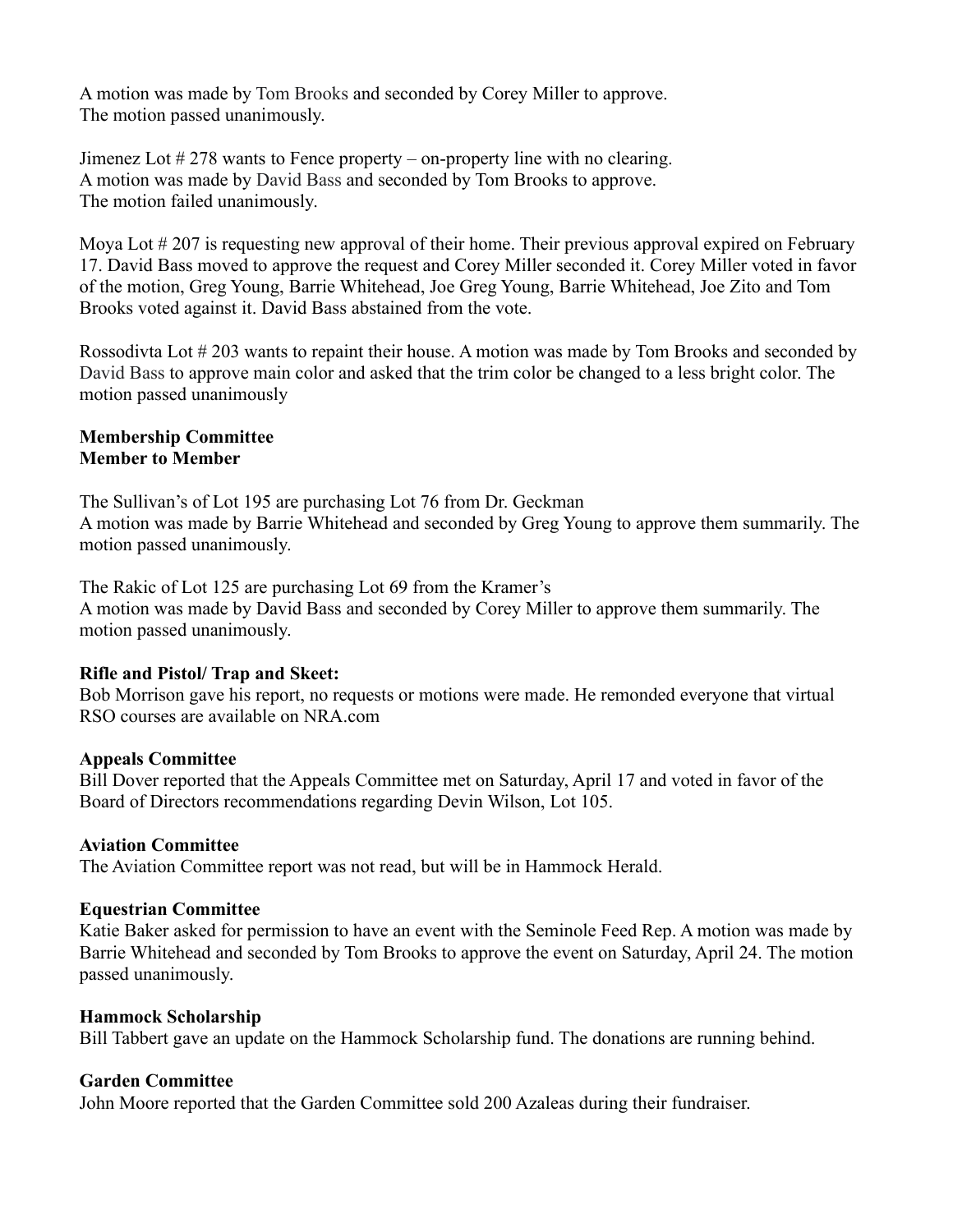A motion was made by Tom Brooks and seconded by Corey Miller to approve.
The motion passed unanimously.

Jimenez Lot # 278 wants to Fence property – on-property line with no clearing.
A motion was made by David Bass and seconded by Tom Brooks to approve.
The motion failed unanimously.

Moya Lot # 207 is requesting new approval of their home. Their previous approval expired on February 17. David Bass moved to approve the request and Corey Miller seconded it. Corey Miller voted in favor of the motion, Greg Young, Barrie Whitehead, Joe Greg Young, Barrie Whitehead, Joe Zito and Tom Brooks voted against it. David Bass abstained from the vote.

Rossodivta Lot # 203 wants to repaint their house. A motion was made by Tom Brooks and seconded by David Bass to approve main color and asked that the trim color be changed to a less bright color. The motion passed unanimously

**Membership Committee**
**Member to Member**

The Sullivan's of Lot 195 are purchasing Lot 76 from Dr. Geckman
A motion was made by Barrie Whitehead and seconded by Greg Young to approve them summarily. The motion passed unanimously.

The Rakic of Lot 125 are purchasing Lot 69 from the Kramer's
A motion was made by David Bass and seconded by Corey Miller to approve them summarily. The motion passed unanimously.

**Rifle and Pistol/ Trap and Skeet:**
Bob Morrison gave his report, no requests or motions were made. He remonded everyone that virtual RSO courses are available on NRA.com

**Appeals Committee**
Bill Dover reported that the Appeals Committee met on Saturday, April 17 and voted in favor of the Board of Directors recommendations regarding Devin Wilson, Lot 105.

**Aviation Committee**
The Aviation Committee report was not read, but will be in Hammock Herald.

**Equestrian Committee**
Katie Baker asked for permission to have an event with the Seminole Feed Rep. A motion was made by Barrie Whitehead and seconded by Tom Brooks to approve the event on Saturday, April 24. The motion passed unanimously.

**Hammock Scholarship**
Bill Tabbert gave an update on the Hammock Scholarship fund. The donations are running behind.

**Garden Committee**
John Moore reported that the Garden Committee sold 200 Azaleas during their fundraiser.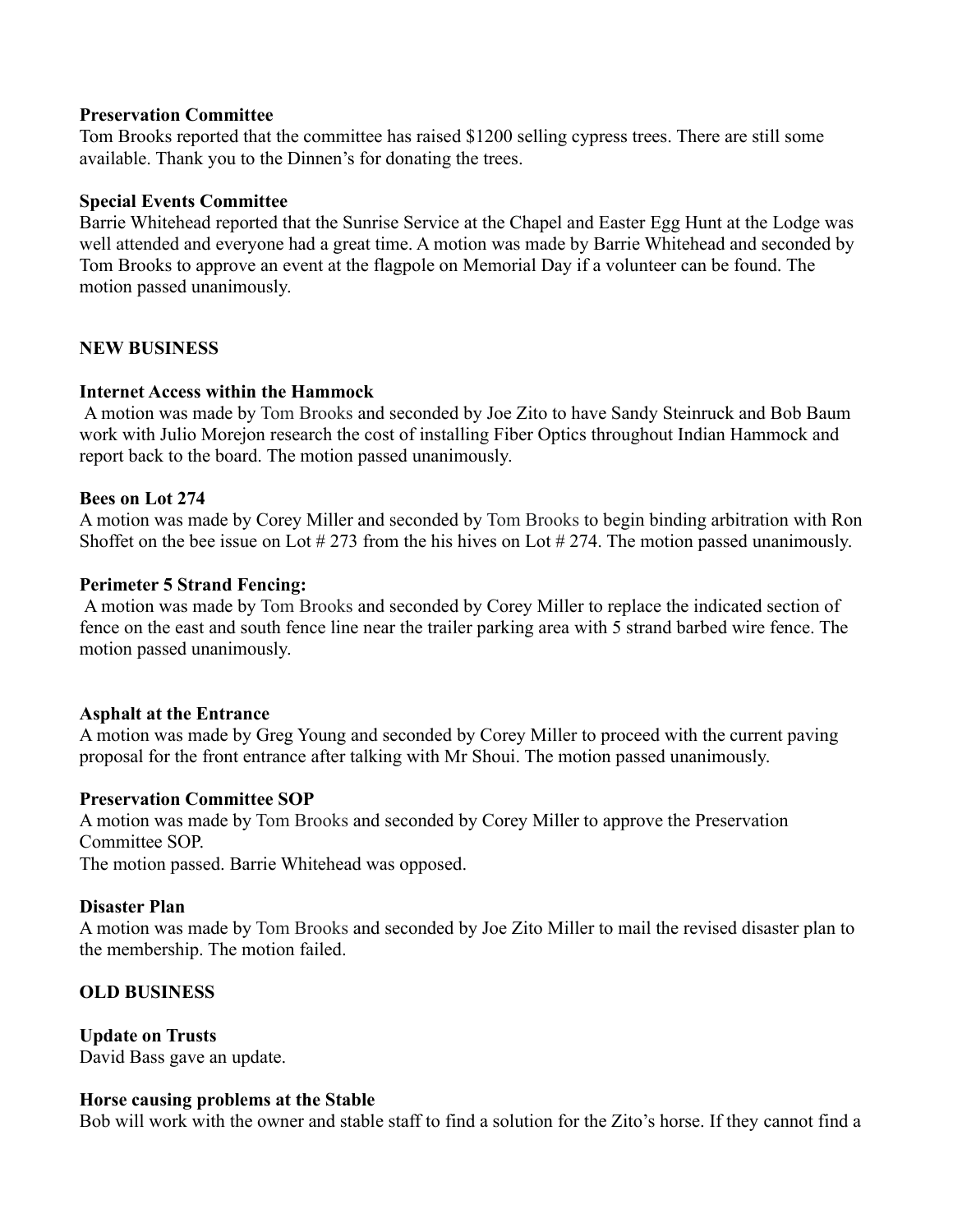**Preservation Committee**

Tom Brooks reported that the committee has raised $1200 selling cypress trees. There are still some available. Thank you to the Dinnen's for donating the trees.

**Special Events Committee**

Barrie Whitehead reported that the Sunrise Service at the Chapel and Easter Egg Hunt at the Lodge was well attended and everyone had a great time. A motion was made by Barrie Whitehead and seconded by Tom Brooks to approve an event at the flagpole on Memorial Day if a volunteer can be found. The motion passed unanimously.

**NEW BUSINESS**

**Internet Access within the Hammock**

A motion was made by Tom Brooks and seconded by Joe Zito to have Sandy Steinruck and Bob Baum work with Julio Morejon research the cost of installing Fiber Optics throughout Indian Hammock and report back to the board. The motion passed unanimously.

**Bees on Lot 274**

A motion was made by Corey Miller and seconded by Tom Brooks to begin binding arbitration with Ron Shoffet on the bee issue on Lot # 273 from the his hives on Lot # 274. The motion passed unanimously.

**Perimeter 5 Strand Fencing:**

A motion was made by Tom Brooks and seconded by Corey Miller to replace the indicated section of fence on the east and south fence line near the trailer parking area with 5 strand barbed wire fence. The motion passed unanimously.

**Asphalt at the Entrance**

A motion was made by Greg Young and seconded by Corey Miller to proceed with the current paving proposal for the front entrance after talking with Mr Shoui. The motion passed unanimously.

**Preservation Committee SOP**

A motion was made by Tom Brooks and seconded by Corey Miller to approve the Preservation Committee SOP.
The motion passed. Barrie Whitehead was opposed.

**Disaster Plan**

A motion was made by Tom Brooks and seconded by Joe Zito Miller to mail the revised disaster plan to the membership. The motion failed.

**OLD BUSINESS**

**Update on Trusts**

David Bass gave an update.

**Horse causing problems at the Stable**

Bob will work with the owner and stable staff to find a solution for the Zito's horse. If they cannot find a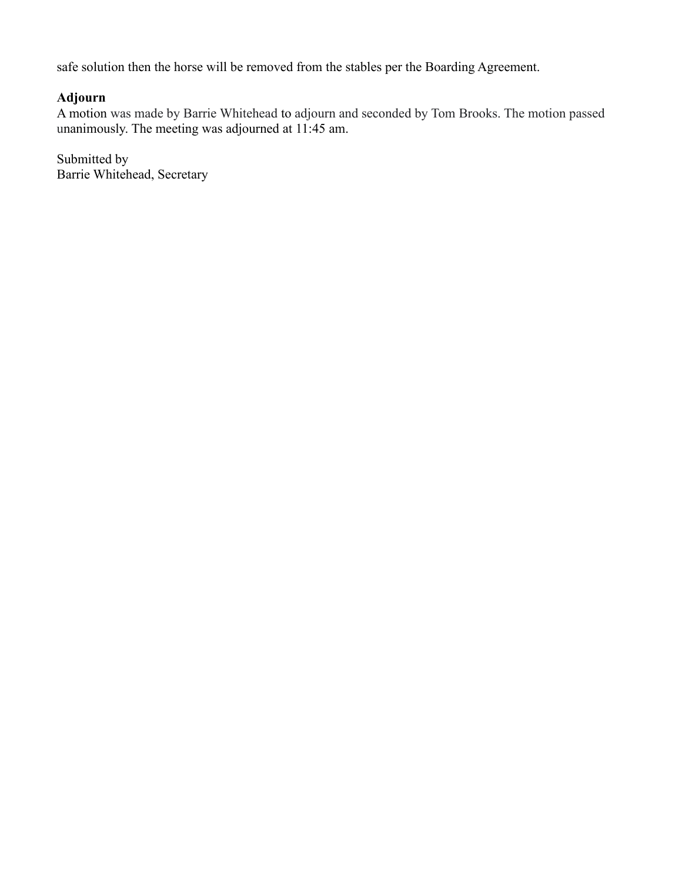safe solution then the horse will be removed from the stables per the Boarding Agreement.

**Adjourn**

A motion was made by Barrie Whitehead to adjourn and seconded by Tom Brooks. The motion passed unanimously. The meeting was adjourned at 11:45 am.

Submitted by
Barrie Whitehead, Secretary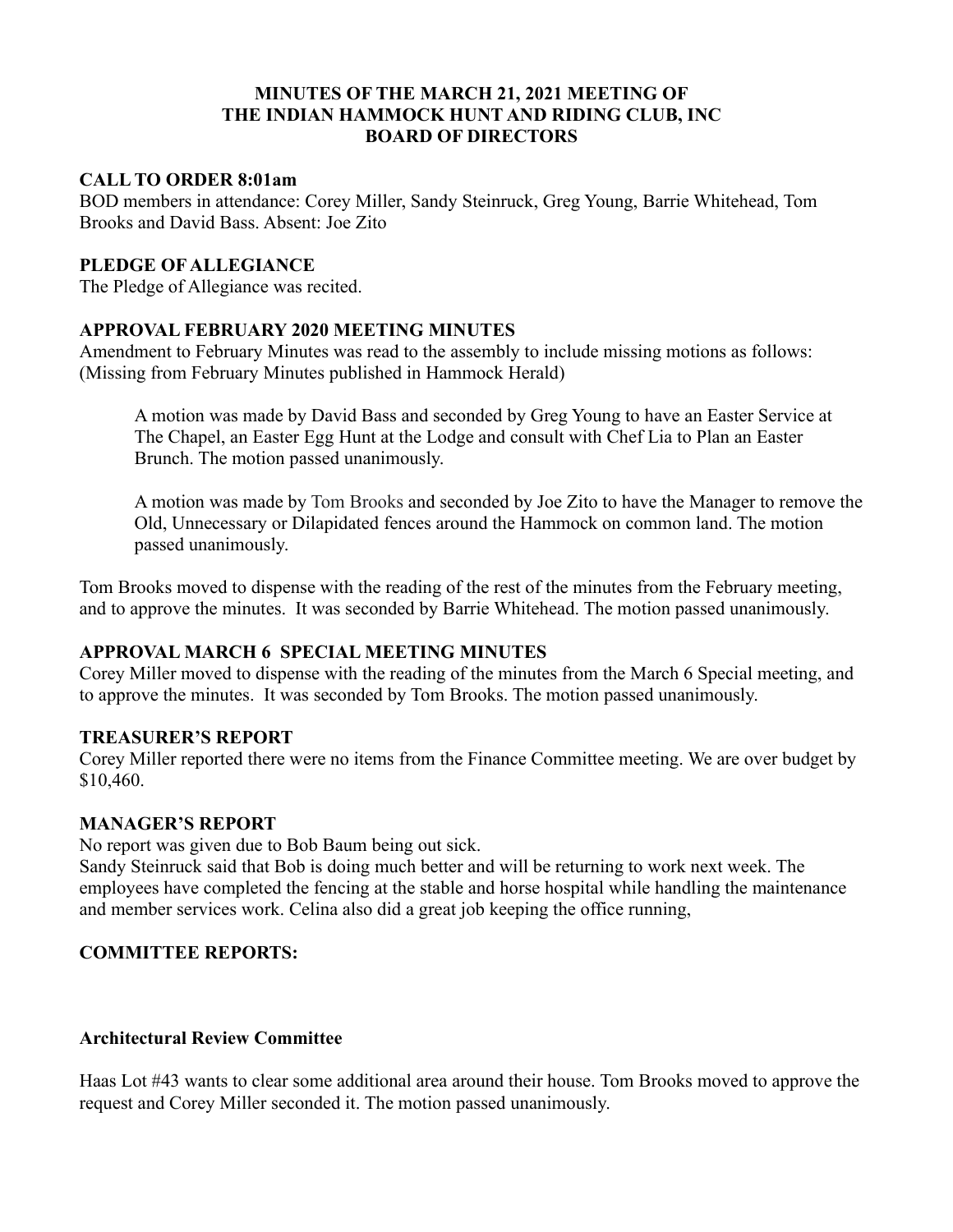# MINUTES OF THE MARCH 21, 2021 MEETING OF THE INDIAN HAMMOCK HUNT AND RIDING CLUB, INC BOARD OF DIRECTORS

## CALL TO ORDER 8:01am

BOD members in attendance: Corey Miller, Sandy Steinruck, Greg Young, Barrie Whitehead, Tom Brooks and David Bass. Absent: Joe Zito

## PLEDGE OF ALLEGIANCE

The Pledge of Allegiance was recited.

## APPROVAL FEBRUARY 2020 MEETING MINUTES

Amendment to February Minutes was read to the assembly to include missing motions as follows: (Missing from February Minutes published in Hammock Herald)

> A motion was made by David Bass and seconded by Greg Young to have an Easter Service at The Chapel, an Easter Egg Hunt at the Lodge and consult with Chef Lia to Plan an Easter Brunch. The motion passed unanimously.
>
> A motion was made by Tom Brooks and seconded by Joe Zito to have the Manager to remove the Old, Unnecessary or Dilapidated fences around the Hammock on common land. The motion passed unanimously.

Tom Brooks moved to dispense with the reading of the rest of the minutes from the February meeting, and to approve the minutes. It was seconded by Barrie Whitehead. The motion passed unanimously.

## APPROVAL MARCH 6 SPECIAL MEETING MINUTES

Corey Miller moved to dispense with the reading of the minutes from the March 6 Special meeting, and to approve the minutes. It was seconded by Tom Brooks. The motion passed unanimously.

## TREASURER'S REPORT

Corey Miller reported there were no items from the Finance Committee meeting. We are over budget by $10,460.

## MANAGER'S REPORT

No report was given due to Bob Baum being out sick.

Sandy Steinruck said that Bob is doing much better and will be returning to work next week. The employees have completed the fencing at the stable and horse hospital while handling the maintenance and member services work. Celina also did a great job keeping the office running,

## COMMITTEE REPORTS:

### Architectural Review Committee

Haas Lot #43 wants to clear some additional area around their house. Tom Brooks moved to approve the request and Corey Miller seconded it. The motion passed unanimously.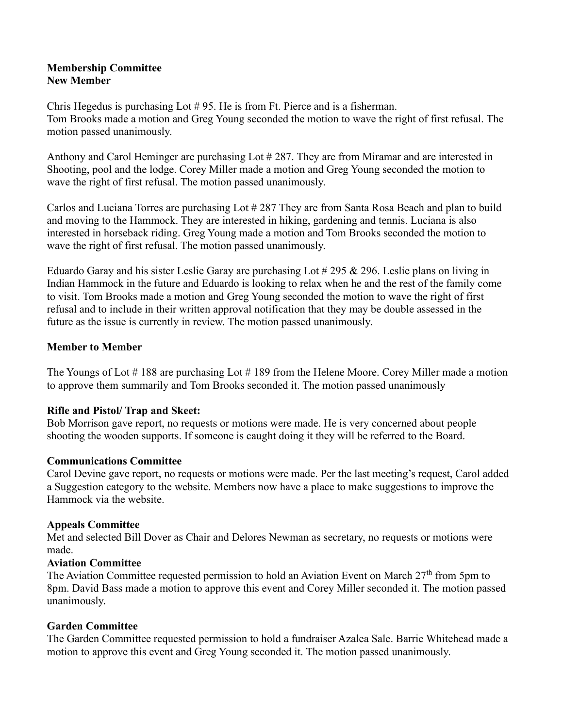**Membership Committee**
**New Member**

Chris Hegedus is purchasing Lot # 95. He is from Ft. Pierce and is a fisherman.
Tom Brooks made a motion and Greg Young seconded the motion to wave the right of first refusal. The motion passed unanimously.

Anthony and Carol Heminger are purchasing Lot # 287. They are from Miramar and are interested in Shooting, pool and the lodge. Corey Miller made a motion and Greg Young seconded the motion to wave the right of first refusal. The motion passed unanimously.

Carlos and Luciana Torres are purchasing Lot # 287 They are from Santa Rosa Beach and plan to build and moving to the Hammock. They are interested in hiking, gardening and tennis. Luciana is also interested in horseback riding. Greg Young made a motion and Tom Brooks seconded the motion to wave the right of first refusal. The motion passed unanimously.

Eduardo Garay and his sister Leslie Garay are purchasing Lot # 295 & 296. Leslie plans on living in Indian Hammock in the future and Eduardo is looking to relax when he and the rest of the family come to visit. Tom Brooks made a motion and Greg Young seconded the motion to wave the right of first refusal and to include in their written approval notification that they may be double assessed in the future as the issue is currently in review. The motion passed unanimously.

**Member to Member**

The Youngs of Lot # 188 are purchasing Lot # 189 from the Helene Moore. Corey Miller made a motion to approve them summarily and Tom Brooks seconded it. The motion passed unanimously

**Rifle and Pistol/ Trap and Skeet:**
Bob Morrison gave report, no requests or motions were made. He is very concerned about people shooting the wooden supports. If someone is caught doing it they will be referred to the Board.

**Communications Committee**
Carol Devine gave report, no requests or motions were made. Per the last meeting's request, Carol added a Suggestion category to the website. Members now have a place to make suggestions to improve the Hammock via the website.

**Appeals Committee**
Met and selected Bill Dover as Chair and Delores Newman as secretary, no requests or motions were made.

**Aviation Committee**
The Aviation Committee requested permission to hold an Aviation Event on March 27th from 5pm to 8pm. David Bass made a motion to approve this event and Corey Miller seconded it. The motion passed unanimously.

**Garden Committee**
The Garden Committee requested permission to hold a fundraiser Azalea Sale. Barrie Whitehead made a motion to approve this event and Greg Young seconded it. The motion passed unanimously.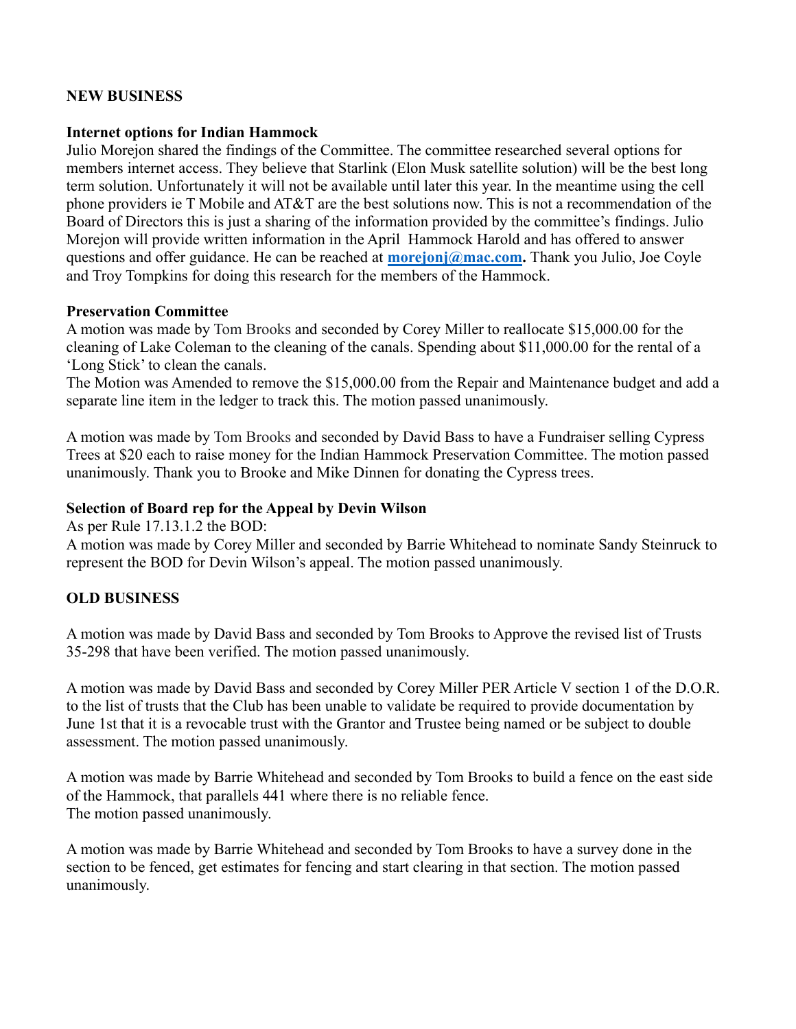## NEW BUSINESS

### Internet options for Indian Hammock

Julio Morejon shared the findings of the Committee. The committee researched several options for members internet access. They believe that Starlink (Elon Musk satellite solution) will be the best long term solution. Unfortunately it will not be available until later this year. In the meantime using the cell phone providers ie T Mobile and AT&T are the best solutions now. This is not a recommendation of the Board of Directors this is just a sharing of the information provided by the committee's findings. Julio Morejon will provide written information in the April Hammock Harold and has offered to answer questions and offer guidance. He can be reached at **morejonj@mac.com.** Thank you Julio, Joe Coyle and Troy Tompkins for doing this research for the members of the Hammock.

### Preservation Committee

A motion was made by Tom Brooks and seconded by Corey Miller to reallocate $15,000.00 for the cleaning of Lake Coleman to the cleaning of the canals. Spending about $11,000.00 for the rental of a 'Long Stick' to clean the canals.
The Motion was Amended to remove the $15,000.00 from the Repair and Maintenance budget and add a separate line item in the ledger to track this. The motion passed unanimously.

A motion was made by Tom Brooks and seconded by David Bass to have a Fundraiser selling Cypress Trees at $20 each to raise money for the Indian Hammock Preservation Committee. The motion passed unanimously. Thank you to Brooke and Mike Dinnen for donating the Cypress trees.

### Selection of Board rep for the Appeal by Devin Wilson

As per Rule 17.13.1.2 the BOD:
A motion was made by Corey Miller and seconded by Barrie Whitehead to nominate Sandy Steinruck to represent the BOD for Devin Wilson's appeal. The motion passed unanimously.

## OLD BUSINESS

A motion was made by David Bass and seconded by Tom Brooks to Approve the revised list of Trusts 35-298 that have been verified. The motion passed unanimously.

A motion was made by David Bass and seconded by Corey Miller PER Article V section 1 of the D.O.R. to the list of trusts that the Club has been unable to validate be required to provide documentation by June 1st that it is a revocable trust with the Grantor and Trustee being named or be subject to double assessment. The motion passed unanimously.

A motion was made by Barrie Whitehead and seconded by Tom Brooks to build a fence on the east side of the Hammock, that parallels 441 where there is no reliable fence.
The motion passed unanimously.

A motion was made by Barrie Whitehead and seconded by Tom Brooks to have a survey done in the section to be fenced, get estimates for fencing and start clearing in that section. The motion passed unanimously.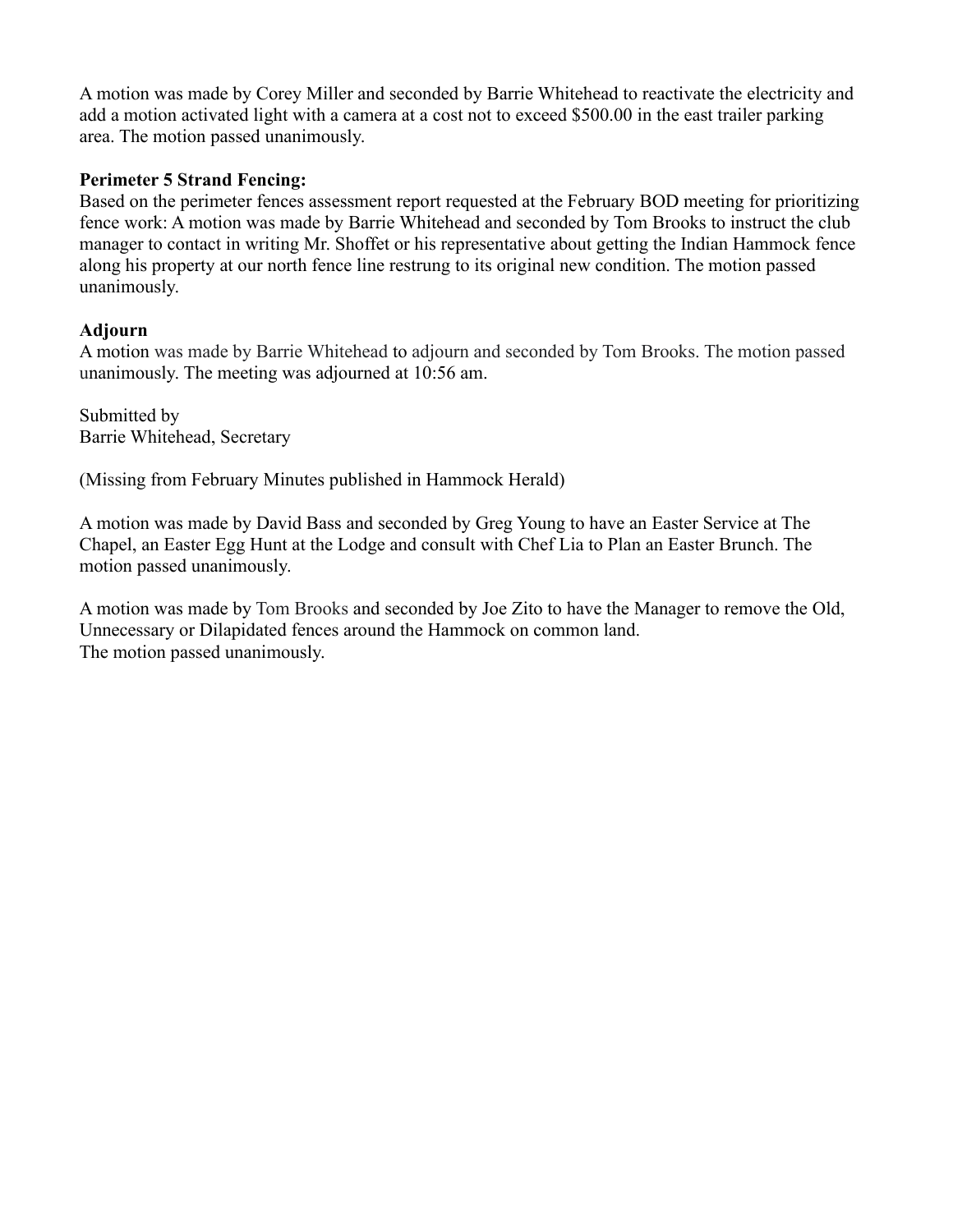A motion was made by Corey Miller and seconded by Barrie Whitehead to reactivate the electricity and add a motion activated light with a camera at a cost not to exceed $500.00 in the east trailer parking area. The motion passed unanimously.

**Perimeter 5 Strand Fencing:**

Based on the perimeter fences assessment report requested at the February BOD meeting for prioritizing fence work: A motion was made by Barrie Whitehead and seconded by Tom Brooks to instruct the club manager to contact in writing Mr. Shoffet or his representative about getting the Indian Hammock fence along his property at our north fence line restrung to its original new condition. The motion passed unanimously.

**Adjourn**

A motion was made by Barrie Whitehead to adjourn and seconded by Tom Brooks. The motion passed unanimously. The meeting was adjourned at 10:56 am.

Submitted by
Barrie Whitehead, Secretary

(Missing from February Minutes published in Hammock Herald)

A motion was made by David Bass and seconded by Greg Young to have an Easter Service at The Chapel, an Easter Egg Hunt at the Lodge and consult with Chef Lia to Plan an Easter Brunch. The motion passed unanimously.

A motion was made by Tom Brooks and seconded by Joe Zito to have the Manager to remove the Old, Unnecessary or Dilapidated fences around the Hammock on common land.
The motion passed unanimously.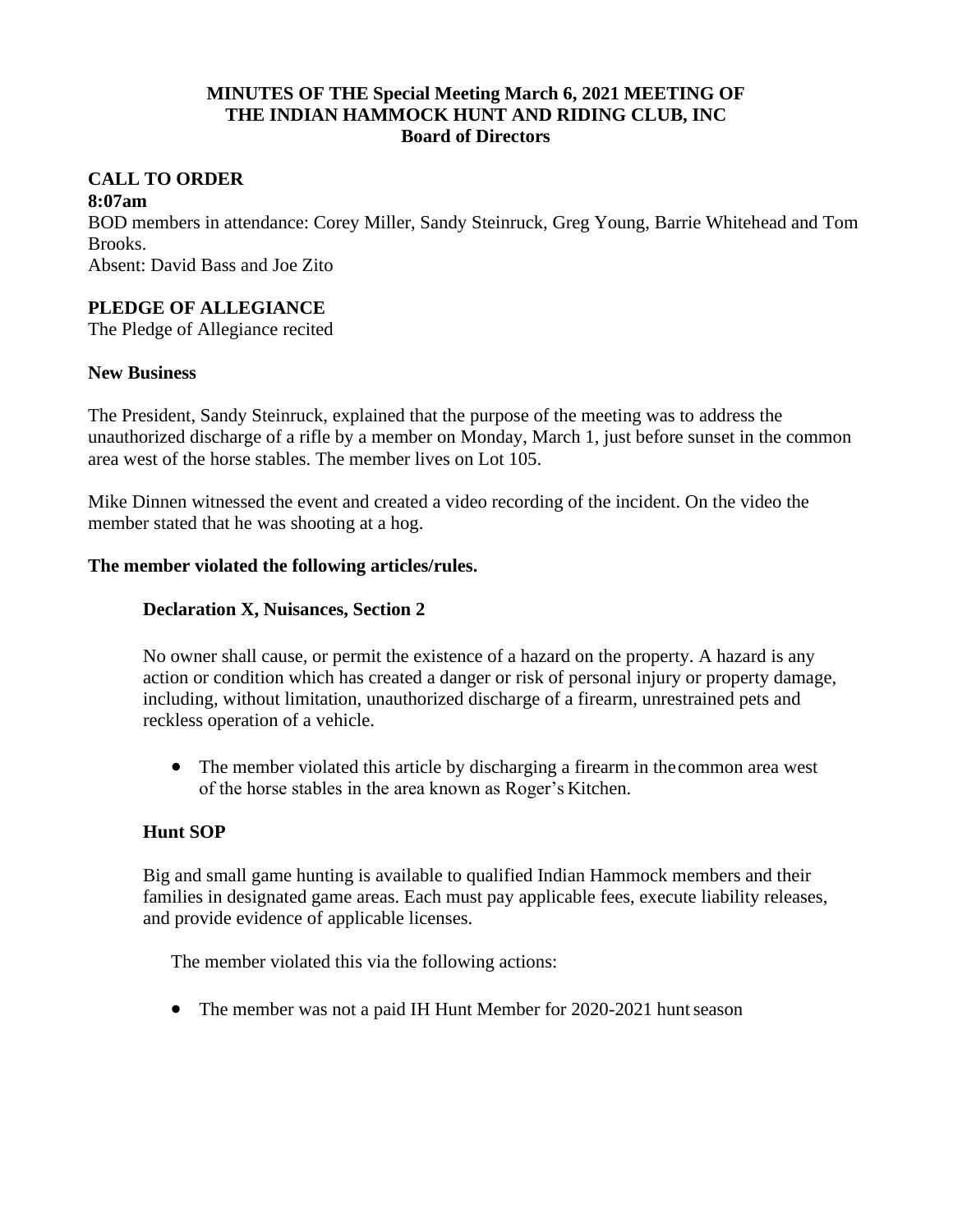**MINUTES OF THE Special Meeting March 6, 2021 MEETING OF THE INDIAN HAMMOCK HUNT AND RIDING CLUB, INC Board of Directors**

## CALL TO ORDER

**8:07am**

BOD members in attendance: Corey Miller, Sandy Steinruck, Greg Young, Barrie Whitehead and Tom Brooks.

Absent: David Bass and Joe Zito

## PLEDGE OF ALLEGIANCE

The Pledge of Allegiance recited

### New Business

The President, Sandy Steinruck, explained that the purpose of the meeting was to address the unauthorized discharge of a rifle by a member on Monday, March 1, just before sunset in the common area west of the horse stables. The member lives on Lot 105.

Mike Dinnen witnessed the event and created a video recording of the incident. On the video the member stated that he was shooting at a hog.

**The member violated the following articles/rules.**

**Declaration X, Nuisances, Section 2**

No owner shall cause, or permit the existence of a hazard on the property. A hazard is any action or condition which has created a danger or risk of personal injury or property damage, including, without limitation, unauthorized discharge of a firearm, unrestrained pets and reckless operation of a vehicle.

- The member violated this article by discharging a firearm in the common area west of the horse stables in the area known as Roger's Kitchen.

**Hunt SOP**

Big and small game hunting is available to qualified Indian Hammock members and their families in designated game areas. Each must pay applicable fees, execute liability releases, and provide evidence of applicable licenses.

The member violated this via the following actions:

- The member was not a paid IH Hunt Member for 2020-2021 hunt season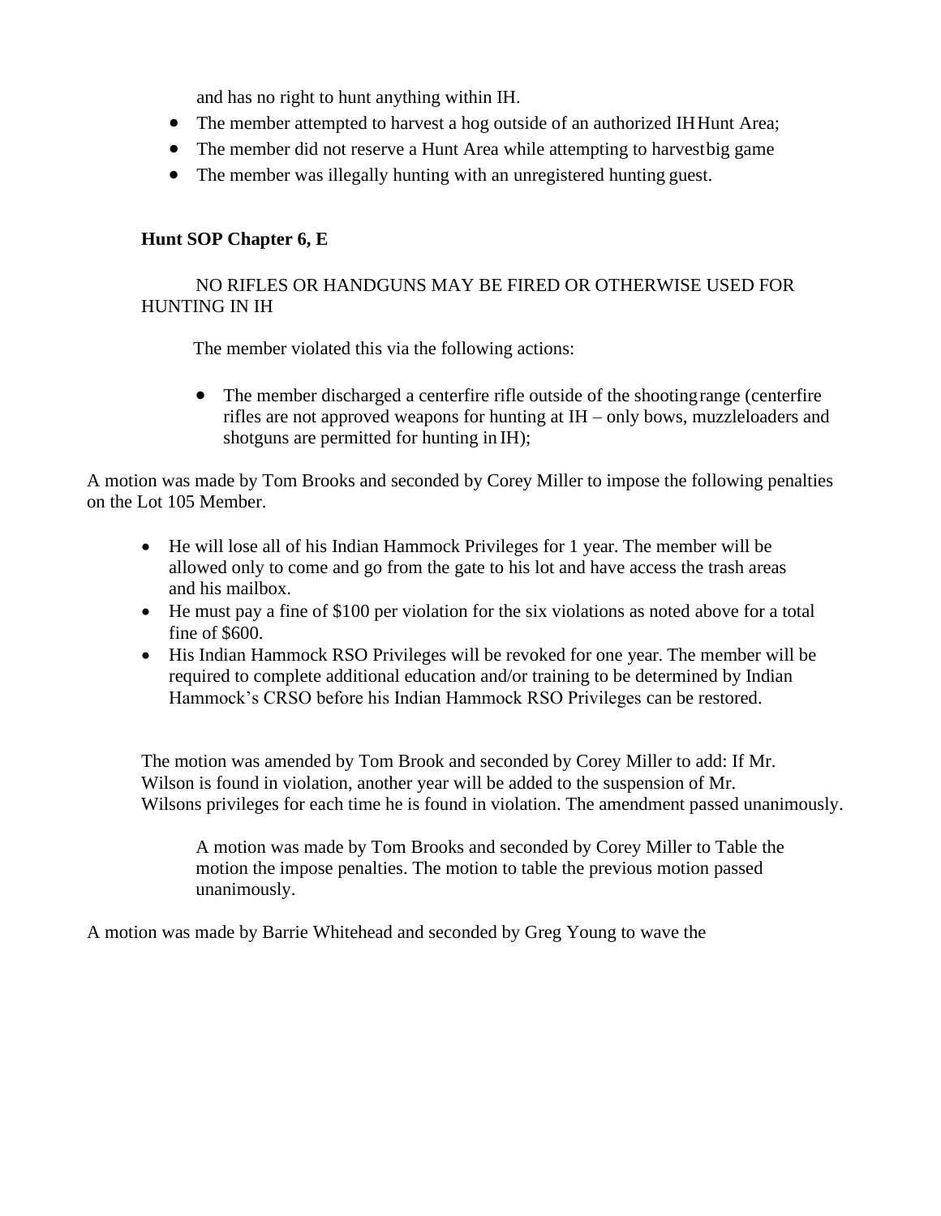and has no right to hunt anything within IH.

- The member attempted to harvest a hog outside of an authorized IH Hunt Area;
- The member did not reserve a Hunt Area while attempting to harvest big game
- The member was illegally hunting with an unregistered hunting guest.

**Hunt SOP Chapter 6, E**

NO RIFLES OR HANDGUNS MAY BE FIRED OR OTHERWISE USED FOR HUNTING IN IH

The member violated this via the following actions:

- The member discharged a centerfire rifle outside of the shooting range (centerfire rifles are not approved weapons for hunting at IH – only bows, muzzleloaders and shotguns are permitted for hunting in IH);

A motion was made by Tom Brooks and seconded by Corey Miller to impose the following penalties on the Lot 105 Member.

- He will lose all of his Indian Hammock Privileges for 1 year. The member will be allowed only to come and go from the gate to his lot and have access the trash areas and his mailbox.
- He must pay a fine of $100 per violation for the six violations as noted above for a total fine of $600.
- His Indian Hammock RSO Privileges will be revoked for one year. The member will be required to complete additional education and/or training to be determined by Indian Hammock's CRSO before his Indian Hammock RSO Privileges can be restored.

The motion was amended by Tom Brook and seconded by Corey Miller to add: If Mr. Wilson is found in violation, another year will be added to the suspension of Mr. Wilsons privileges for each time he is found in violation. The amendment passed unanimously.

A motion was made by Tom Brooks and seconded by Corey Miller to Table the motion the impose penalties. The motion to table the previous motion passed unanimously.

A motion was made by Barrie Whitehead and seconded by Greg Young to wave the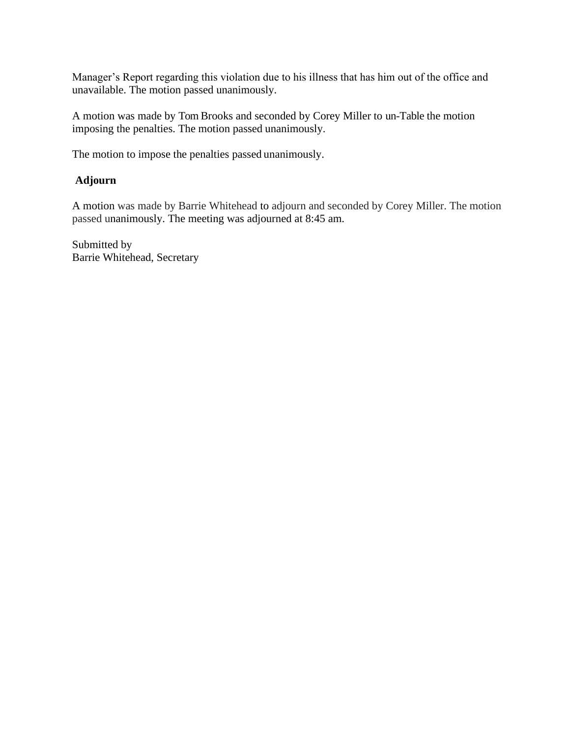Manager's Report regarding this violation due to his illness that has him out of the office and unavailable. The motion passed unanimously.

A motion was made by Tom Brooks and seconded by Corey Miller to un-Table the motion imposing the penalties. The motion passed unanimously.

The motion to impose the penalties passed unanimously.

**Adjourn**

A motion was made by Barrie Whitehead to adjourn and seconded by Corey Miller. The motion passed unanimously. The meeting was adjourned at 8:45 am.

Submitted by
Barrie Whitehead, Secretary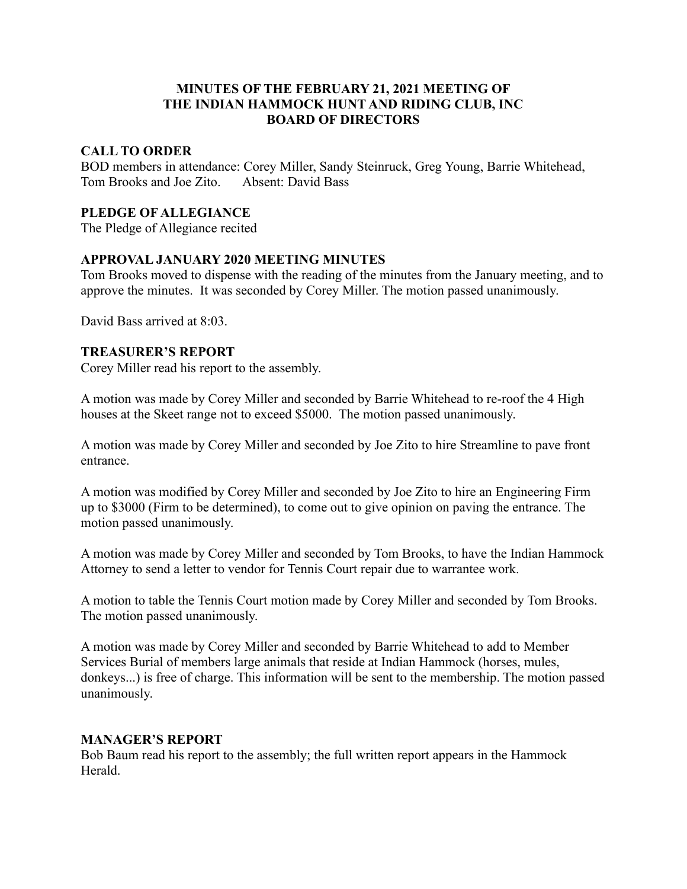# MINUTES OF THE FEBRUARY 21, 2021 MEETING OF THE INDIAN HAMMOCK HUNT AND RIDING CLUB, INC BOARD OF DIRECTORS

## CALL TO ORDER

BOD members in attendance: Corey Miller, Sandy Steinruck, Greg Young, Barrie Whitehead, Tom Brooks and Joe Zito. Absent: David Bass

## PLEDGE OF ALLEGIANCE

The Pledge of Allegiance recited

## APPROVAL JANUARY 2020 MEETING MINUTES

Tom Brooks moved to dispense with the reading of the minutes from the January meeting, and to approve the minutes. It was seconded by Corey Miller. The motion passed unanimously.

David Bass arrived at 8:03.

## TREASURER'S REPORT

Corey Miller read his report to the assembly.

A motion was made by Corey Miller and seconded by Barrie Whitehead to re-roof the 4 High houses at the Skeet range not to exceed $5000. The motion passed unanimously.

A motion was made by Corey Miller and seconded by Joe Zito to hire Streamline to pave front entrance.

A motion was modified by Corey Miller and seconded by Joe Zito to hire an Engineering Firm up to $3000 (Firm to be determined), to come out to give opinion on paving the entrance. The motion passed unanimously.

A motion was made by Corey Miller and seconded by Tom Brooks, to have the Indian Hammock Attorney to send a letter to vendor for Tennis Court repair due to warrantee work.

A motion to table the Tennis Court motion made by Corey Miller and seconded by Tom Brooks. The motion passed unanimously.

A motion was made by Corey Miller and seconded by Barrie Whitehead to add to Member Services Burial of members large animals that reside at Indian Hammock (horses, mules, donkeys...) is free of charge. This information will be sent to the membership. The motion passed unanimously.

## MANAGER'S REPORT

Bob Baum read his report to the assembly; the full written report appears in the Hammock Herald.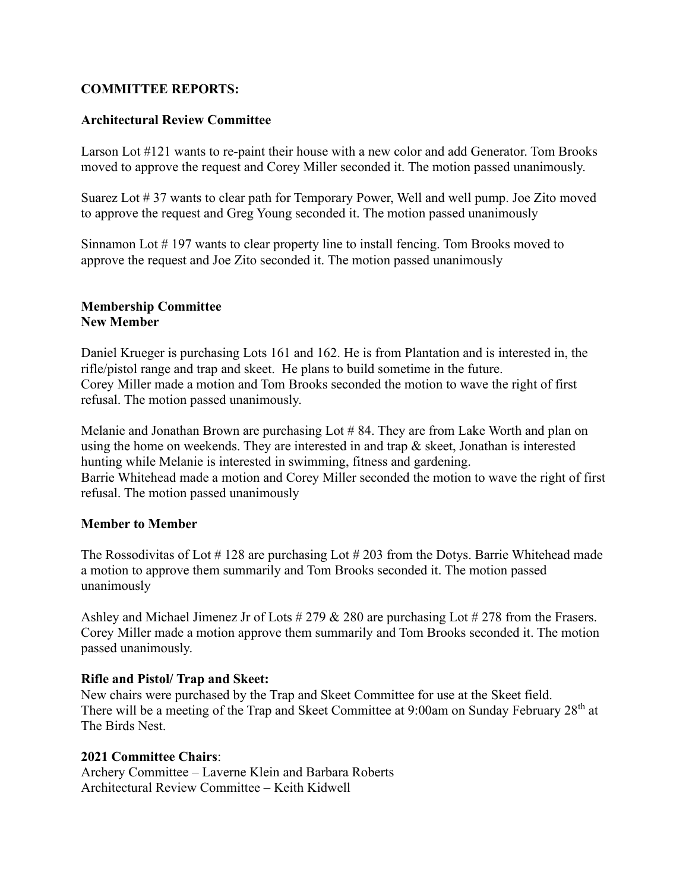**COMMITTEE REPORTS:**

**Architectural Review Committee**

Larson Lot #121 wants to re-paint their house with a new color and add Generator. Tom Brooks moved to approve the request and Corey Miller seconded it. The motion passed unanimously.

Suarez Lot # 37 wants to clear path for Temporary Power, Well and well pump. Joe Zito moved to approve the request and Greg Young seconded it. The motion passed unanimously

Sinnamon Lot # 197 wants to clear property line to install fencing. Tom Brooks moved to approve the request and Joe Zito seconded it. The motion passed unanimously

**Membership Committee**
**New Member**

Daniel Krueger is purchasing Lots 161 and 162. He is from Plantation and is interested in, the rifle/pistol range and trap and skeet. He plans to build sometime in the future.
Corey Miller made a motion and Tom Brooks seconded the motion to wave the right of first refusal. The motion passed unanimously.

Melanie and Jonathan Brown are purchasing Lot # 84. They are from Lake Worth and plan on using the home on weekends. They are interested in and trap & skeet, Jonathan is interested hunting while Melanie is interested in swimming, fitness and gardening.
Barrie Whitehead made a motion and Corey Miller seconded the motion to wave the right of first refusal. The motion passed unanimously

**Member to Member**

The Rossodivitas of Lot # 128 are purchasing Lot # 203 from the Dotys. Barrie Whitehead made a motion to approve them summarily and Tom Brooks seconded it. The motion passed unanimously

Ashley and Michael Jimenez Jr of Lots # 279 & 280 are purchasing Lot # 278 from the Frasers. Corey Miller made a motion approve them summarily and Tom Brooks seconded it. The motion passed unanimously.

**Rifle and Pistol/ Trap and Skeet:**
New chairs were purchased by the Trap and Skeet Committee for use at the Skeet field.
There will be a meeting of the Trap and Skeet Committee at 9:00am on Sunday February 28th at The Birds Nest.

**2021 Committee Chairs**:
Archery Committee – Laverne Klein and Barbara Roberts
Architectural Review Committee – Keith Kidwell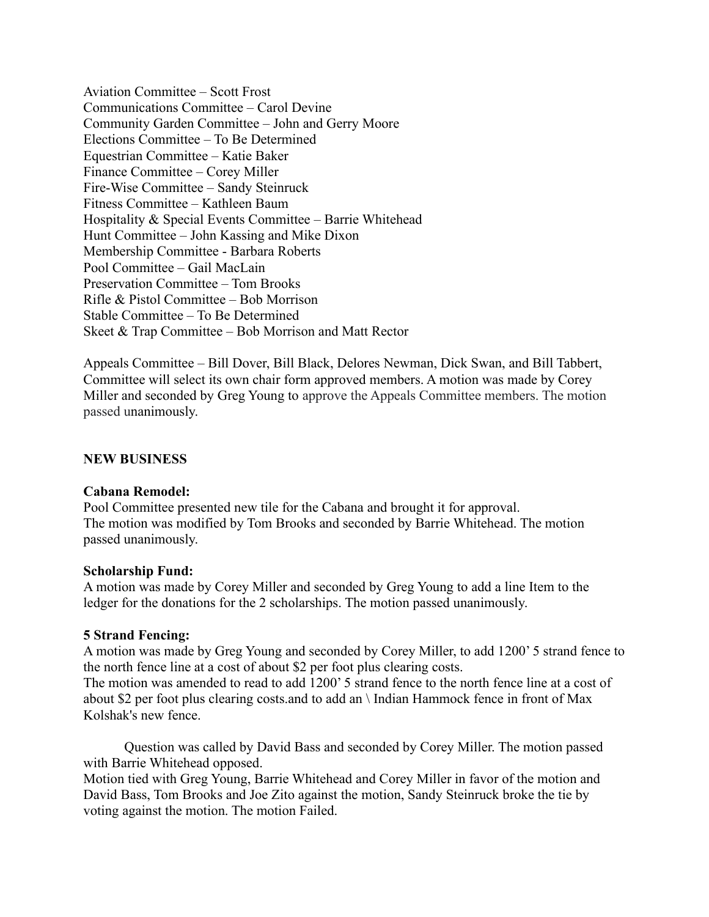Aviation Committee – Scott Frost
Communications Committee – Carol Devine
Community Garden Committee – John and Gerry Moore
Elections Committee – To Be Determined
Equestrian Committee – Katie Baker
Finance Committee – Corey Miller
Fire-Wise Committee – Sandy Steinruck
Fitness Committee – Kathleen Baum
Hospitality & Special Events Committee – Barrie Whitehead
Hunt Committee – John Kassing and Mike Dixon
Membership Committee - Barbara Roberts
Pool Committee – Gail MacLain
Preservation Committee – Tom Brooks
Rifle & Pistol Committee – Bob Morrison
Stable Committee – To Be Determined
Skeet & Trap Committee – Bob Morrison and Matt Rector

Appeals Committee – Bill Dover, Bill Black, Delores Newman, Dick Swan, and Bill Tabbert, Committee will select its own chair form approved members. A motion was made by Corey Miller and seconded by Greg Young to approve the Appeals Committee members. The motion passed unanimously.

**NEW BUSINESS**

**Cabana Remodel:**
Pool Committee presented new tile for the Cabana and brought it for approval.
The motion was modified by Tom Brooks and seconded by Barrie Whitehead. The motion passed unanimously.

**Scholarship Fund:**
A motion was made by Corey Miller and seconded by Greg Young to add a line Item to the ledger for the donations for the 2 scholarships. The motion passed unanimously.

**5 Strand Fencing:**
A motion was made by Greg Young and seconded by Corey Miller, to add 1200' 5 strand fence to the north fence line at a cost of about $2 per foot plus clearing costs.
The motion was amended to read to add 1200' 5 strand fence to the north fence line at a cost of about $2 per foot plus clearing costs.and to add an \ Indian Hammock fence in front of Max Kolshak's new fence.

Question was called by David Bass and seconded by Corey Miller. The motion passed with Barrie Whitehead opposed.
Motion tied with Greg Young, Barrie Whitehead and Corey Miller in favor of the motion and David Bass, Tom Brooks and Joe Zito against the motion, Sandy Steinruck broke the tie by voting against the motion. The motion Failed.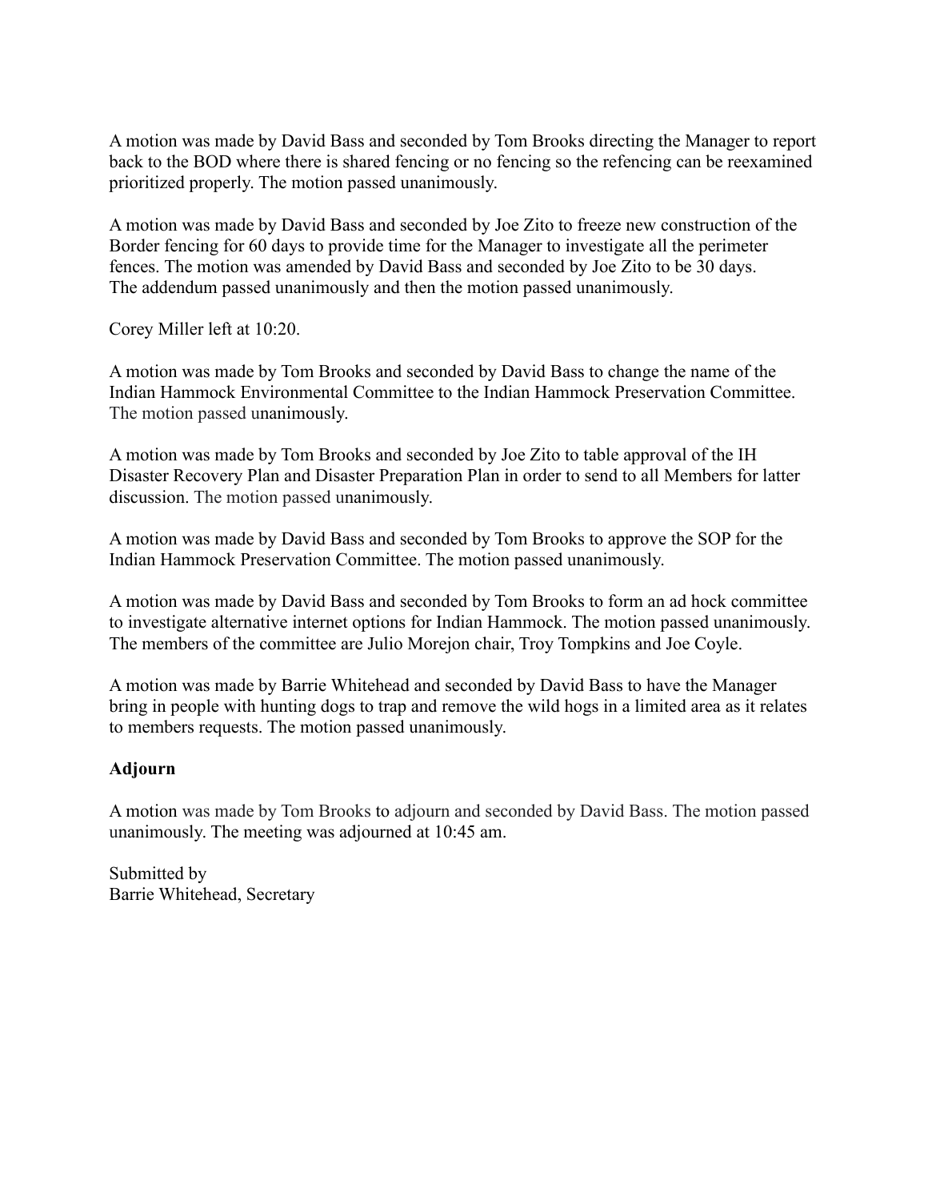A motion was made by David Bass and seconded by Tom Brooks directing the Manager to report back to the BOD where there is shared fencing or no fencing so the refencing can be reexamined prioritized properly. The motion passed unanimously.

A motion was made by David Bass and seconded by Joe Zito to freeze new construction of the Border fencing for 60 days to provide time for the Manager to investigate all the perimeter fences. The motion was amended by David Bass and seconded by Joe Zito to be 30 days. The addendum passed unanimously and then the motion passed unanimously.

Corey Miller left at 10:20.

A motion was made by Tom Brooks and seconded by David Bass to change the name of the Indian Hammock Environmental Committee to the Indian Hammock Preservation Committee. The motion passed unanimously.

A motion was made by Tom Brooks and seconded by Joe Zito to table approval of the IH Disaster Recovery Plan and Disaster Preparation Plan in order to send to all Members for latter discussion. The motion passed unanimously.

A motion was made by David Bass and seconded by Tom Brooks to approve the SOP for the Indian Hammock Preservation Committee. The motion passed unanimously.

A motion was made by David Bass and seconded by Tom Brooks to form an ad hock committee to investigate alternative internet options for Indian Hammock. The motion passed unanimously. The members of the committee are Julio Morejon chair, Troy Tompkins and Joe Coyle.

A motion was made by Barrie Whitehead and seconded by David Bass to have the Manager bring in people with hunting dogs to trap and remove the wild hogs in a limited area as it relates to members requests. The motion passed unanimously.

**Adjourn**

A motion was made by Tom Brooks to adjourn and seconded by David Bass. The motion passed unanimously. The meeting was adjourned at 10:45 am.

Submitted by
Barrie Whitehead, Secretary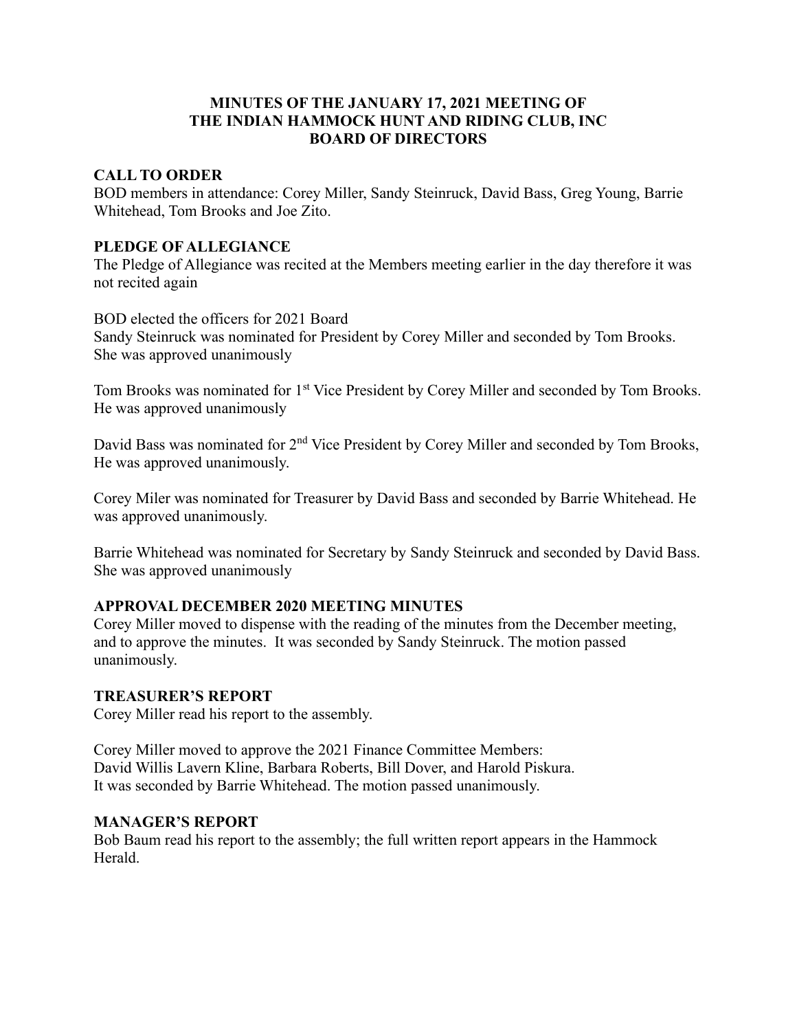# MINUTES OF THE JANUARY 17, 2021 MEETING OF THE INDIAN HAMMOCK HUNT AND RIDING CLUB, INC BOARD OF DIRECTORS

## CALL TO ORDER

BOD members in attendance: Corey Miller, Sandy Steinruck, David Bass, Greg Young, Barrie Whitehead, Tom Brooks and Joe Zito.

## PLEDGE OF ALLEGIANCE

The Pledge of Allegiance was recited at the Members meeting earlier in the day therefore it was not recited again

BOD elected the officers for 2021 Board
Sandy Steinruck was nominated for President by Corey Miller and seconded by Tom Brooks. She was approved unanimously

Tom Brooks was nominated for 1st Vice President by Corey Miller and seconded by Tom Brooks. He was approved unanimously

David Bass was nominated for 2nd Vice President by Corey Miller and seconded by Tom Brooks, He was approved unanimously.

Corey Miler was nominated for Treasurer by David Bass and seconded by Barrie Whitehead. He was approved unanimously.

Barrie Whitehead was nominated for Secretary by Sandy Steinruck and seconded by David Bass. She was approved unanimously

## APPROVAL DECEMBER 2020 MEETING MINUTES

Corey Miller moved to dispense with the reading of the minutes from the December meeting, and to approve the minutes. It was seconded by Sandy Steinruck. The motion passed unanimously.

## TREASURER'S REPORT

Corey Miller read his report to the assembly.

Corey Miller moved to approve the 2021 Finance Committee Members:
David Willis Lavern Kline, Barbara Roberts, Bill Dover, and Harold Piskura.
It was seconded by Barrie Whitehead. The motion passed unanimously.

## MANAGER'S REPORT

Bob Baum read his report to the assembly; the full written report appears in the Hammock Herald.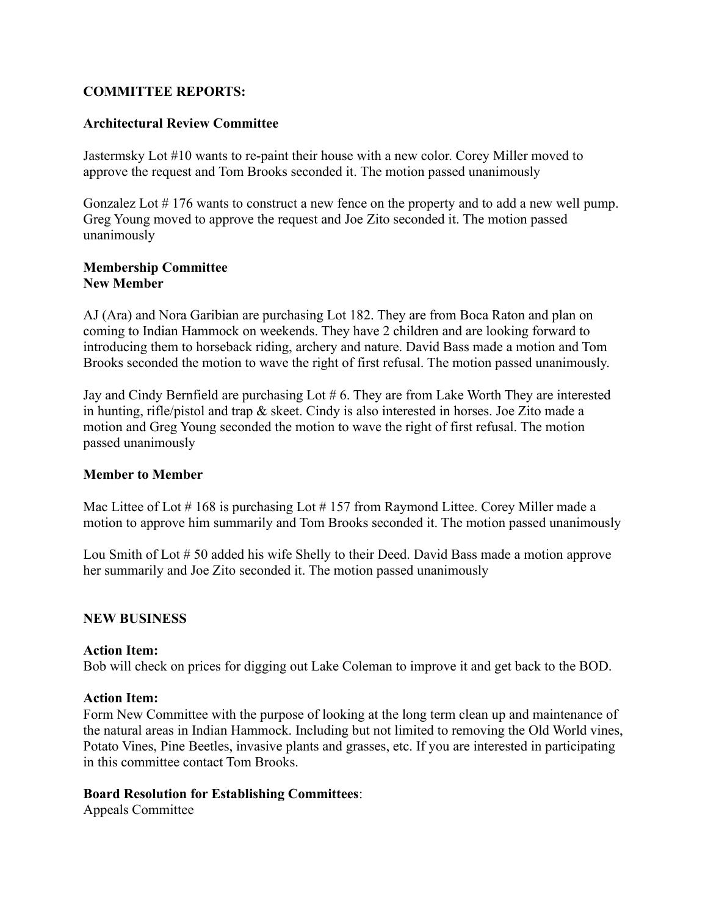**COMMITTEE REPORTS:**

**Architectural Review Committee**

Jastermsky Lot #10 wants to re-paint their house with a new color. Corey Miller moved to approve the request and Tom Brooks seconded it. The motion passed unanimously

Gonzalez Lot # 176 wants to construct a new fence on the property and to add a new well pump. Greg Young moved to approve the request and Joe Zito seconded it. The motion passed unanimously

**Membership Committee**
**New Member**

AJ (Ara) and Nora Garibian are purchasing Lot 182. They are from Boca Raton and plan on coming to Indian Hammock on weekends. They have 2 children and are looking forward to introducing them to horseback riding, archery and nature. David Bass made a motion and Tom Brooks seconded the motion to wave the right of first refusal. The motion passed unanimously.

Jay and Cindy Bernfield are purchasing Lot # 6. They are from Lake Worth They are interested in hunting, rifle/pistol and trap & skeet. Cindy is also interested in horses. Joe Zito made a motion and Greg Young seconded the motion to wave the right of first refusal. The motion passed unanimously

**Member to Member**

Mac Littee of Lot # 168 is purchasing Lot # 157 from Raymond Littee. Corey Miller made a motion to approve him summarily and Tom Brooks seconded it. The motion passed unanimously

Lou Smith of Lot # 50 added his wife Shelly to their Deed. David Bass made a motion approve her summarily and Joe Zito seconded it. The motion passed unanimously

**NEW BUSINESS**

**Action Item:**
Bob will check on prices for digging out Lake Coleman to improve it and get back to the BOD.

**Action Item:**
Form New Committee with the purpose of looking at the long term clean up and maintenance of the natural areas in Indian Hammock. Including but not limited to removing the Old World vines, Potato Vines, Pine Beetles, invasive plants and grasses, etc. If you are interested in participating in this committee contact Tom Brooks.

**Board Resolution for Establishing Committees**:
Appeals Committee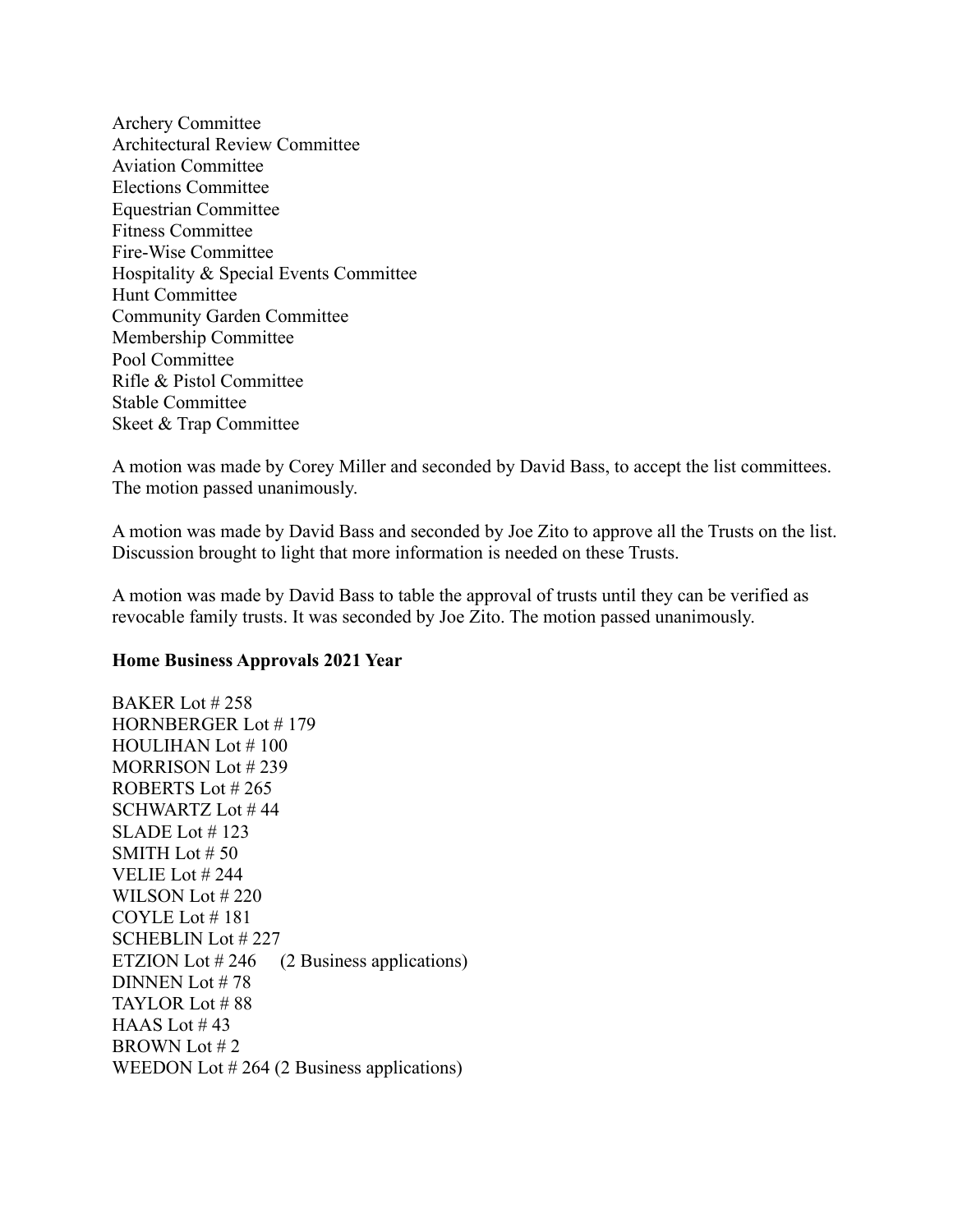Archery Committee
Architectural Review Committee
Aviation Committee
Elections Committee
Equestrian Committee
Fitness Committee
Fire-Wise Committee
Hospitality & Special Events Committee
Hunt Committee
Community Garden Committee
Membership Committee
Pool Committee
Rifle & Pistol Committee
Stable Committee
Skeet & Trap Committee

A motion was made by Corey Miller and seconded by David Bass, to accept the list committees. The motion passed unanimously.

A motion was made by David Bass and seconded by Joe Zito to approve all the Trusts on the list. Discussion brought to light that more information is needed on these Trusts.

A motion was made by David Bass to table the approval of trusts until they can be verified as revocable family trusts. It was seconded by Joe Zito. The motion passed unanimously.

**Home Business Approvals 2021 Year**

BAKER Lot # 258
HORNBERGER Lot # 179
HOULIHAN Lot # 100
MORRISON Lot # 239
ROBERTS Lot # 265
SCHWARTZ Lot # 44
SLADE Lot # 123
SMITH Lot # 50
VELIE Lot # 244
WILSON Lot # 220
COYLE Lot # 181
SCHEBLIN Lot # 227
ETZION Lot # 246 (2 Business applications)
DINNEN Lot # 78
TAYLOR Lot # 88
HAAS Lot # 43
BROWN Lot # 2
WEEDON Lot # 264 (2 Business applications)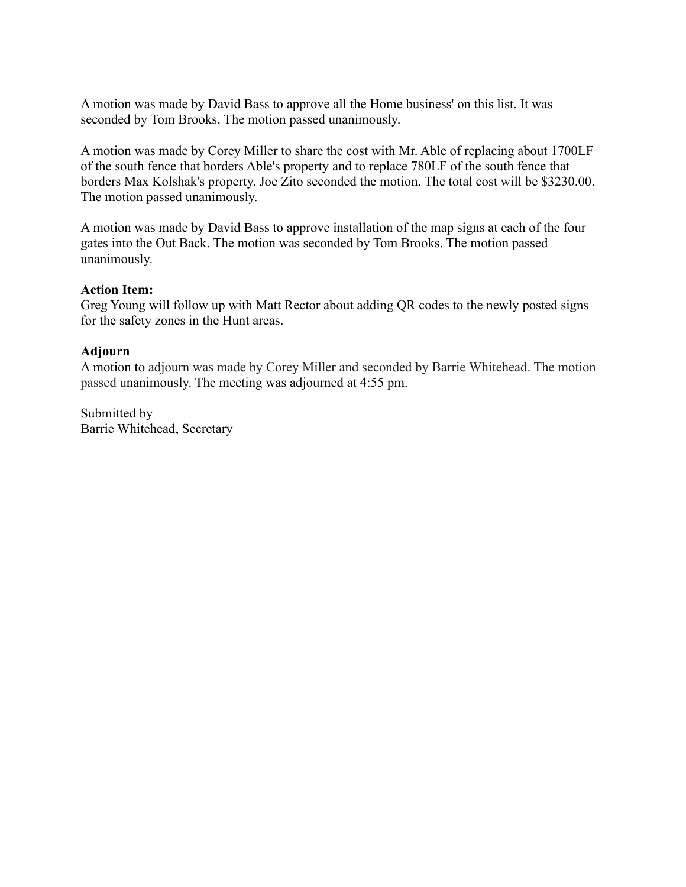A motion was made by David Bass to approve all the Home business' on this list. It was seconded by Tom Brooks. The motion passed unanimously.

A motion was made by Corey Miller to share the cost with Mr. Able of replacing about 1700LF of the south fence that borders Able's property and to replace 780LF of the south fence that borders Max Kolshak's property. Joe Zito seconded the motion. The total cost will be $3230.00. The motion passed unanimously.

A motion was made by David Bass to approve installation of the map signs at each of the four gates into the Out Back. The motion was seconded by Tom Brooks. The motion passed unanimously.

**Action Item:**
Greg Young will follow up with Matt Rector about adding QR codes to the newly posted signs for the safety zones in the Hunt areas.

**Adjourn**
A motion to adjourn was made by Corey Miller and seconded by Barrie Whitehead. The motion passed unanimously. The meeting was adjourned at 4:55 pm.

Submitted by
Barrie Whitehead, Secretary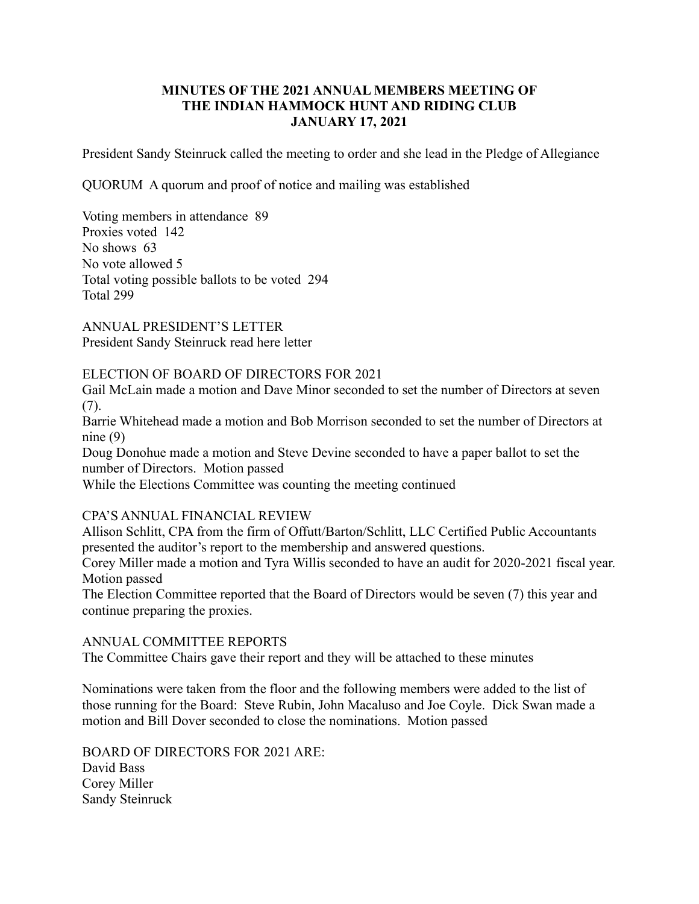**MINUTES OF THE 2021 ANNUAL MEMBERS MEETING OF THE INDIAN HAMMOCK HUNT AND RIDING CLUB JANUARY 17, 2021**

President Sandy Steinruck called the meeting to order and she lead in the Pledge of Allegiance

QUORUM A quorum and proof of notice and mailing was established

Voting members in attendance 89
Proxies voted 142
No shows 63
No vote allowed 5
Total voting possible ballots to be voted 294
Total 299

ANNUAL PRESIDENT'S LETTER
President Sandy Steinruck read here letter

ELECTION OF BOARD OF DIRECTORS FOR 2021
Gail McLain made a motion and Dave Minor seconded to set the number of Directors at seven (7).
Barrie Whitehead made a motion and Bob Morrison seconded to set the number of Directors at nine (9)
Doug Donohue made a motion and Steve Devine seconded to have a paper ballot to set the number of Directors. Motion passed
While the Elections Committee was counting the meeting continued

CPA'S ANNUAL FINANCIAL REVIEW
Allison Schlitt, CPA from the firm of Offutt/Barton/Schlitt, LLC Certified Public Accountants presented the auditor's report to the membership and answered questions.
Corey Miller made a motion and Tyra Willis seconded to have an audit for 2020-2021 fiscal year. Motion passed
The Election Committee reported that the Board of Directors would be seven (7) this year and continue preparing the proxies.

ANNUAL COMMITTEE REPORTS
The Committee Chairs gave their report and they will be attached to these minutes

Nominations were taken from the floor and the following members were added to the list of those running for the Board: Steve Rubin, John Macaluso and Joe Coyle. Dick Swan made a motion and Bill Dover seconded to close the nominations. Motion passed

BOARD OF DIRECTORS FOR 2021 ARE:
David Bass
Corey Miller
Sandy Steinruck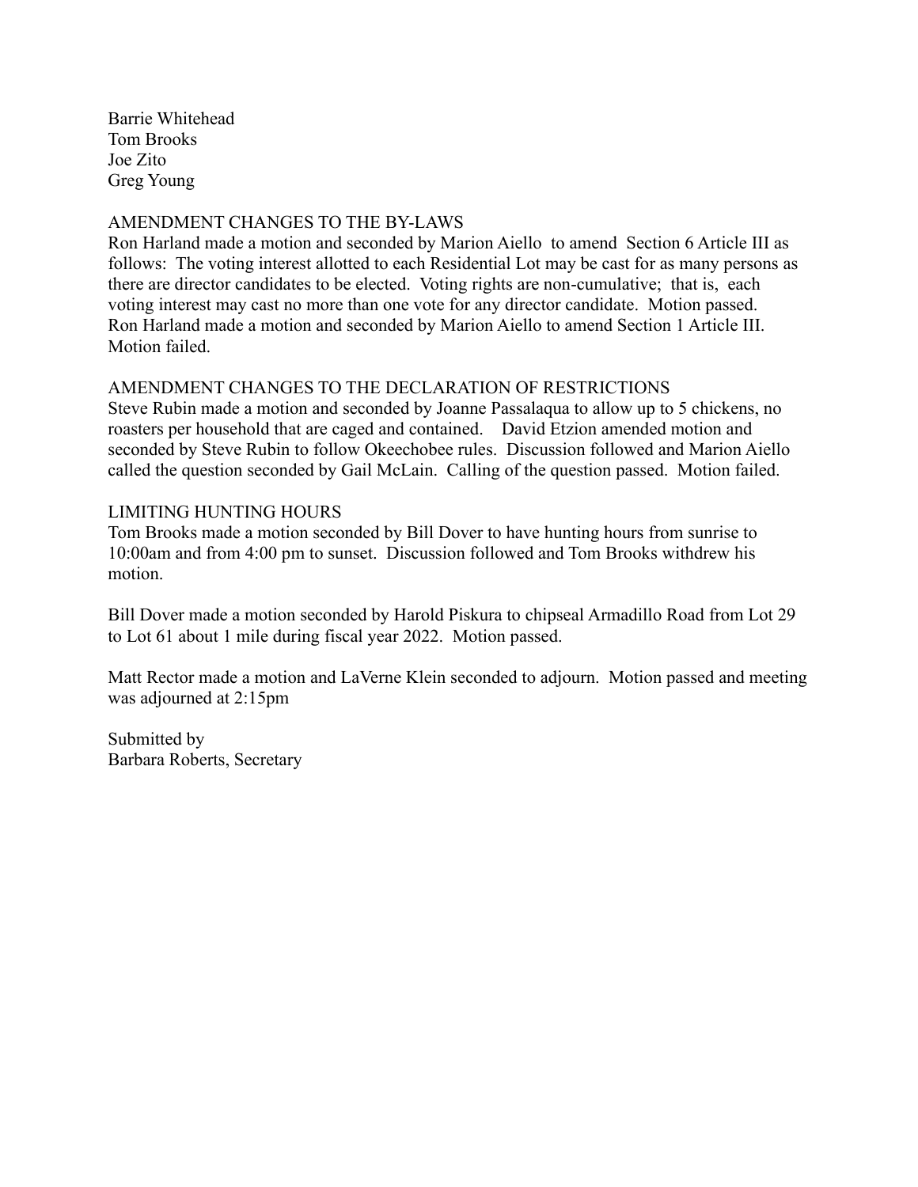Barrie Whitehead
Tom Brooks
Joe Zito
Greg Young

AMENDMENT CHANGES TO THE BY-LAWS

Ron Harland made a motion and seconded by Marion Aiello to amend Section 6 Article III as follows: The voting interest allotted to each Residential Lot may be cast for as many persons as there are director candidates to be elected. Voting rights are non-cumulative; that is, each voting interest may cast no more than one vote for any director candidate. Motion passed.
Ron Harland made a motion and seconded by Marion Aiello to amend Section 1 Article III. Motion failed.

AMENDMENT CHANGES TO THE DECLARATION OF RESTRICTIONS

Steve Rubin made a motion and seconded by Joanne Passalaqua to allow up to 5 chickens, no roasters per household that are caged and contained. David Etzion amended motion and seconded by Steve Rubin to follow Okeechobee rules. Discussion followed and Marion Aiello called the question seconded by Gail McLain. Calling of the question passed. Motion failed.

LIMITING HUNTING HOURS

Tom Brooks made a motion seconded by Bill Dover to have hunting hours from sunrise to 10:00am and from 4:00 pm to sunset. Discussion followed and Tom Brooks withdrew his motion.

Bill Dover made a motion seconded by Harold Piskura to chipseal Armadillo Road from Lot 29 to Lot 61 about 1 mile during fiscal year 2022. Motion passed.

Matt Rector made a motion and LaVerne Klein seconded to adjourn. Motion passed and meeting was adjourned at 2:15pm

Submitted by
Barbara Roberts, Secretary